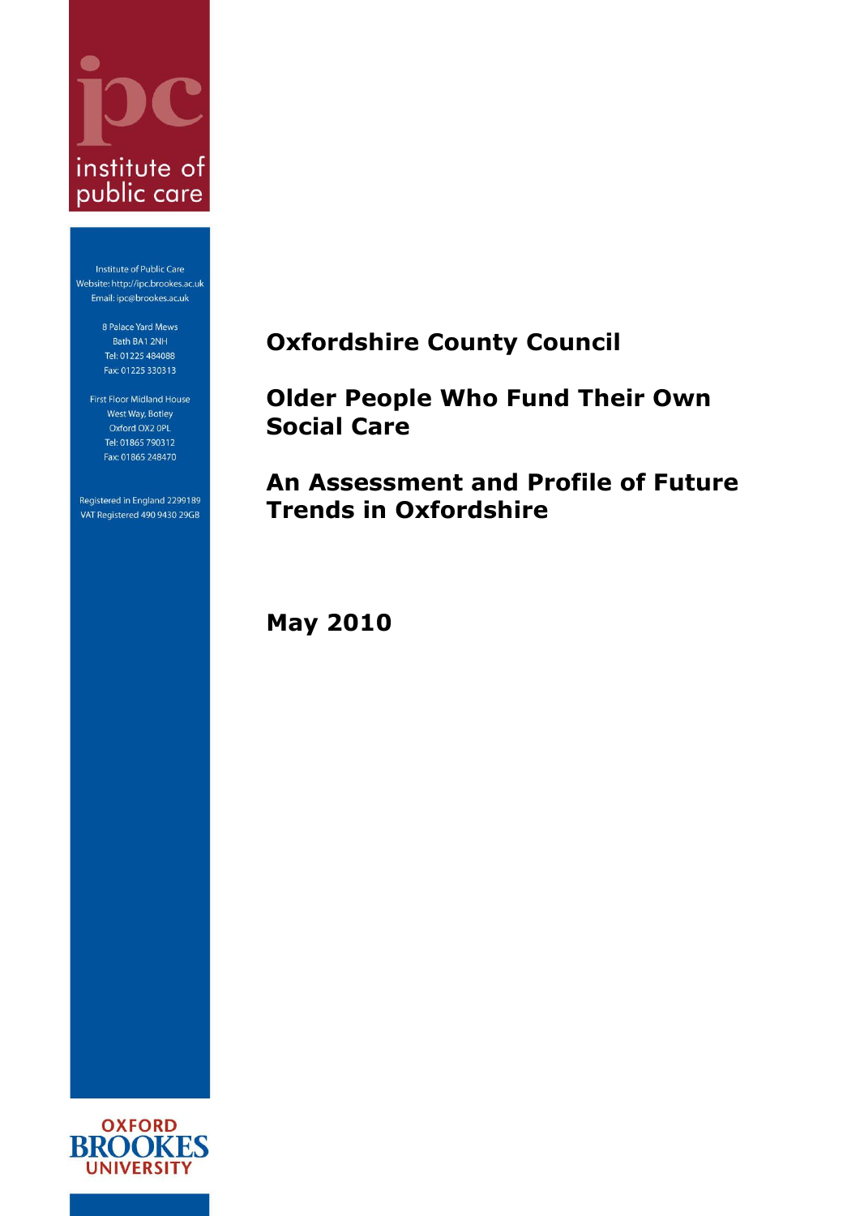institute of public care

Institute of Public Care
Website: http://ipc.brookes.ac.uk
Email: ipc@brookes.ac.uk

8 Palace Yard Mews
Bath BA1 2NH
Tel: 01225 484088
Fax: 01225 330313

First Floor Midland House
West Way, Botley
Oxford OX2 0PL
Tel: 01865 790312
Fax: 01865 248470

Registered in England 2299189
VAT Registered 490 9430 29GB

# Oxfordshire County Council

# Older People Who Fund Their Own Social Care

# An Assessment and Profile of Future Trends in Oxfordshire

**May 2010**

OXFORD BROOKES UNIVERSITY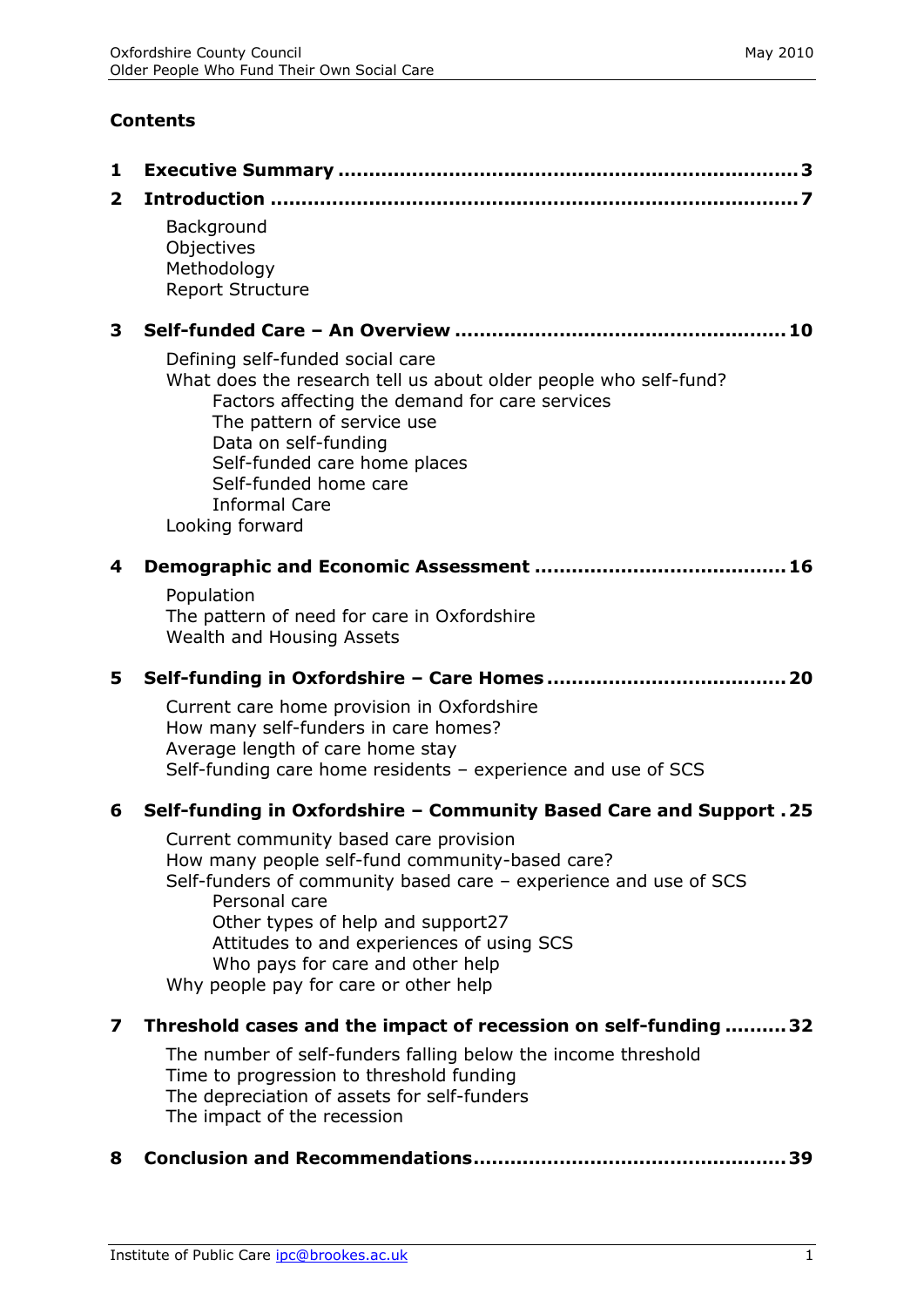**Contents**

**1 Executive Summary ........................................................................ 3**

**2 Introduction ................................................................................... 7**

- Background
- Objectives
- Methodology
- Report Structure

**3 Self-funded Care – An Overview .................................................... 10**

- Defining self-funded social care
- What does the research tell us about older people who self-fund?
  - Factors affecting the demand for care services
  - The pattern of service use
  - Data on self-funding
  - Self-funded care home places
  - Self-funded home care
  - Informal Care
- Looking forward

**4 Demographic and Economic Assessment ....................................... 16**

- Population
- The pattern of need for care in Oxfordshire
- Wealth and Housing Assets

**5 Self-funding in Oxfordshire – Care Homes ..................................... 20**

- Current care home provision in Oxfordshire
- How many self-funders in care homes?
- Average length of care home stay
- Self-funding care home residents – experience and use of SCS

**6 Self-funding in Oxfordshire – Community Based Care and Support . 25**

- Current community based care provision
- How many people self-fund community-based care?
- Self-funders of community based care – experience and use of SCS
  - Personal care
  - Other types of help and support27
  - Attitudes to and experiences of using SCS
  - Who pays for care and other help
- Why people pay for care or other help

**7 Threshold cases and the impact of recession on self-funding .......... 32**

- The number of self-funders falling below the income threshold
- Time to progression to threshold funding
- The depreciation of assets for self-funders
- The impact of the recession

**8 Conclusion and Recommendations.................................................. 39**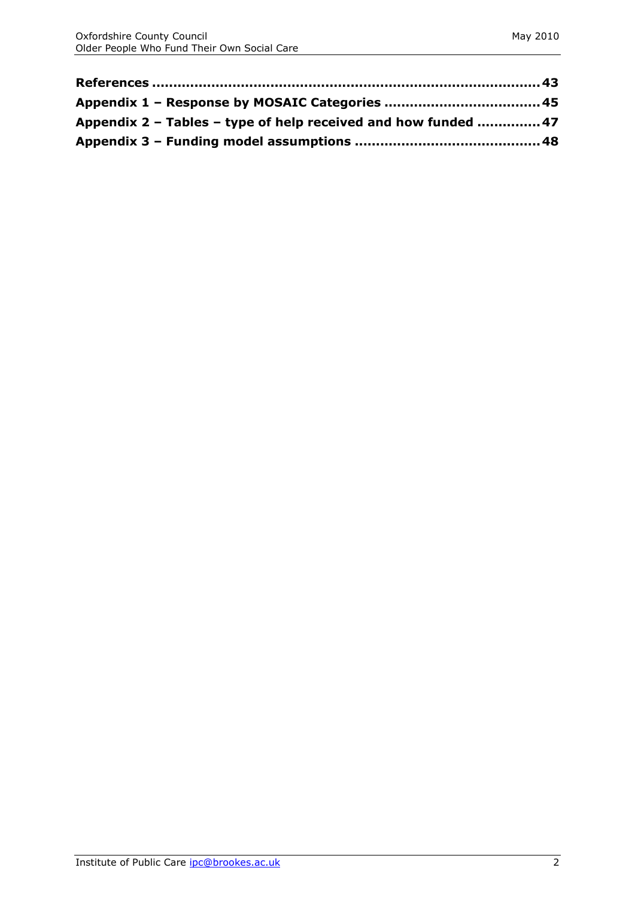**References ........................................................................................ 43**

**Appendix 1 – Response by MOSAIC Categories .................................... 45**

**Appendix 2 – Tables – type of help received and how funded .............. 47**

**Appendix 3 – Funding model assumptions ........................................... 48**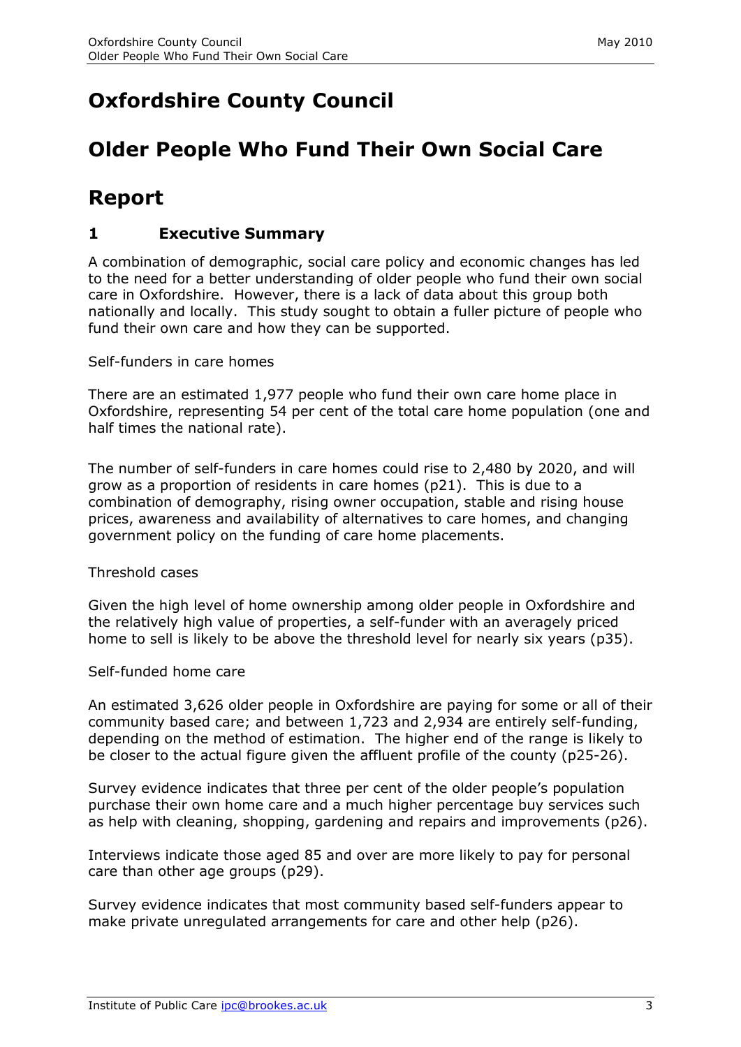# Oxfordshire County Council

# Older People Who Fund Their Own Social Care

# Report

## 1 Executive Summary

A combination of demographic, social care policy and economic changes has led to the need for a better understanding of older people who fund their own social care in Oxfordshire. However, there is a lack of data about this group both nationally and locally. This study sought to obtain a fuller picture of people who fund their own care and how they can be supported.

Self-funders in care homes

There are an estimated 1,977 people who fund their own care home place in Oxfordshire, representing 54 per cent of the total care home population (one and half times the national rate).

The number of self-funders in care homes could rise to 2,480 by 2020, and will grow as a proportion of residents in care homes (p21). This is due to a combination of demography, rising owner occupation, stable and rising house prices, awareness and availability of alternatives to care homes, and changing government policy on the funding of care home placements.

Threshold cases

Given the high level of home ownership among older people in Oxfordshire and the relatively high value of properties, a self-funder with an averagely priced home to sell is likely to be above the threshold level for nearly six years (p35).

Self-funded home care

An estimated 3,626 older people in Oxfordshire are paying for some or all of their community based care; and between 1,723 and 2,934 are entirely self-funding, depending on the method of estimation. The higher end of the range is likely to be closer to the actual figure given the affluent profile of the county (p25-26).

Survey evidence indicates that three per cent of the older people's population purchase their own home care and a much higher percentage buy services such as help with cleaning, shopping, gardening and repairs and improvements (p26).

Interviews indicate those aged 85 and over are more likely to pay for personal care than other age groups (p29).

Survey evidence indicates that most community based self-funders appear to make private unregulated arrangements for care and other help (p26).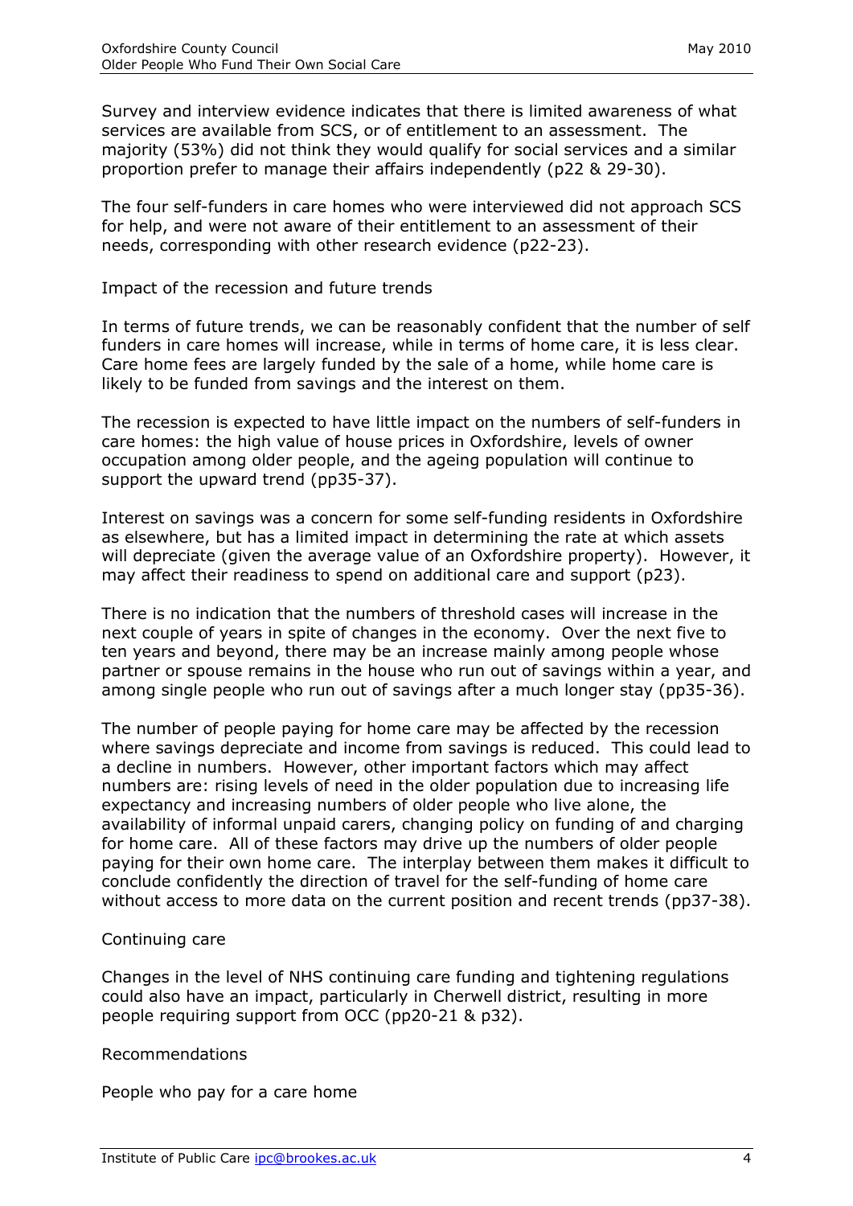Survey and interview evidence indicates that there is limited awareness of what services are available from SCS, or of entitlement to an assessment. The majority (53%) did not think they would qualify for social services and a similar proportion prefer to manage their affairs independently (p22 & 29-30).

The four self-funders in care homes who were interviewed did not approach SCS for help, and were not aware of their entitlement to an assessment of their needs, corresponding with other research evidence (p22-23).

### Impact of the recession and future trends

In terms of future trends, we can be reasonably confident that the number of self funders in care homes will increase, while in terms of home care, it is less clear. Care home fees are largely funded by the sale of a home, while home care is likely to be funded from savings and the interest on them.

The recession is expected to have little impact on the numbers of self-funders in care homes: the high value of house prices in Oxfordshire, levels of owner occupation among older people, and the ageing population will continue to support the upward trend (pp35-37).

Interest on savings was a concern for some self-funding residents in Oxfordshire as elsewhere, but has a limited impact in determining the rate at which assets will depreciate (given the average value of an Oxfordshire property). However, it may affect their readiness to spend on additional care and support (p23).

There is no indication that the numbers of threshold cases will increase in the next couple of years in spite of changes in the economy. Over the next five to ten years and beyond, there may be an increase mainly among people whose partner or spouse remains in the house who run out of savings within a year, and among single people who run out of savings after a much longer stay (pp35-36).

The number of people paying for home care may be affected by the recession where savings depreciate and income from savings is reduced. This could lead to a decline in numbers. However, other important factors which may affect numbers are: rising levels of need in the older population due to increasing life expectancy and increasing numbers of older people who live alone, the availability of informal unpaid carers, changing policy on funding of and charging for home care. All of these factors may drive up the numbers of older people paying for their own home care. The interplay between them makes it difficult to conclude confidently the direction of travel for the self-funding of home care without access to more data on the current position and recent trends (pp37-38).

### Continuing care

Changes in the level of NHS continuing care funding and tightening regulations could also have an impact, particularly in Cherwell district, resulting in more people requiring support from OCC (pp20-21 & p32).

### Recommendations

#### People who pay for a care home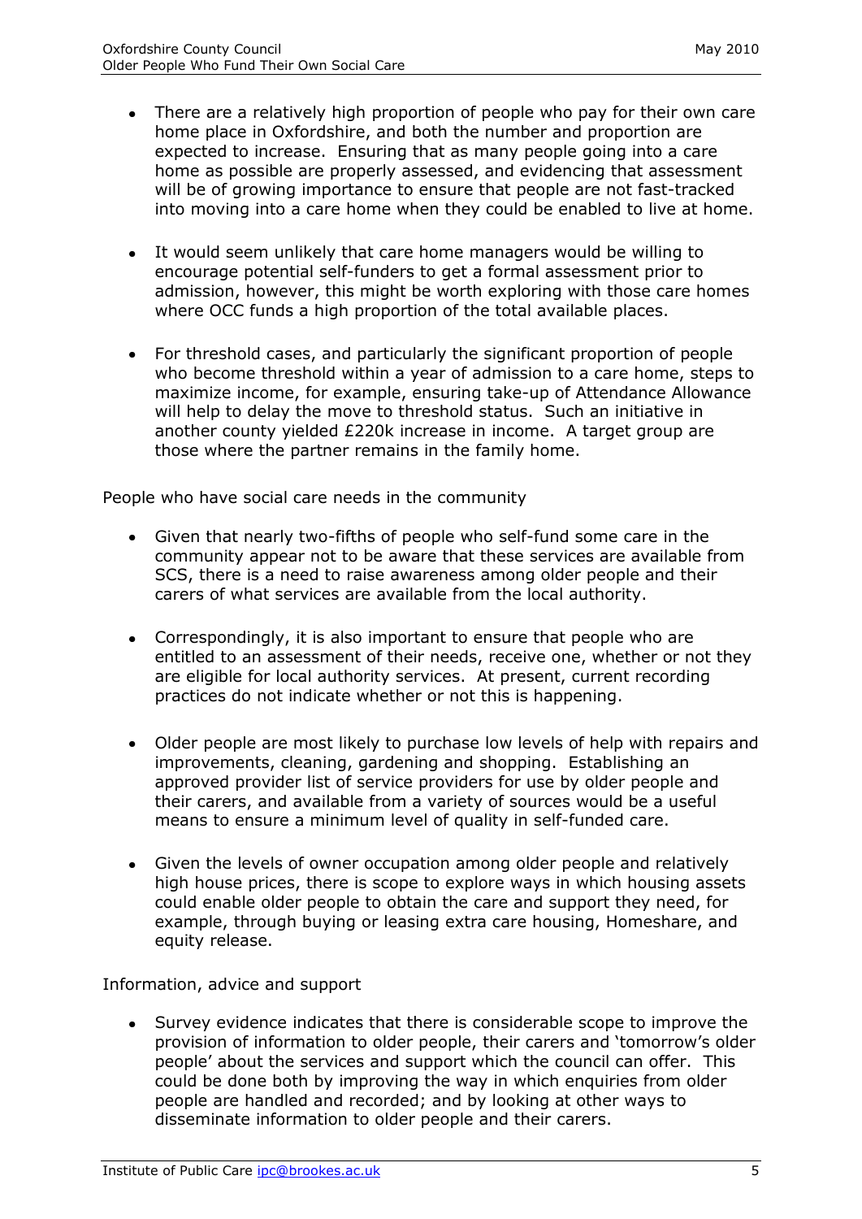- There are a relatively high proportion of people who pay for their own care home place in Oxfordshire, and both the number and proportion are expected to increase. Ensuring that as many people going into a care home as possible are properly assessed, and evidencing that assessment will be of growing importance to ensure that people are not fast-tracked into moving into a care home when they could be enabled to live at home.

- It would seem unlikely that care home managers would be willing to encourage potential self-funders to get a formal assessment prior to admission, however, this might be worth exploring with those care homes where OCC funds a high proportion of the total available places.

- For threshold cases, and particularly the significant proportion of people who become threshold within a year of admission to a care home, steps to maximize income, for example, ensuring take-up of Attendance Allowance will help to delay the move to threshold status. Such an initiative in another county yielded £220k increase in income. A target group are those where the partner remains in the family home.

People who have social care needs in the community

- Given that nearly two-fifths of people who self-fund some care in the community appear not to be aware that these services are available from SCS, there is a need to raise awareness among older people and their carers of what services are available from the local authority.

- Correspondingly, it is also important to ensure that people who are entitled to an assessment of their needs, receive one, whether or not they are eligible for local authority services. At present, current recording practices do not indicate whether or not this is happening.

- Older people are most likely to purchase low levels of help with repairs and improvements, cleaning, gardening and shopping. Establishing an approved provider list of service providers for use by older people and their carers, and available from a variety of sources would be a useful means to ensure a minimum level of quality in self-funded care.

- Given the levels of owner occupation among older people and relatively high house prices, there is scope to explore ways in which housing assets could enable older people to obtain the care and support they need, for example, through buying or leasing extra care housing, Homeshare, and equity release.

Information, advice and support

- Survey evidence indicates that there is considerable scope to improve the provision of information to older people, their carers and 'tomorrow's older people' about the services and support which the council can offer. This could be done both by improving the way in which enquiries from older people are handled and recorded; and by looking at other ways to disseminate information to older people and their carers.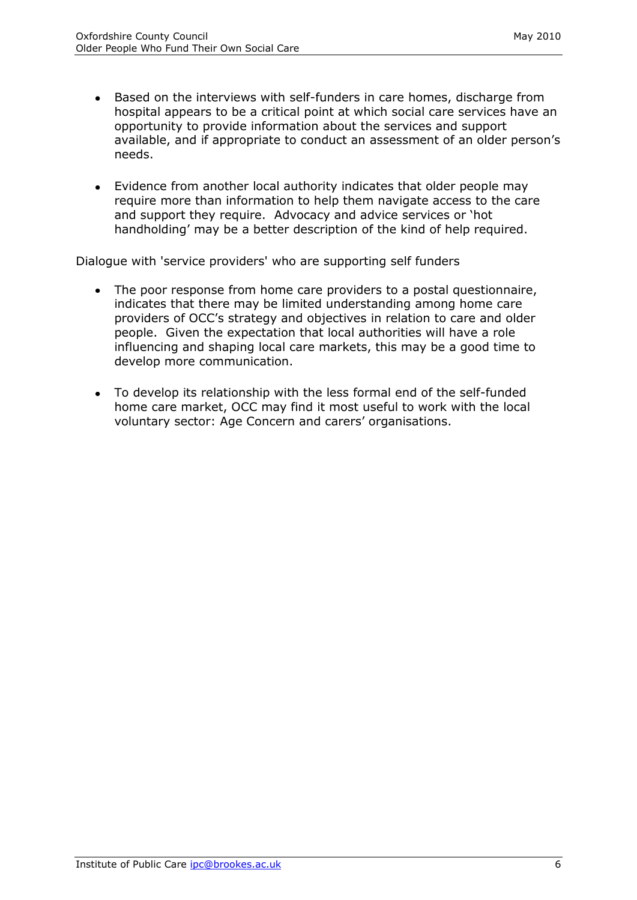- Based on the interviews with self-funders in care homes, discharge from hospital appears to be a critical point at which social care services have an opportunity to provide information about the services and support available, and if appropriate to conduct an assessment of an older person's needs.

- Evidence from another local authority indicates that older people may require more than information to help them navigate access to the care and support they require. Advocacy and advice services or 'hot handholding' may be a better description of the kind of help required.

Dialogue with 'service providers' who are supporting self funders

- The poor response from home care providers to a postal questionnaire, indicates that there may be limited understanding among home care providers of OCC's strategy and objectives in relation to care and older people. Given the expectation that local authorities will have a role influencing and shaping local care markets, this may be a good time to develop more communication.

- To develop its relationship with the less formal end of the self-funded home care market, OCC may find it most useful to work with the local voluntary sector: Age Concern and carers' organisations.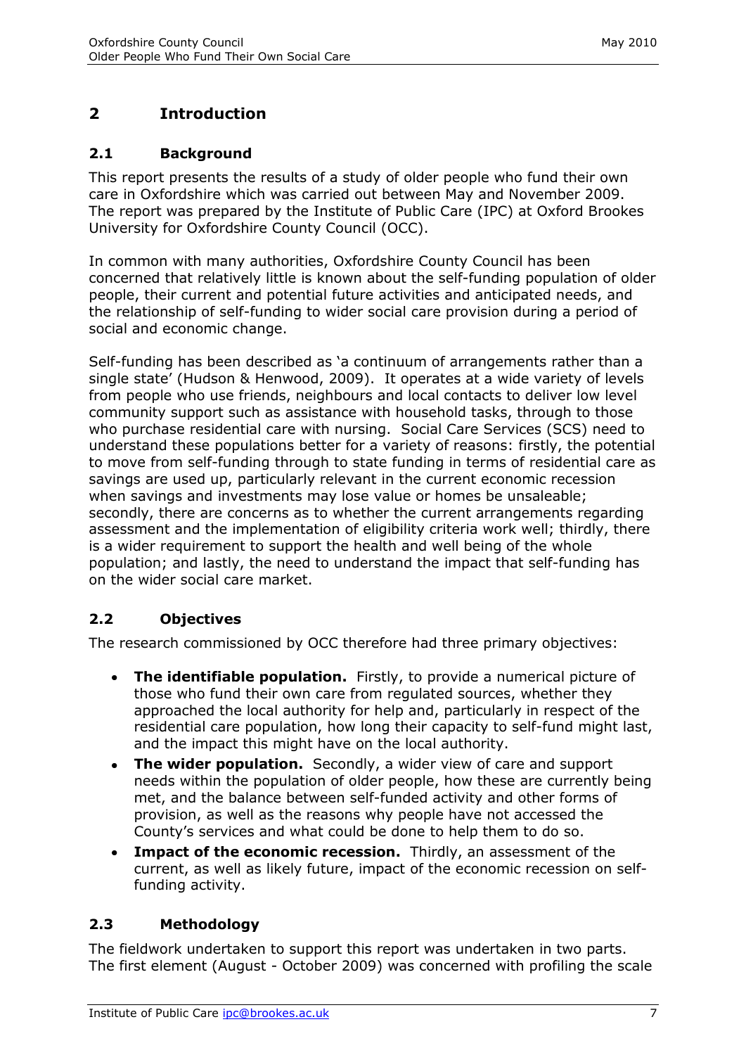## 2 Introduction

### 2.1 Background

This report presents the results of a study of older people who fund their own care in Oxfordshire which was carried out between May and November 2009. The report was prepared by the Institute of Public Care (IPC) at Oxford Brookes University for Oxfordshire County Council (OCC).

In common with many authorities, Oxfordshire County Council has been concerned that relatively little is known about the self-funding population of older people, their current and potential future activities and anticipated needs, and the relationship of self-funding to wider social care provision during a period of social and economic change.

Self-funding has been described as 'a continuum of arrangements rather than a single state' (Hudson & Henwood, 2009). It operates at a wide variety of levels from people who use friends, neighbours and local contacts to deliver low level community support such as assistance with household tasks, through to those who purchase residential care with nursing. Social Care Services (SCS) need to understand these populations better for a variety of reasons: firstly, the potential to move from self-funding through to state funding in terms of residential care as savings are used up, particularly relevant in the current economic recession when savings and investments may lose value or homes be unsaleable; secondly, there are concerns as to whether the current arrangements regarding assessment and the implementation of eligibility criteria work well; thirdly, there is a wider requirement to support the health and well being of the whole population; and lastly, the need to understand the impact that self-funding has on the wider social care market.

### 2.2 Objectives

The research commissioned by OCC therefore had three primary objectives:

- **The identifiable population.** Firstly, to provide a numerical picture of those who fund their own care from regulated sources, whether they approached the local authority for help and, particularly in respect of the residential care population, how long their capacity to self-fund might last, and the impact this might have on the local authority.
- **The wider population.** Secondly, a wider view of care and support needs within the population of older people, how these are currently being met, and the balance between self-funded activity and other forms of provision, as well as the reasons why people have not accessed the County's services and what could be done to help them to do so.
- **Impact of the economic recession.** Thirdly, an assessment of the current, as well as likely future, impact of the economic recession on self-funding activity.

### 2.3 Methodology

The fieldwork undertaken to support this report was undertaken in two parts. The first element (August - October 2009) was concerned with profiling the scale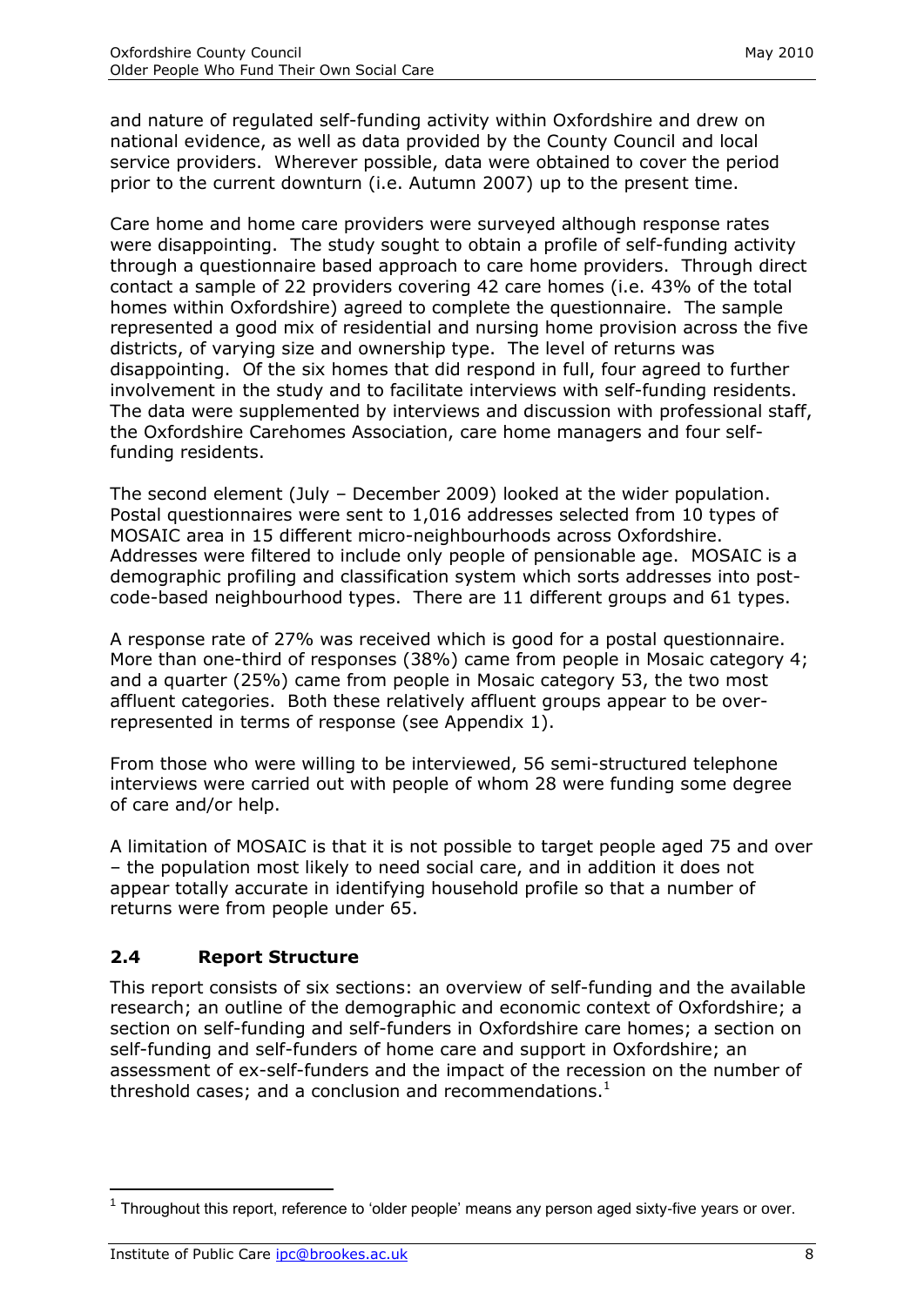and nature of regulated self-funding activity within Oxfordshire and drew on national evidence, as well as data provided by the County Council and local service providers. Wherever possible, data were obtained to cover the period prior to the current downturn (i.e. Autumn 2007) up to the present time.

Care home and home care providers were surveyed although response rates were disappointing. The study sought to obtain a profile of self-funding activity through a questionnaire based approach to care home providers. Through direct contact a sample of 22 providers covering 42 care homes (i.e. 43% of the total homes within Oxfordshire) agreed to complete the questionnaire. The sample represented a good mix of residential and nursing home provision across the five districts, of varying size and ownership type. The level of returns was disappointing. Of the six homes that did respond in full, four agreed to further involvement in the study and to facilitate interviews with self-funding residents. The data were supplemented by interviews and discussion with professional staff, the Oxfordshire Carehomes Association, care home managers and four self-funding residents.

The second element (July – December 2009) looked at the wider population. Postal questionnaires were sent to 1,016 addresses selected from 10 types of MOSAIC area in 15 different micro-neighbourhoods across Oxfordshire. Addresses were filtered to include only people of pensionable age. MOSAIC is a demographic profiling and classification system which sorts addresses into post-code-based neighbourhood types. There are 11 different groups and 61 types.

A response rate of 27% was received which is good for a postal questionnaire. More than one-third of responses (38%) came from people in Mosaic category 4; and a quarter (25%) came from people in Mosaic category 53, the two most affluent categories. Both these relatively affluent groups appear to be over-represented in terms of response (see Appendix 1).

From those who were willing to be interviewed, 56 semi-structured telephone interviews were carried out with people of whom 28 were funding some degree of care and/or help.

A limitation of MOSAIC is that it is not possible to target people aged 75 and over – the population most likely to need social care, and in addition it does not appear totally accurate in identifying household profile so that a number of returns were from people under 65.

### 2.4 Report Structure

This report consists of six sections: an overview of self-funding and the available research; an outline of the demographic and economic context of Oxfordshire; a section on self-funding and self-funders in Oxfordshire care homes; a section on self-funding and self-funders of home care and support in Oxfordshire; an assessment of ex-self-funders and the impact of the recession on the number of threshold cases; and a conclusion and recommendations.[1]

[1] Throughout this report, reference to 'older people' means any person aged sixty-five years or over.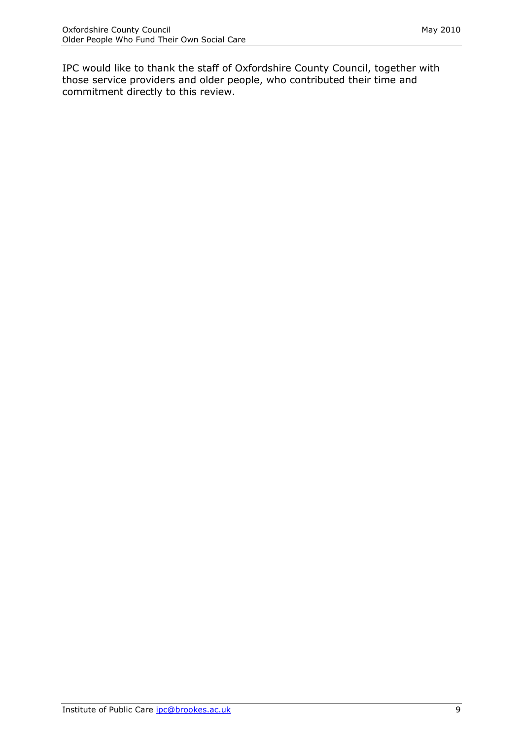IPC would like to thank the staff of Oxfordshire County Council, together with those service providers and older people, who contributed their time and commitment directly to this review.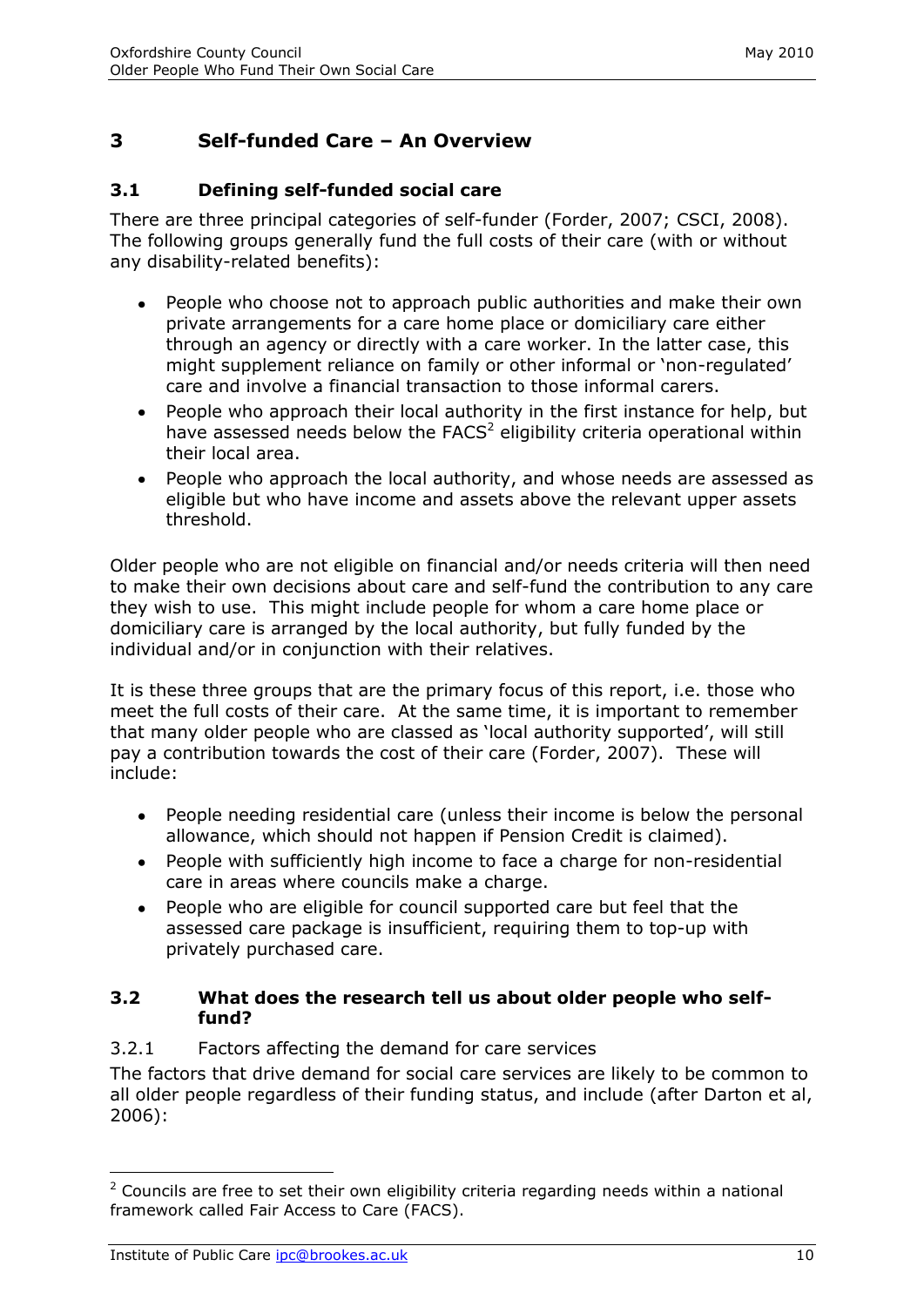## 3 Self-funded Care – An Overview

### 3.1 Defining self-funded social care

There are three principal categories of self-funder (Forder, 2007; CSCI, 2008). The following groups generally fund the full costs of their care (with or without any disability-related benefits):

- People who choose not to approach public authorities and make their own private arrangements for a care home place or domiciliary care either through an agency or directly with a care worker. In the latter case, this might supplement reliance on family or other informal or 'non-regulated' care and involve a financial transaction to those informal carers.
- People who approach their local authority in the first instance for help, but have assessed needs below the FACS[2] eligibility criteria operational within their local area.
- People who approach the local authority, and whose needs are assessed as eligible but who have income and assets above the relevant upper assets threshold.

Older people who are not eligible on financial and/or needs criteria will then need to make their own decisions about care and self-fund the contribution to any care they wish to use. This might include people for whom a care home place or domiciliary care is arranged by the local authority, but fully funded by the individual and/or in conjunction with their relatives.

It is these three groups that are the primary focus of this report, i.e. those who meet the full costs of their care. At the same time, it is important to remember that many older people who are classed as 'local authority supported', will still pay a contribution towards the cost of their care (Forder, 2007). These will include:

- People needing residential care (unless their income is below the personal allowance, which should not happen if Pension Credit is claimed).
- People with sufficiently high income to face a charge for non-residential care in areas where councils make a charge.
- People who are eligible for council supported care but feel that the assessed care package is insufficient, requiring them to top-up with privately purchased care.

### 3.2 What does the research tell us about older people who self-fund?

3.2.1 Factors affecting the demand for care services

The factors that drive demand for social care services are likely to be common to all older people regardless of their funding status, and include (after Darton et al, 2006):

[2] Councils are free to set their own eligibility criteria regarding needs within a national framework called Fair Access to Care (FACS).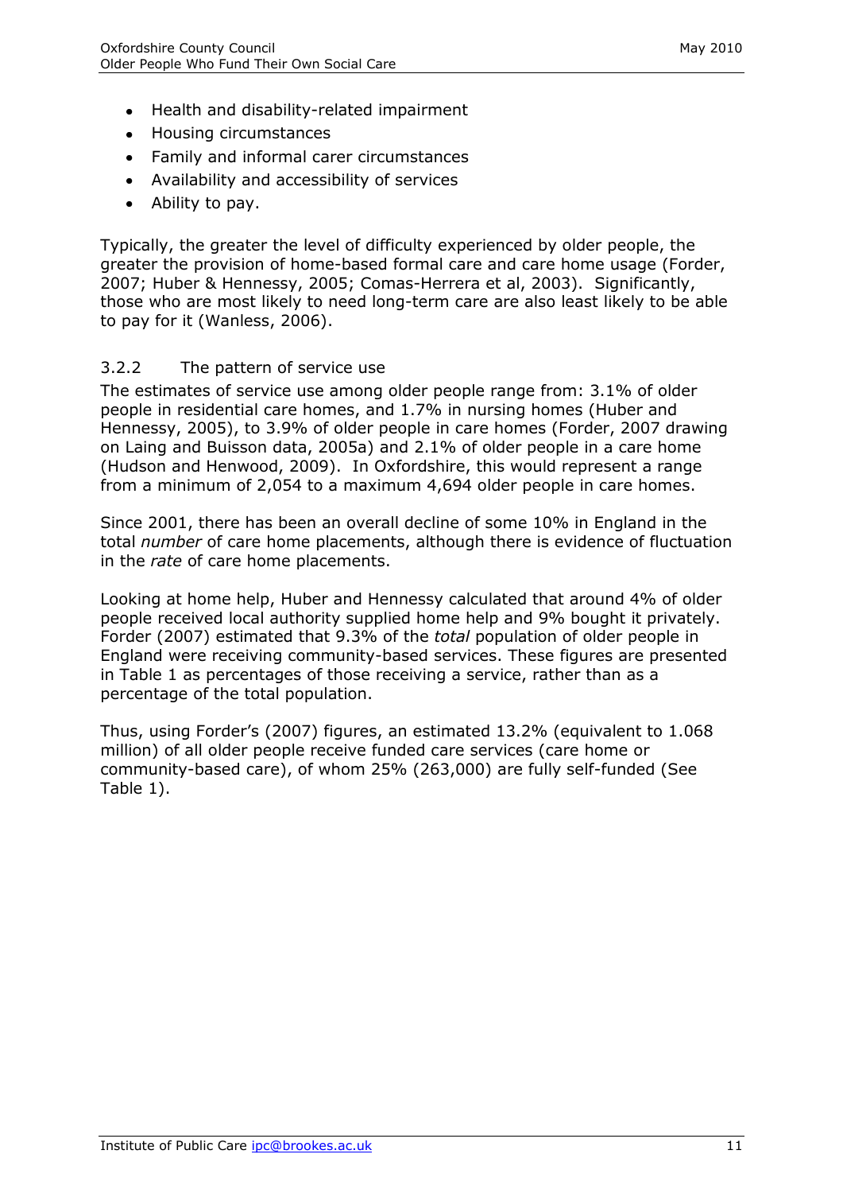- Health and disability-related impairment
- Housing circumstances
- Family and informal carer circumstances
- Availability and accessibility of services
- Ability to pay.

Typically, the greater the level of difficulty experienced by older people, the greater the provision of home-based formal care and care home usage (Forder, 2007; Huber & Hennessy, 2005; Comas-Herrera et al, 2003). Significantly, those who are most likely to need long-term care are also least likely to be able to pay for it (Wanless, 2006).

### 3.2.2 The pattern of service use

The estimates of service use among older people range from: 3.1% of older people in residential care homes, and 1.7% in nursing homes (Huber and Hennessy, 2005), to 3.9% of older people in care homes (Forder, 2007 drawing on Laing and Buisson data, 2005a) and 2.1% of older people in a care home (Hudson and Henwood, 2009). In Oxfordshire, this would represent a range from a minimum of 2,054 to a maximum 4,694 older people in care homes.

Since 2001, there has been an overall decline of some 10% in England in the total *number* of care home placements, although there is evidence of fluctuation in the *rate* of care home placements.

Looking at home help, Huber and Hennessy calculated that around 4% of older people received local authority supplied home help and 9% bought it privately. Forder (2007) estimated that 9.3% of the *total* population of older people in England were receiving community-based services. These figures are presented in Table 1 as percentages of those receiving a service, rather than as a percentage of the total population.

Thus, using Forder's (2007) figures, an estimated 13.2% (equivalent to 1.068 million) of all older people receive funded care services (care home or community-based care), of whom 25% (263,000) are fully self-funded (See Table 1).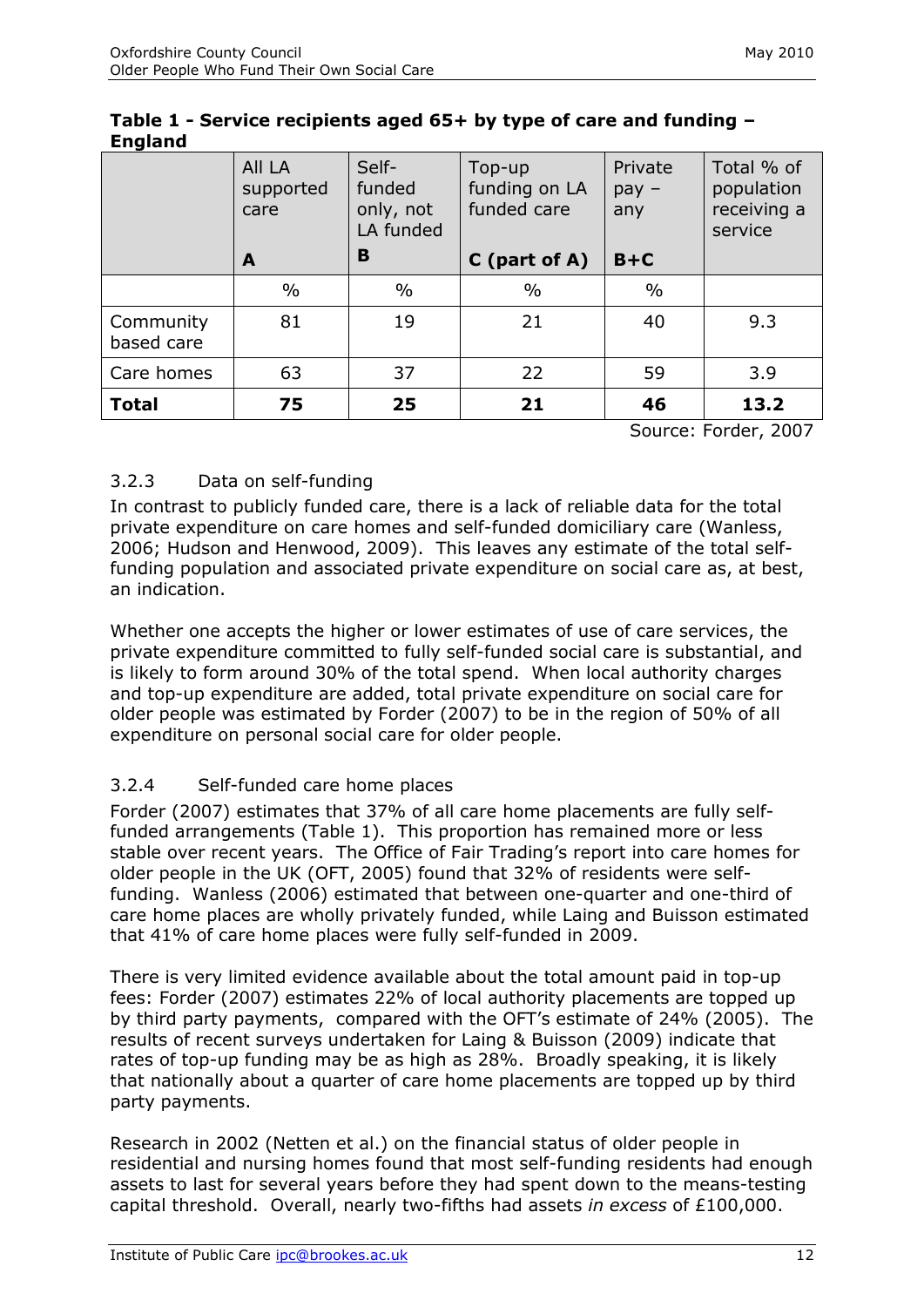**Table 1 - Service recipients aged 65+ by type of care and funding – England**

| | All LA supported care<br>**A** | Self-funded only, not LA funded<br>**B** | Top-up funding on LA funded care<br>**C (part of A)** | Private pay – any<br>**B+C** | Total % of population receiving a service |
|---|---|---|---|---|---|
| | % | % | % | % | |
| Community based care | 81 | 19 | 21 | 40 | 9.3 |
| Care homes | 63 | 37 | 22 | 59 | 3.9 |
| **Total** | **75** | **25** | **21** | **46** | **13.2** |

Source: Forder, 2007

### 3.2.3 Data on self-funding

In contrast to publicly funded care, there is a lack of reliable data for the total private expenditure on care homes and self-funded domiciliary care (Wanless, 2006; Hudson and Henwood, 2009). This leaves any estimate of the total self-funding population and associated private expenditure on social care as, at best, an indication.

Whether one accepts the higher or lower estimates of use of care services, the private expenditure committed to fully self-funded social care is substantial, and is likely to form around 30% of the total spend. When local authority charges and top-up expenditure are added, total private expenditure on social care for older people was estimated by Forder (2007) to be in the region of 50% of all expenditure on personal social care for older people.

### 3.2.4 Self-funded care home places

Forder (2007) estimates that 37% of all care home placements are fully self-funded arrangements (Table 1). This proportion has remained more or less stable over recent years. The Office of Fair Trading's report into care homes for older people in the UK (OFT, 2005) found that 32% of residents were self-funding. Wanless (2006) estimated that between one-quarter and one-third of care home places are wholly privately funded, while Laing and Buisson estimated that 41% of care home places were fully self-funded in 2009.

There is very limited evidence available about the total amount paid in top-up fees: Forder (2007) estimates 22% of local authority placements are topped up by third party payments, compared with the OFT's estimate of 24% (2005). The results of recent surveys undertaken for Laing & Buisson (2009) indicate that rates of top-up funding may be as high as 28%. Broadly speaking, it is likely that nationally about a quarter of care home placements are topped up by third party payments.

Research in 2002 (Netten et al.) on the financial status of older people in residential and nursing homes found that most self-funding residents had enough assets to last for several years before they had spent down to the means-testing capital threshold. Overall, nearly two-fifths had assets *in excess* of £100,000.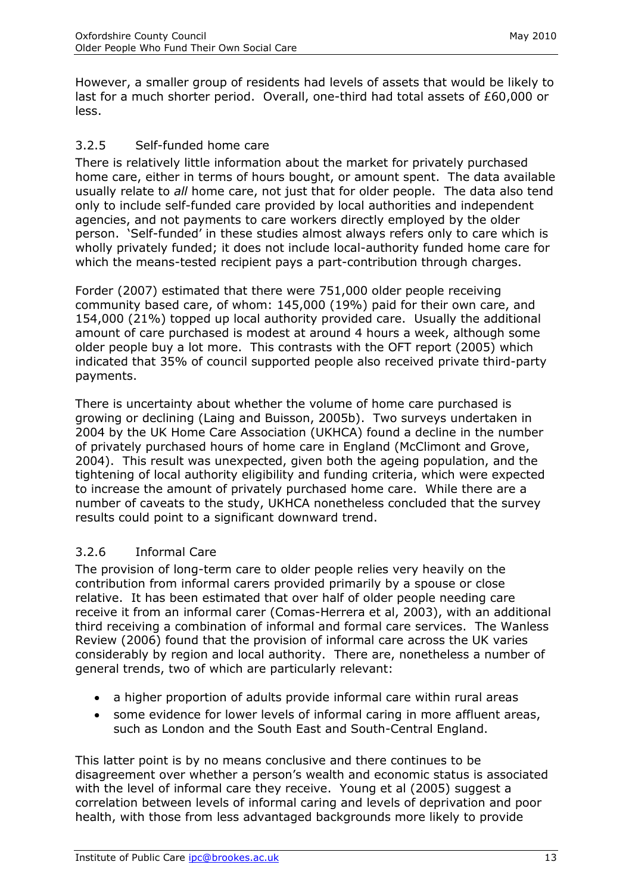However, a smaller group of residents had levels of assets that would be likely to last for a much shorter period. Overall, one-third had total assets of £60,000 or less.

### 3.2.5 Self-funded home care

There is relatively little information about the market for privately purchased home care, either in terms of hours bought, or amount spent. The data available usually relate to *all* home care, not just that for older people. The data also tend only to include self-funded care provided by local authorities and independent agencies, and not payments to care workers directly employed by the older person. 'Self-funded' in these studies almost always refers only to care which is wholly privately funded; it does not include local-authority funded home care for which the means-tested recipient pays a part-contribution through charges.

Forder (2007) estimated that there were 751,000 older people receiving community based care, of whom: 145,000 (19%) paid for their own care, and 154,000 (21%) topped up local authority provided care. Usually the additional amount of care purchased is modest at around 4 hours a week, although some older people buy a lot more. This contrasts with the OFT report (2005) which indicated that 35% of council supported people also received private third-party payments.

There is uncertainty about whether the volume of home care purchased is growing or declining (Laing and Buisson, 2005b). Two surveys undertaken in 2004 by the UK Home Care Association (UKHCA) found a decline in the number of privately purchased hours of home care in England (McClimont and Grove, 2004). This result was unexpected, given both the ageing population, and the tightening of local authority eligibility and funding criteria, which were expected to increase the amount of privately purchased home care. While there are a number of caveats to the study, UKHCA nonetheless concluded that the survey results could point to a significant downward trend.

### 3.2.6 Informal Care

The provision of long-term care to older people relies very heavily on the contribution from informal carers provided primarily by a spouse or close relative. It has been estimated that over half of older people needing care receive it from an informal carer (Comas-Herrera et al, 2003), with an additional third receiving a combination of informal and formal care services. The Wanless Review (2006) found that the provision of informal care across the UK varies considerably by region and local authority. There are, nonetheless a number of general trends, two of which are particularly relevant:

- a higher proportion of adults provide informal care within rural areas
- some evidence for lower levels of informal caring in more affluent areas, such as London and the South East and South-Central England.

This latter point is by no means conclusive and there continues to be disagreement over whether a person's wealth and economic status is associated with the level of informal care they receive. Young et al (2005) suggest a correlation between levels of informal caring and levels of deprivation and poor health, with those from less advantaged backgrounds more likely to provide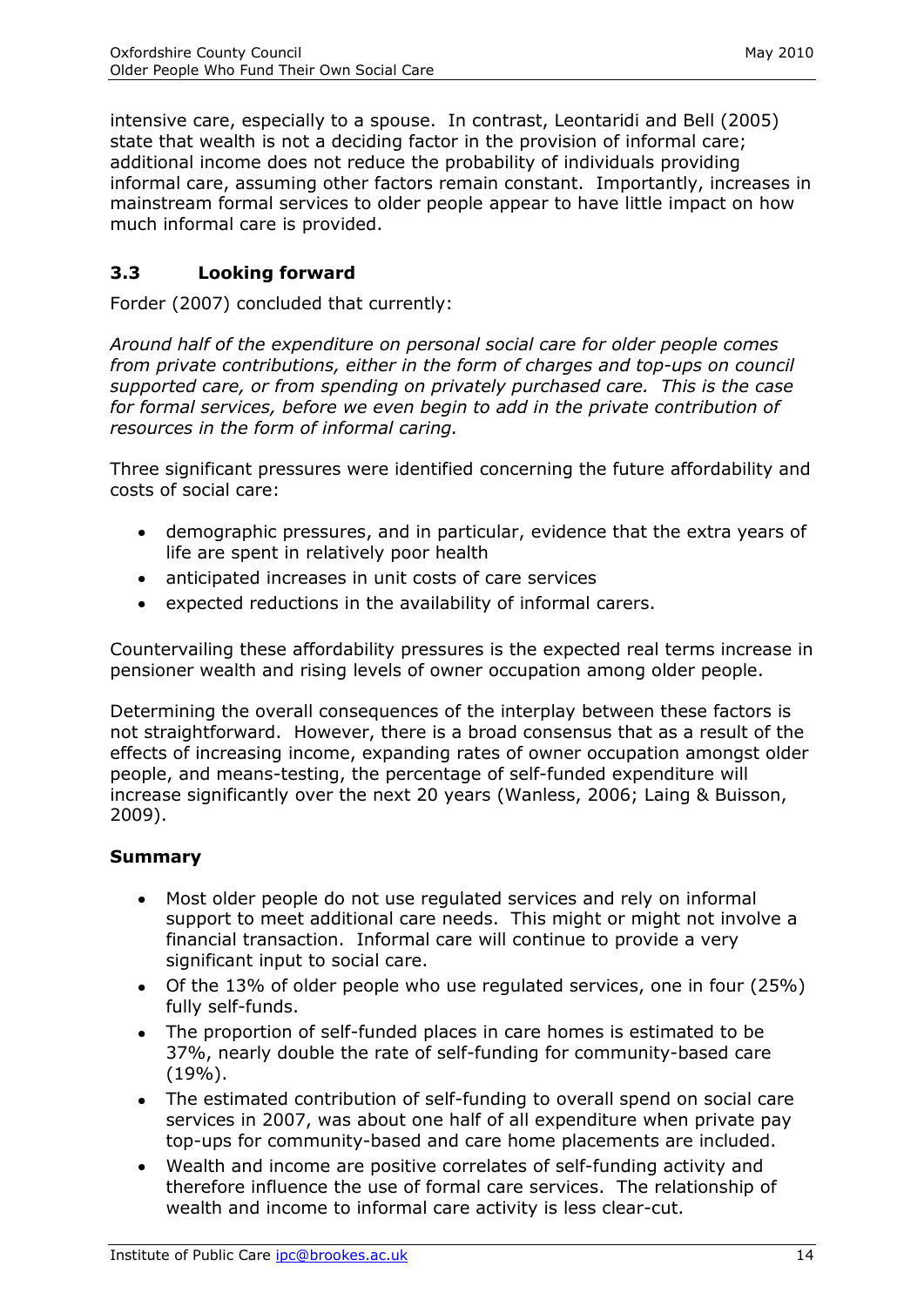intensive care, especially to a spouse. In contrast, Leontaridi and Bell (2005) state that wealth is not a deciding factor in the provision of informal care; additional income does not reduce the probability of individuals providing informal care, assuming other factors remain constant. Importantly, increases in mainstream formal services to older people appear to have little impact on how much informal care is provided.

### 3.3 Looking forward

Forder (2007) concluded that currently:

*Around half of the expenditure on personal social care for older people comes from private contributions, either in the form of charges and top-ups on council supported care, or from spending on privately purchased care. This is the case for formal services, before we even begin to add in the private contribution of resources in the form of informal caring.*

Three significant pressures were identified concerning the future affordability and costs of social care:

- demographic pressures, and in particular, evidence that the extra years of life are spent in relatively poor health
- anticipated increases in unit costs of care services
- expected reductions in the availability of informal carers.

Countervailing these affordability pressures is the expected real terms increase in pensioner wealth and rising levels of owner occupation among older people.

Determining the overall consequences of the interplay between these factors is not straightforward. However, there is a broad consensus that as a result of the effects of increasing income, expanding rates of owner occupation amongst older people, and means-testing, the percentage of self-funded expenditure will increase significantly over the next 20 years (Wanless, 2006; Laing & Buisson, 2009).

#### Summary

- Most older people do not use regulated services and rely on informal support to meet additional care needs. This might or might not involve a financial transaction. Informal care will continue to provide a very significant input to social care.
- Of the 13% of older people who use regulated services, one in four (25%) fully self-funds.
- The proportion of self-funded places in care homes is estimated to be 37%, nearly double the rate of self-funding for community-based care (19%).
- The estimated contribution of self-funding to overall spend on social care services in 2007, was about one half of all expenditure when private pay top-ups for community-based and care home placements are included.
- Wealth and income are positive correlates of self-funding activity and therefore influence the use of formal care services. The relationship of wealth and income to informal care activity is less clear-cut.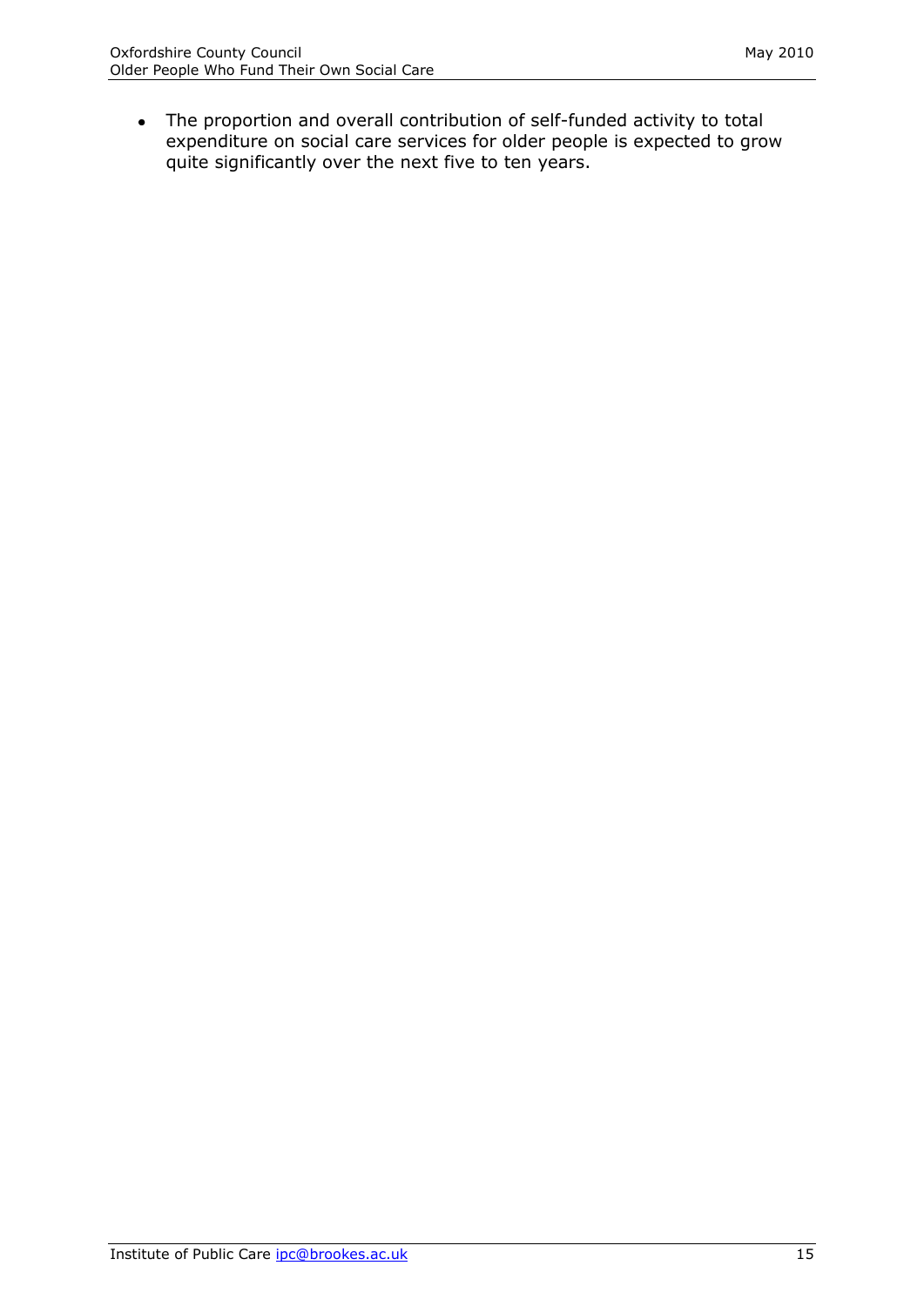- The proportion and overall contribution of self-funded activity to total expenditure on social care services for older people is expected to grow quite significantly over the next five to ten years.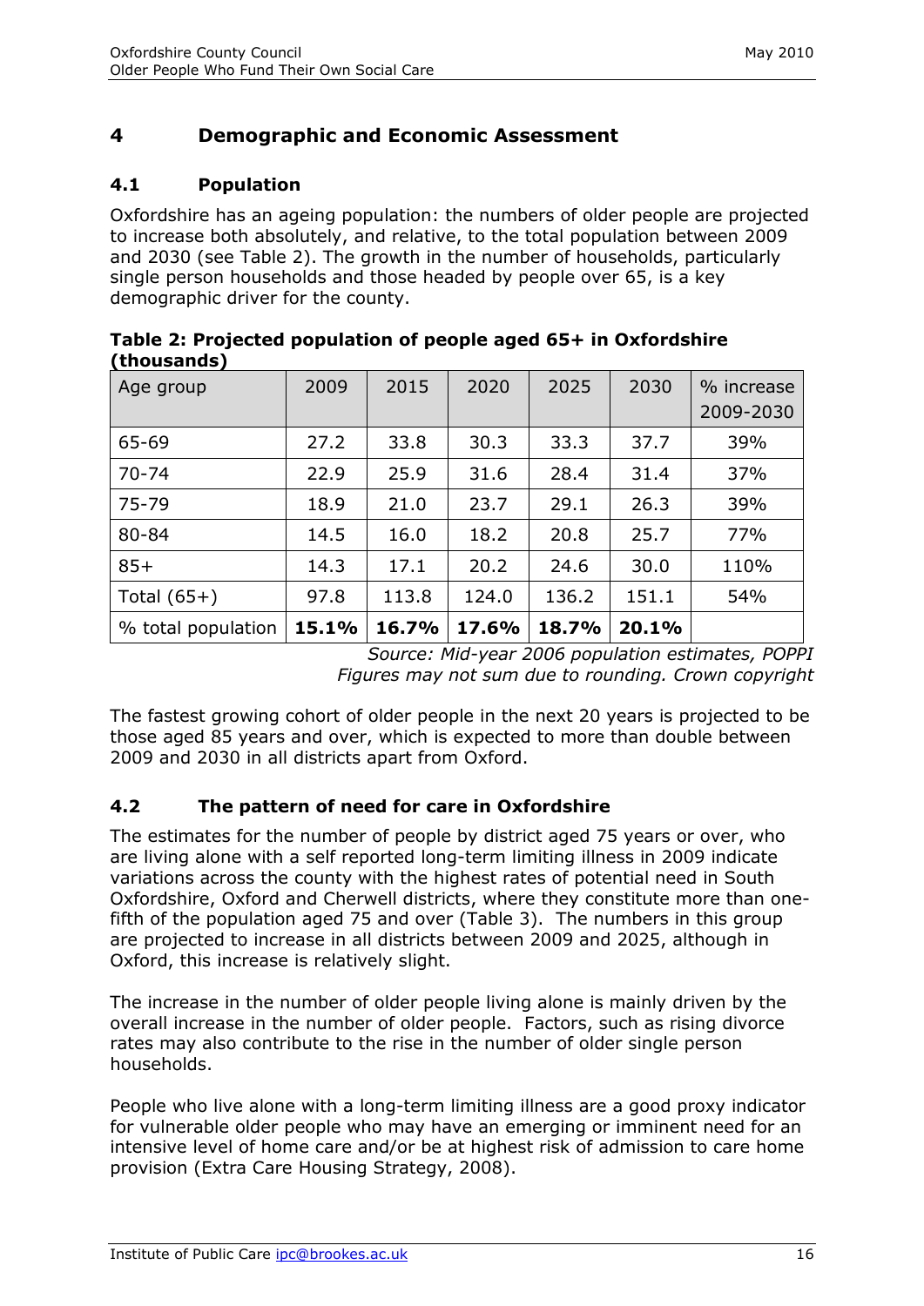## 4 Demographic and Economic Assessment

### 4.1 Population

Oxfordshire has an ageing population: the numbers of older people are projected to increase both absolutely, and relative, to the total population between 2009 and 2030 (see Table 2). The growth in the number of households, particularly single person households and those headed by people over 65, is a key demographic driver for the county.

**Table 2: Projected population of people aged 65+ in Oxfordshire (thousands)**

| Age group | 2009 | 2015 | 2020 | 2025 | 2030 | % increase 2009-2030 |
|---|---|---|---|---|---|---|
| 65-69 | 27.2 | 33.8 | 30.3 | 33.3 | 37.7 | 39% |
| 70-74 | 22.9 | 25.9 | 31.6 | 28.4 | 31.4 | 37% |
| 75-79 | 18.9 | 21.0 | 23.7 | 29.1 | 26.3 | 39% |
| 80-84 | 14.5 | 16.0 | 18.2 | 20.8 | 25.7 | 77% |
| 85+ | 14.3 | 17.1 | 20.2 | 24.6 | 30.0 | 110% |
| Total (65+) | 97.8 | 113.8 | 124.0 | 136.2 | 151.1 | 54% |
| % total population | **15.1%** | **16.7%** | **17.6%** | **18.7%** | **20.1%** | |

*Source: Mid-year 2006 population estimates, POPPI*
*Figures may not sum due to rounding. Crown copyright*

The fastest growing cohort of older people in the next 20 years is projected to be those aged 85 years and over, which is expected to more than double between 2009 and 2030 in all districts apart from Oxford.

### 4.2 The pattern of need for care in Oxfordshire

The estimates for the number of people by district aged 75 years or over, who are living alone with a self reported long-term limiting illness in 2009 indicate variations across the county with the highest rates of potential need in South Oxfordshire, Oxford and Cherwell districts, where they constitute more than one-fifth of the population aged 75 and over (Table 3). The numbers in this group are projected to increase in all districts between 2009 and 2025, although in Oxford, this increase is relatively slight.

The increase in the number of older people living alone is mainly driven by the overall increase in the number of older people. Factors, such as rising divorce rates may also contribute to the rise in the number of older single person households.

People who live alone with a long-term limiting illness are a good proxy indicator for vulnerable older people who may have an emerging or imminent need for an intensive level of home care and/or be at highest risk of admission to care home provision (Extra Care Housing Strategy, 2008).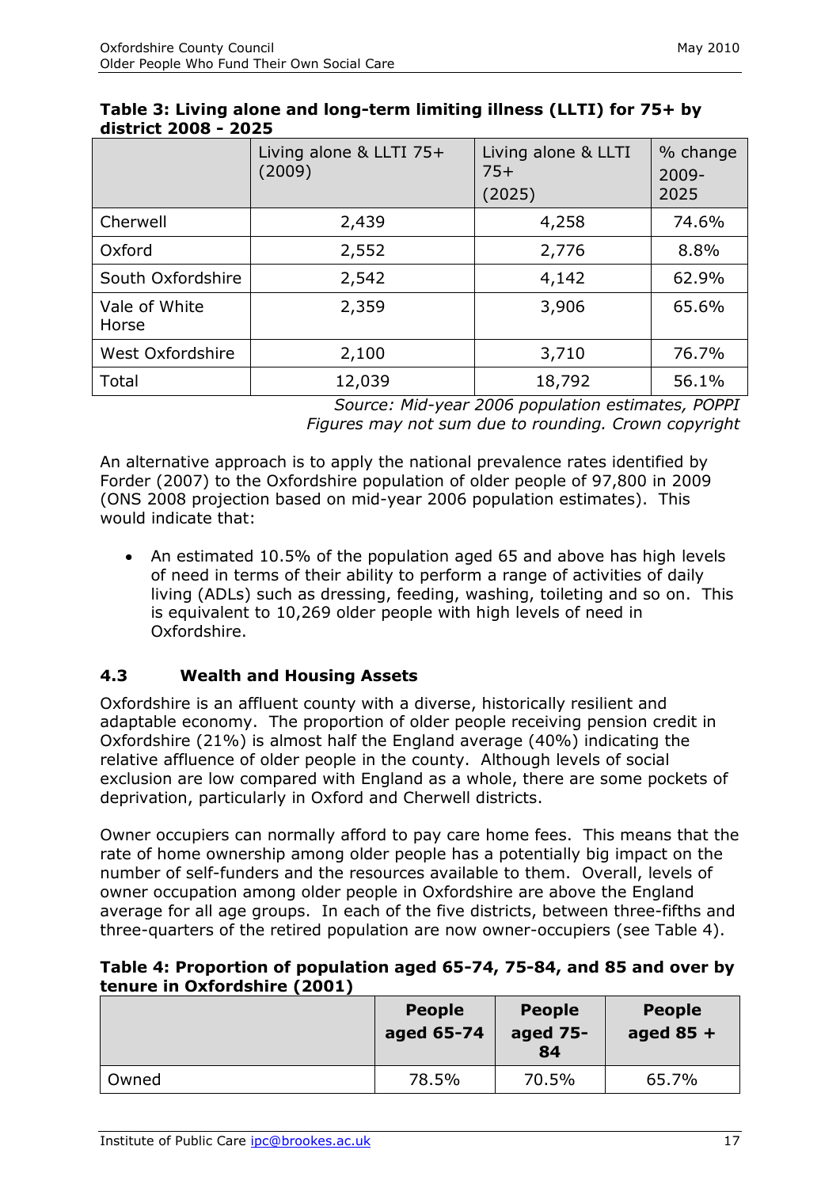**Table 3: Living alone and long-term limiting illness (LLTI) for 75+ by district 2008 - 2025**

| | Living alone & LLTI 75+ (2009) | Living alone & LLTI 75+ (2025) | % change 2009-2025 |
|---|---|---|---|
| Cherwell | 2,439 | 4,258 | 74.6% |
| Oxford | 2,552 | 2,776 | 8.8% |
| South Oxfordshire | 2,542 | 4,142 | 62.9% |
| Vale of White Horse | 2,359 | 3,906 | 65.6% |
| West Oxfordshire | 2,100 | 3,710 | 76.7% |
| Total | 12,039 | 18,792 | 56.1% |

*Source: Mid-year 2006 population estimates, POPPI*
*Figures may not sum due to rounding. Crown copyright*

An alternative approach is to apply the national prevalence rates identified by Forder (2007) to the Oxfordshire population of older people of 97,800 in 2009 (ONS 2008 projection based on mid-year 2006 population estimates). This would indicate that:

- An estimated 10.5% of the population aged 65 and above has high levels of need in terms of their ability to perform a range of activities of daily living (ADLs) such as dressing, feeding, washing, toileting and so on. This is equivalent to 10,269 older people with high levels of need in Oxfordshire.

### 4.3 Wealth and Housing Assets

Oxfordshire is an affluent county with a diverse, historically resilient and adaptable economy. The proportion of older people receiving pension credit in Oxfordshire (21%) is almost half the England average (40%) indicating the relative affluence of older people in the county. Although levels of social exclusion are low compared with England as a whole, there are some pockets of deprivation, particularly in Oxford and Cherwell districts.

Owner occupiers can normally afford to pay care home fees. This means that the rate of home ownership among older people has a potentially big impact on the number of self-funders and the resources available to them. Overall, levels of owner occupation among older people in Oxfordshire are above the England average for all age groups. In each of the five districts, between three-fifths and three-quarters of the retired population are now owner-occupiers (see Table 4).

**Table 4: Proportion of population aged 65-74, 75-84, and 85 and over by tenure in Oxfordshire (2001)**

| | People aged 65-74 | People aged 75-84 | People aged 85 + |
|---|---|---|---|
| Owned | 78.5% | 70.5% | 65.7% |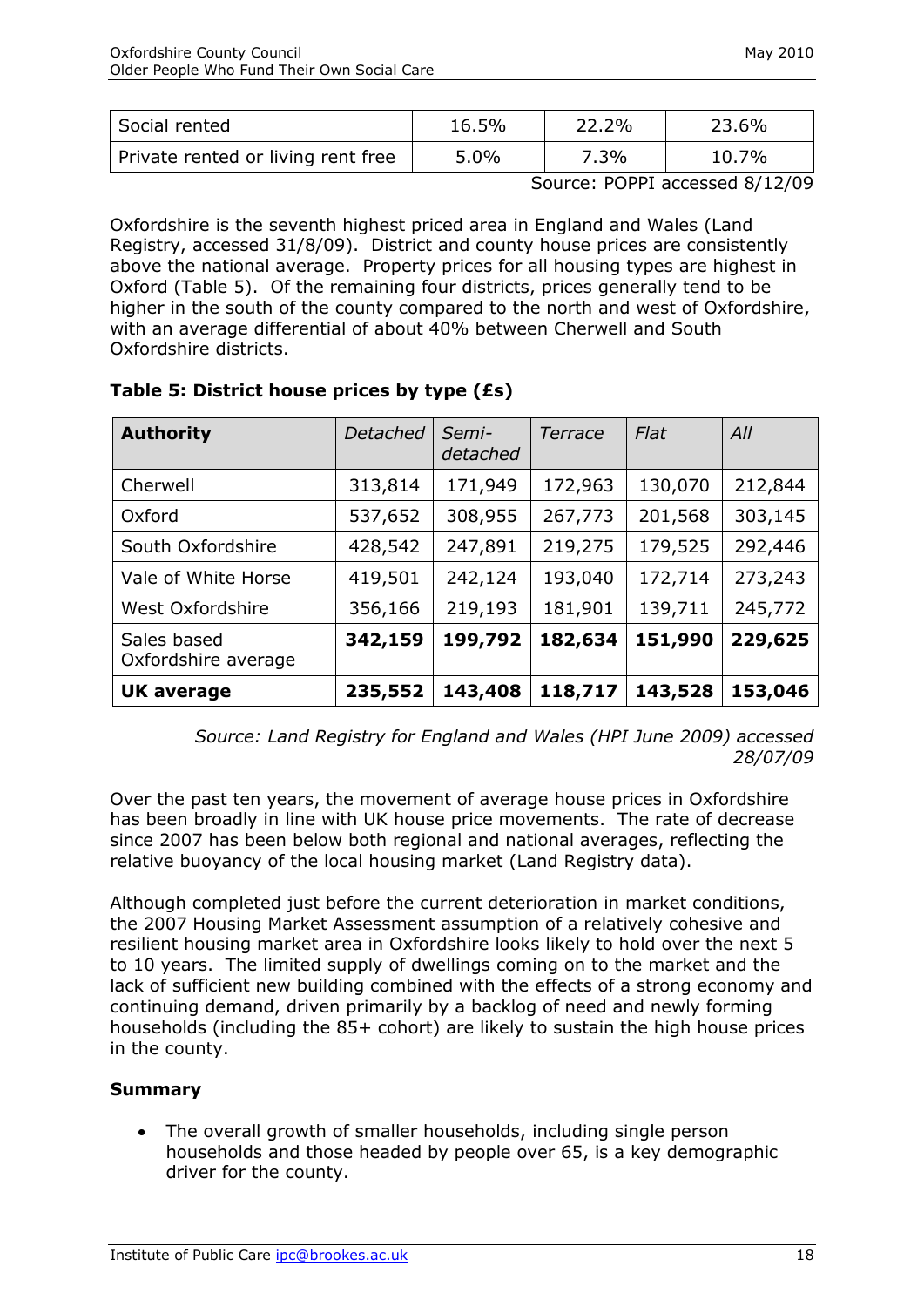| Social rented | 16.5% | 22.2% | 23.6% |
|---|---|---|---|
| Private rented or living rent free | 5.0% | 7.3% | 10.7% |

Source: POPPI accessed 8/12/09

Oxfordshire is the seventh highest priced area in England and Wales (Land Registry, accessed 31/8/09). District and county house prices are consistently above the national average. Property prices for all housing types are highest in Oxford (Table 5). Of the remaining four districts, prices generally tend to be higher in the south of the county compared to the north and west of Oxfordshire, with an average differential of about 40% between Cherwell and South Oxfordshire districts.

**Table 5: District house prices by type (£s)**

| **Authority** | *Detached* | *Semi-detached* | *Terrace* | *Flat* | *All* |
|---|---|---|---|---|---|
| Cherwell | 313,814 | 171,949 | 172,963 | 130,070 | 212,844 |
| Oxford | 537,652 | 308,955 | 267,773 | 201,568 | 303,145 |
| South Oxfordshire | 428,542 | 247,891 | 219,275 | 179,525 | 292,446 |
| Vale of White Horse | 419,501 | 242,124 | 193,040 | 172,714 | 273,243 |
| West Oxfordshire | 356,166 | 219,193 | 181,901 | 139,711 | 245,772 |
| Sales based Oxfordshire average | **342,159** | **199,792** | **182,634** | **151,990** | **229,625** |
| **UK average** | **235,552** | **143,408** | **118,717** | **143,528** | **153,046** |

*Source: Land Registry for England and Wales (HPI June 2009) accessed 28/07/09*

Over the past ten years, the movement of average house prices in Oxfordshire has been broadly in line with UK house price movements. The rate of decrease since 2007 has been below both regional and national averages, reflecting the relative buoyancy of the local housing market (Land Registry data).

Although completed just before the current deterioration in market conditions, the 2007 Housing Market Assessment assumption of a relatively cohesive and resilient housing market area in Oxfordshire looks likely to hold over the next 5 to 10 years. The limited supply of dwellings coming on to the market and the lack of sufficient new building combined with the effects of a strong economy and continuing demand, driven primarily by a backlog of need and newly forming households (including the 85+ cohort) are likely to sustain the high house prices in the county.

**Summary**

- The overall growth of smaller households, including single person households and those headed by people over 65, is a key demographic driver for the county.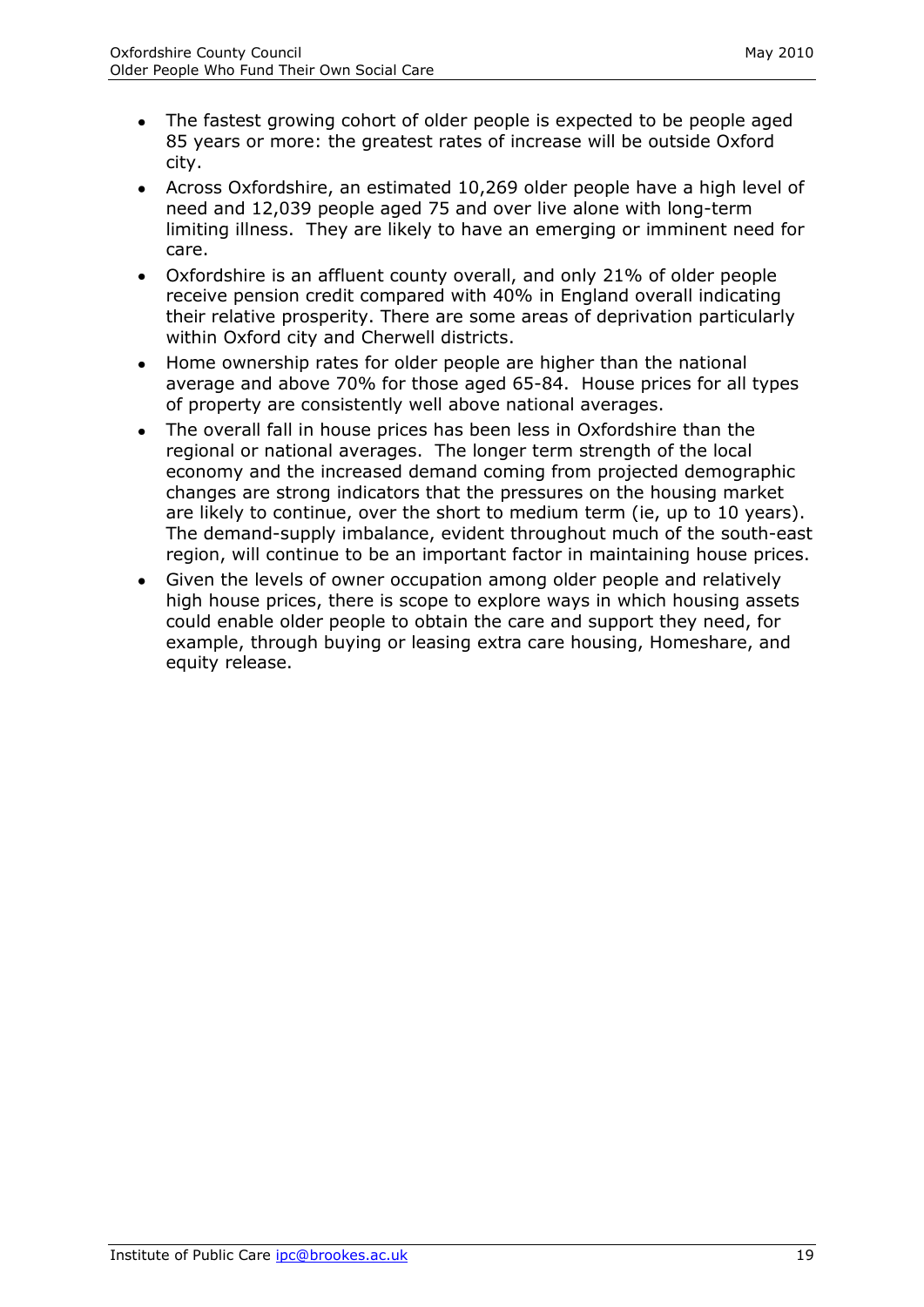- The fastest growing cohort of older people is expected to be people aged 85 years or more: the greatest rates of increase will be outside Oxford city.
- Across Oxfordshire, an estimated 10,269 older people have a high level of need and 12,039 people aged 75 and over live alone with long-term limiting illness. They are likely to have an emerging or imminent need for care.
- Oxfordshire is an affluent county overall, and only 21% of older people receive pension credit compared with 40% in England overall indicating their relative prosperity. There are some areas of deprivation particularly within Oxford city and Cherwell districts.
- Home ownership rates for older people are higher than the national average and above 70% for those aged 65-84. House prices for all types of property are consistently well above national averages.
- The overall fall in house prices has been less in Oxfordshire than the regional or national averages. The longer term strength of the local economy and the increased demand coming from projected demographic changes are strong indicators that the pressures on the housing market are likely to continue, over the short to medium term (ie, up to 10 years). The demand-supply imbalance, evident throughout much of the south-east region, will continue to be an important factor in maintaining house prices.
- Given the levels of owner occupation among older people and relatively high house prices, there is scope to explore ways in which housing assets could enable older people to obtain the care and support they need, for example, through buying or leasing extra care housing, Homeshare, and equity release.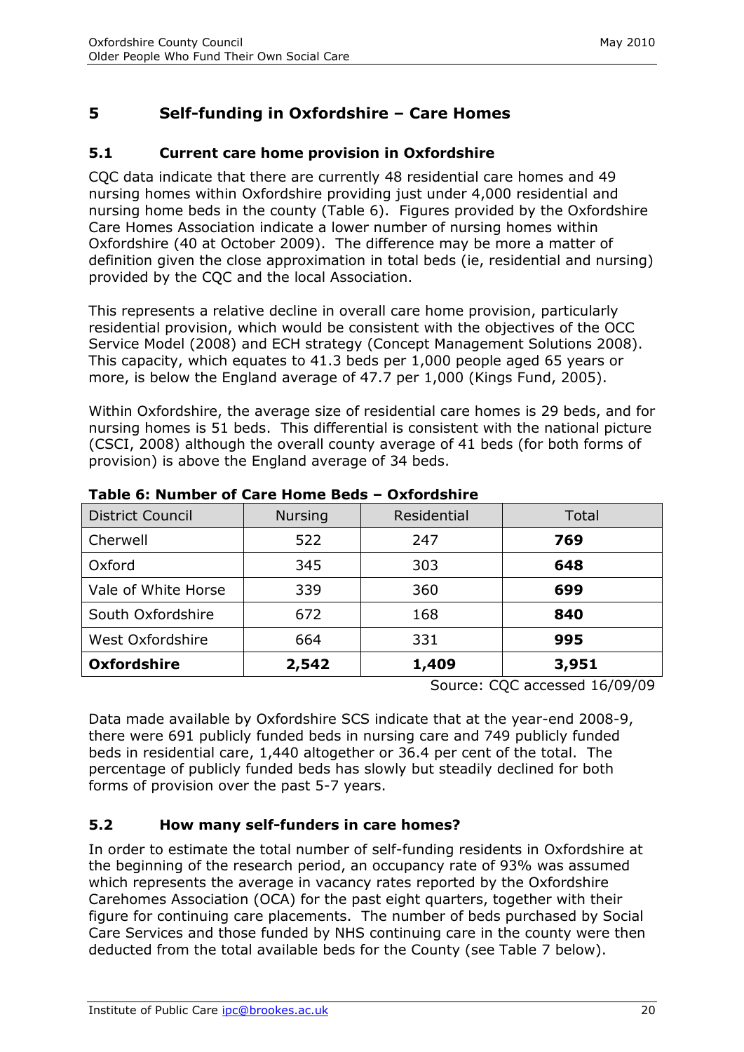## 5 Self-funding in Oxfordshire – Care Homes

### 5.1 Current care home provision in Oxfordshire

CQC data indicate that there are currently 48 residential care homes and 49 nursing homes within Oxfordshire providing just under 4,000 residential and nursing home beds in the county (Table 6). Figures provided by the Oxfordshire Care Homes Association indicate a lower number of nursing homes within Oxfordshire (40 at October 2009). The difference may be more a matter of definition given the close approximation in total beds (ie, residential and nursing) provided by the CQC and the local Association.

This represents a relative decline in overall care home provision, particularly residential provision, which would be consistent with the objectives of the OCC Service Model (2008) and ECH strategy (Concept Management Solutions 2008). This capacity, which equates to 41.3 beds per 1,000 people aged 65 years or more, is below the England average of 47.7 per 1,000 (Kings Fund, 2005).

Within Oxfordshire, the average size of residential care homes is 29 beds, and for nursing homes is 51 beds. This differential is consistent with the national picture (CSCI, 2008) although the overall county average of 41 beds (for both forms of provision) is above the England average of 34 beds.

**Table 6: Number of Care Home Beds – Oxfordshire**

| District Council | Nursing | Residential | Total |
|---|---|---|---|
| Cherwell | 522 | 247 | **769** |
| Oxford | 345 | 303 | **648** |
| Vale of White Horse | 339 | 360 | **699** |
| South Oxfordshire | 672 | 168 | **840** |
| West Oxfordshire | 664 | 331 | **995** |
| **Oxfordshire** | **2,542** | **1,409** | **3,951** |

Source: CQC accessed 16/09/09

Data made available by Oxfordshire SCS indicate that at the year-end 2008-9, there were 691 publicly funded beds in nursing care and 749 publicly funded beds in residential care, 1,440 altogether or 36.4 per cent of the total. The percentage of publicly funded beds has slowly but steadily declined for both forms of provision over the past 5-7 years.

### 5.2 How many self-funders in care homes?

In order to estimate the total number of self-funding residents in Oxfordshire at the beginning of the research period, an occupancy rate of 93% was assumed which represents the average in vacancy rates reported by the Oxfordshire Carehomes Association (OCA) for the past eight quarters, together with their figure for continuing care placements. The number of beds purchased by Social Care Services and those funded by NHS continuing care in the county were then deducted from the total available beds for the County (see Table 7 below).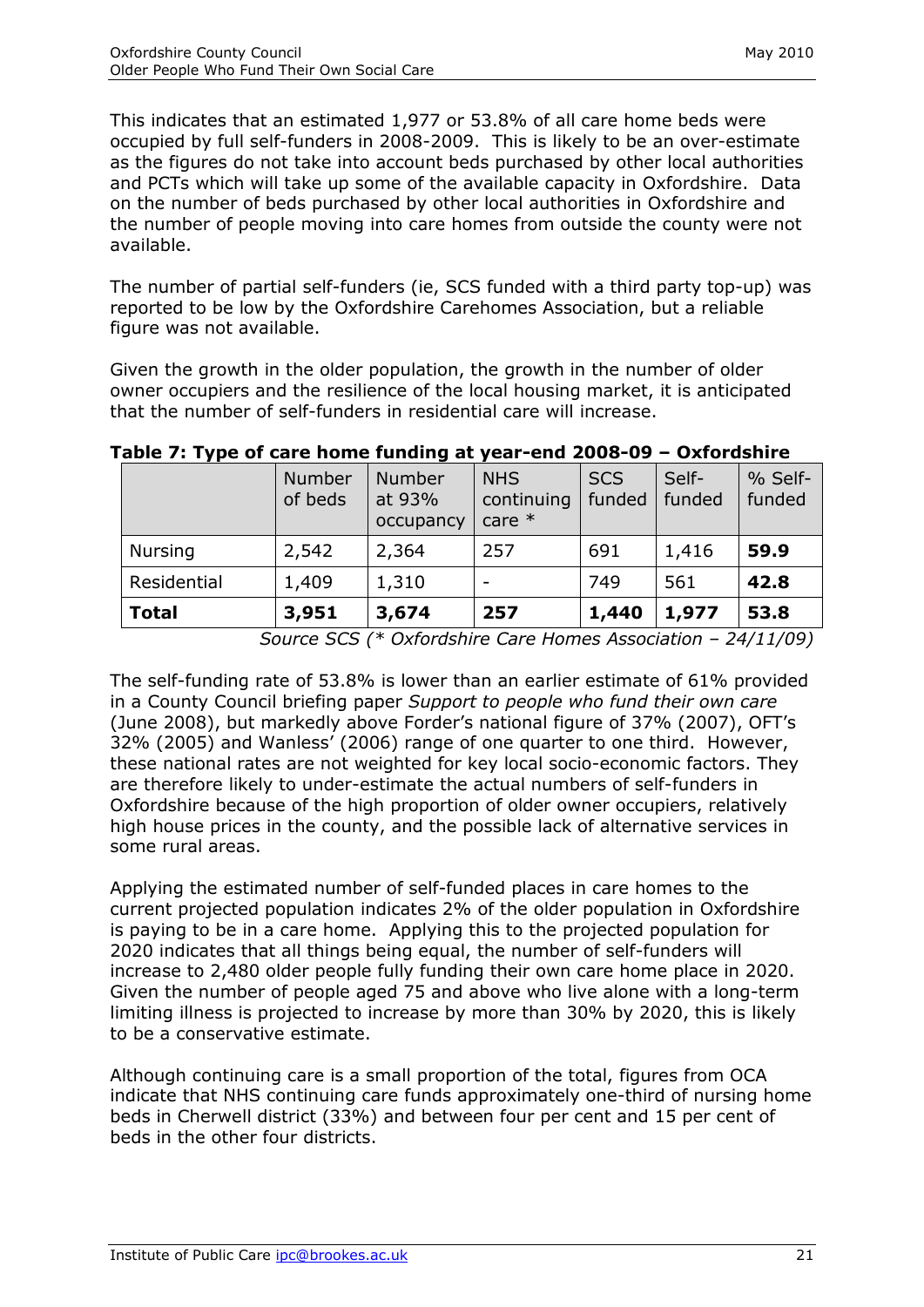This indicates that an estimated 1,977 or 53.8% of all care home beds were occupied by full self-funders in 2008-2009. This is likely to be an over-estimate as the figures do not take into account beds purchased by other local authorities and PCTs which will take up some of the available capacity in Oxfordshire. Data on the number of beds purchased by other local authorities in Oxfordshire and the number of people moving into care homes from outside the county were not available.

The number of partial self-funders (ie, SCS funded with a third party top-up) was reported to be low by the Oxfordshire Carehomes Association, but a reliable figure was not available.

Given the growth in the older population, the growth in the number of older owner occupiers and the resilience of the local housing market, it is anticipated that the number of self-funders in residential care will increase.

**Table 7: Type of care home funding at year-end 2008-09 – Oxfordshire**

| | Number of beds | Number at 93% occupancy | NHS continuing care * | SCS funded | Self-funded | % Self-funded |
|---|---|---|---|---|---|---|
| Nursing | 2,542 | 2,364 | 257 | 691 | 1,416 | **59.9** |
| Residential | 1,409 | 1,310 | - | 749 | 561 | **42.8** |
| **Total** | **3,951** | **3,674** | **257** | **1,440** | **1,977** | **53.8** |

*Source SCS (* Oxfordshire Care Homes Association – 24/11/09)*

The self-funding rate of 53.8% is lower than an earlier estimate of 61% provided in a County Council briefing paper *Support to people who fund their own care* (June 2008), but markedly above Forder's national figure of 37% (2007), OFT's 32% (2005) and Wanless' (2006) range of one quarter to one third. However, these national rates are not weighted for key local socio-economic factors. They are therefore likely to under-estimate the actual numbers of self-funders in Oxfordshire because of the high proportion of older owner occupiers, relatively high house prices in the county, and the possible lack of alternative services in some rural areas.

Applying the estimated number of self-funded places in care homes to the current projected population indicates 2% of the older population in Oxfordshire is paying to be in a care home. Applying this to the projected population for 2020 indicates that all things being equal, the number of self-funders will increase to 2,480 older people fully funding their own care home place in 2020. Given the number of people aged 75 and above who live alone with a long-term limiting illness is projected to increase by more than 30% by 2020, this is likely to be a conservative estimate.

Although continuing care is a small proportion of the total, figures from OCA indicate that NHS continuing care funds approximately one-third of nursing home beds in Cherwell district (33%) and between four per cent and 15 per cent of beds in the other four districts.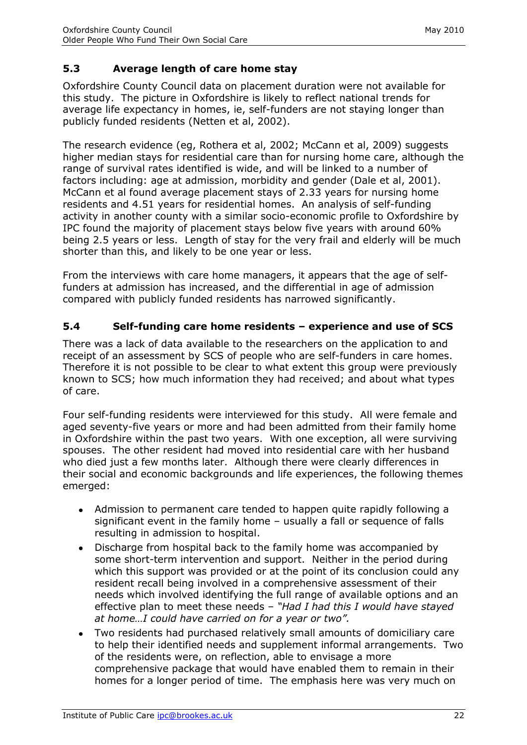## 5.3 Average length of care home stay

Oxfordshire County Council data on placement duration were not available for this study. The picture in Oxfordshire is likely to reflect national trends for average life expectancy in homes, ie, self-funders are not staying longer than publicly funded residents (Netten et al, 2002).

The research evidence (eg, Rothera et al, 2002; McCann et al, 2009) suggests higher median stays for residential care than for nursing home care, although the range of survival rates identified is wide, and will be linked to a number of factors including: age at admission, morbidity and gender (Dale et al, 2001). McCann et al found average placement stays of 2.33 years for nursing home residents and 4.51 years for residential homes. An analysis of self-funding activity in another county with a similar socio-economic profile to Oxfordshire by IPC found the majority of placement stays below five years with around 60% being 2.5 years or less. Length of stay for the very frail and elderly will be much shorter than this, and likely to be one year or less.

From the interviews with care home managers, it appears that the age of self-funders at admission has increased, and the differential in age of admission compared with publicly funded residents has narrowed significantly.

## 5.4 Self-funding care home residents – experience and use of SCS

There was a lack of data available to the researchers on the application to and receipt of an assessment by SCS of people who are self-funders in care homes. Therefore it is not possible to be clear to what extent this group were previously known to SCS; how much information they had received; and about what types of care.

Four self-funding residents were interviewed for this study. All were female and aged seventy-five years or more and had been admitted from their family home in Oxfordshire within the past two years. With one exception, all were surviving spouses. The other resident had moved into residential care with her husband who died just a few months later. Although there were clearly differences in their social and economic backgrounds and life experiences, the following themes emerged:

- Admission to permanent care tended to happen quite rapidly following a significant event in the family home – usually a fall or sequence of falls resulting in admission to hospital.
- Discharge from hospital back to the family home was accompanied by some short-term intervention and support. Neither in the period during which this support was provided or at the point of its conclusion could any resident recall being involved in a comprehensive assessment of their needs which involved identifying the full range of available options and an effective plan to meet these needs – *"Had I had this I would have stayed at home…I could have carried on for a year or two".*
- Two residents had purchased relatively small amounts of domiciliary care to help their identified needs and supplement informal arrangements. Two of the residents were, on reflection, able to envisage a more comprehensive package that would have enabled them to remain in their homes for a longer period of time. The emphasis here was very much on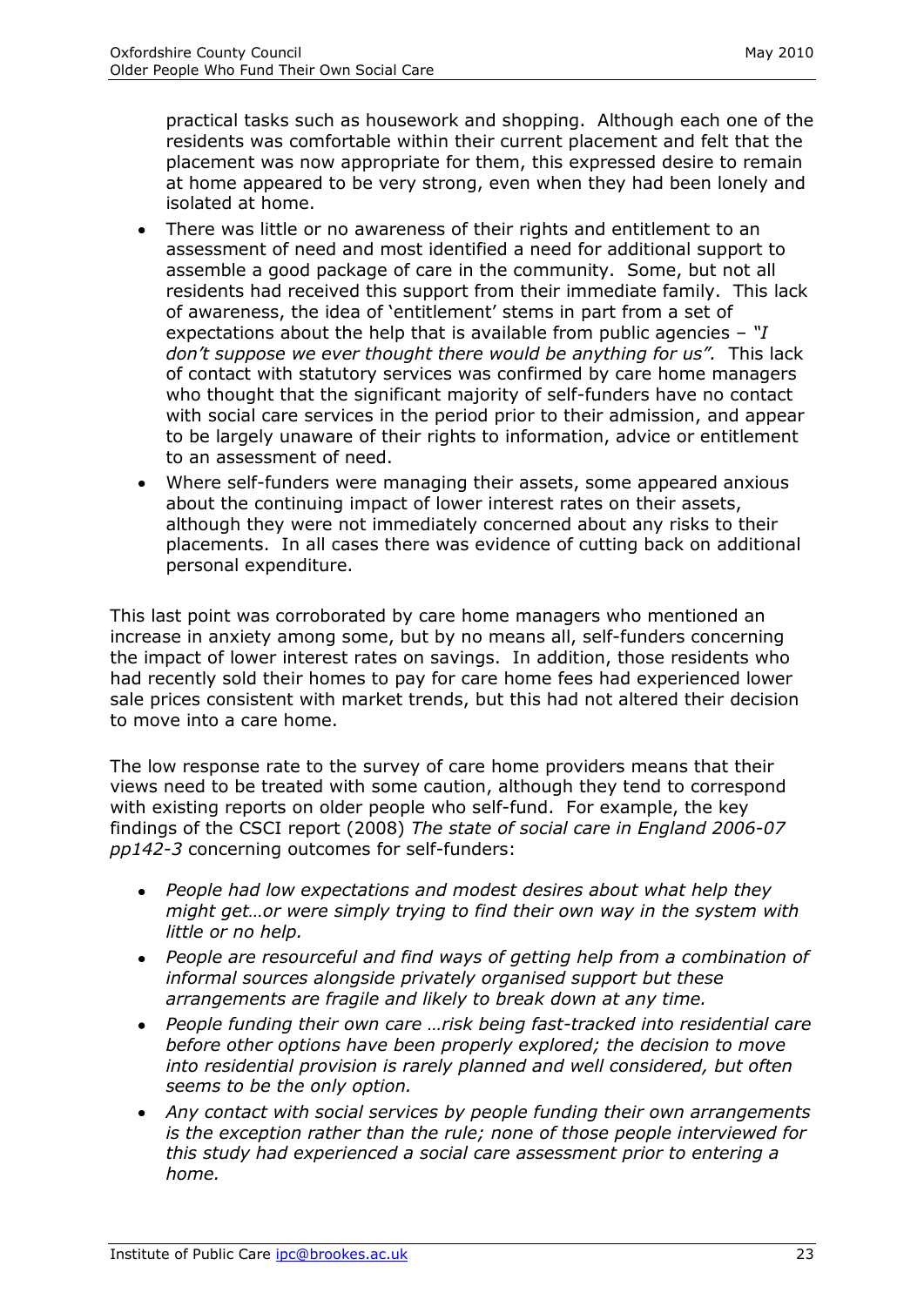practical tasks such as housework and shopping. Although each one of the residents was comfortable within their current placement and felt that the placement was now appropriate for them, this expressed desire to remain at home appeared to be very strong, even when they had been lonely and isolated at home.

- There was little or no awareness of their rights and entitlement to an assessment of need and most identified a need for additional support to assemble a good package of care in the community. Some, but not all residents had received this support from their immediate family. This lack of awareness, the idea of 'entitlement' stems in part from a set of expectations about the help that is available from public agencies – *"I don't suppose we ever thought there would be anything for us".* This lack of contact with statutory services was confirmed by care home managers who thought that the significant majority of self-funders have no contact with social care services in the period prior to their admission, and appear to be largely unaware of their rights to information, advice or entitlement to an assessment of need.
- Where self-funders were managing their assets, some appeared anxious about the continuing impact of lower interest rates on their assets, although they were not immediately concerned about any risks to their placements. In all cases there was evidence of cutting back on additional personal expenditure.

This last point was corroborated by care home managers who mentioned an increase in anxiety among some, but by no means all, self-funders concerning the impact of lower interest rates on savings. In addition, those residents who had recently sold their homes to pay for care home fees had experienced lower sale prices consistent with market trends, but this had not altered their decision to move into a care home.

The low response rate to the survey of care home providers means that their views need to be treated with some caution, although they tend to correspond with existing reports on older people who self-fund. For example, the key findings of the CSCI report (2008) *The state of social care in England 2006-07 pp142-3* concerning outcomes for self-funders:

- *People had low expectations and modest desires about what help they might get…or were simply trying to find their own way in the system with little or no help.*
- *People are resourceful and find ways of getting help from a combination of informal sources alongside privately organised support but these arrangements are fragile and likely to break down at any time.*
- *People funding their own care …risk being fast-tracked into residential care before other options have been properly explored; the decision to move into residential provision is rarely planned and well considered, but often seems to be the only option.*
- *Any contact with social services by people funding their own arrangements is the exception rather than the rule; none of those people interviewed for this study had experienced a social care assessment prior to entering a home.*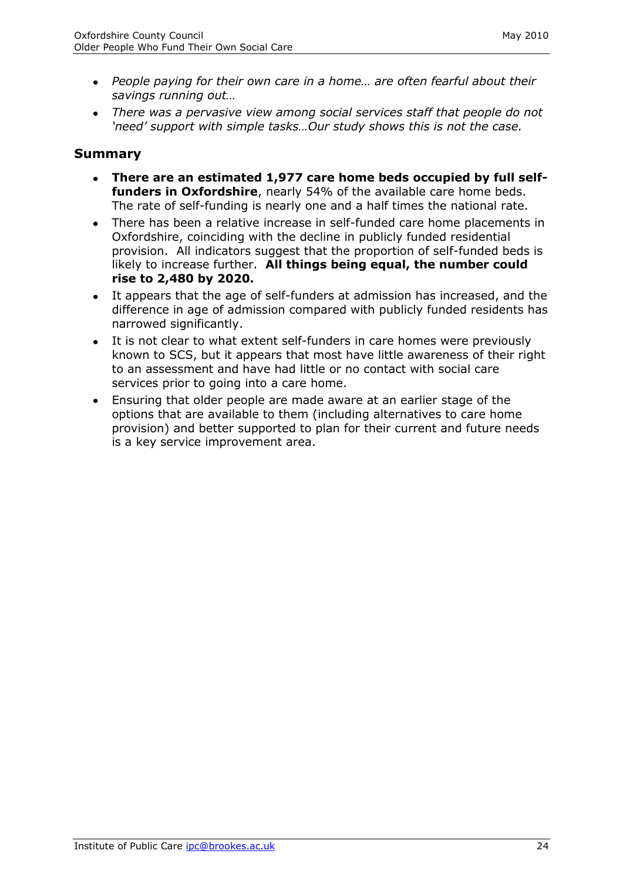- *People paying for their own care in a home… are often fearful about their savings running out…*
- *There was a pervasive view among social services staff that people do not 'need' support with simple tasks…Our study shows this is not the case.*

## Summary

- **There are an estimated 1,977 care home beds occupied by full self-funders in Oxfordshire**, nearly 54% of the available care home beds. The rate of self-funding is nearly one and a half times the national rate.
- There has been a relative increase in self-funded care home placements in Oxfordshire, coinciding with the decline in publicly funded residential provision. All indicators suggest that the proportion of self-funded beds is likely to increase further. **All things being equal, the number could rise to 2,480 by 2020.**
- It appears that the age of self-funders at admission has increased, and the difference in age of admission compared with publicly funded residents has narrowed significantly.
- It is not clear to what extent self-funders in care homes were previously known to SCS, but it appears that most have little awareness of their right to an assessment and have had little or no contact with social care services prior to going into a care home.
- Ensuring that older people are made aware at an earlier stage of the options that are available to them (including alternatives to care home provision) and better supported to plan for their current and future needs is a key service improvement area.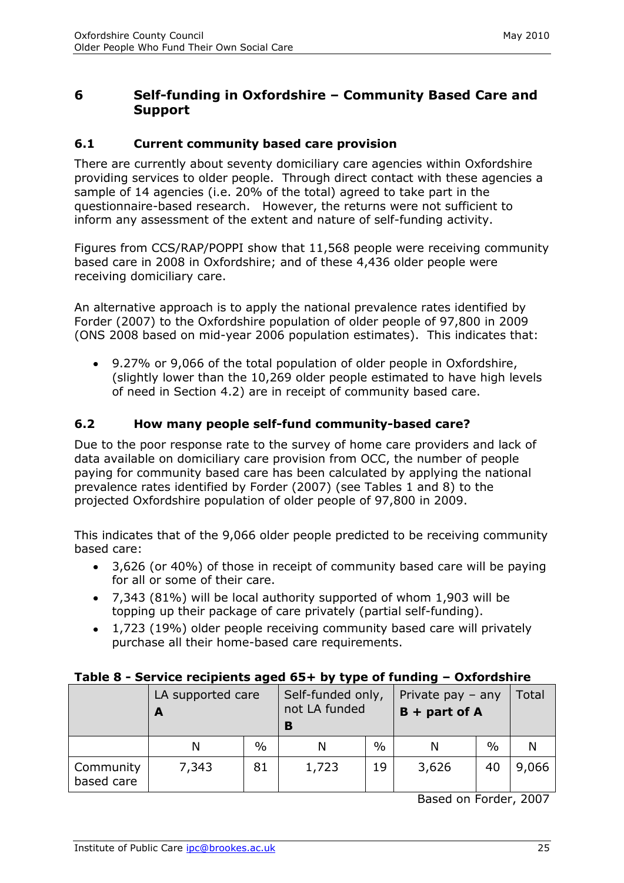## 6 Self-funding in Oxfordshire – Community Based Care and Support

### 6.1 Current community based care provision

There are currently about seventy domiciliary care agencies within Oxfordshire providing services to older people. Through direct contact with these agencies a sample of 14 agencies (i.e. 20% of the total) agreed to take part in the questionnaire-based research. However, the returns were not sufficient to inform any assessment of the extent and nature of self-funding activity.

Figures from CCS/RAP/POPPI show that 11,568 people were receiving community based care in 2008 in Oxfordshire; and of these 4,436 older people were receiving domiciliary care.

An alternative approach is to apply the national prevalence rates identified by Forder (2007) to the Oxfordshire population of older people of 97,800 in 2009 (ONS 2008 based on mid-year 2006 population estimates). This indicates that:

- 9.27% or 9,066 of the total population of older people in Oxfordshire, (slightly lower than the 10,269 older people estimated to have high levels of need in Section 4.2) are in receipt of community based care.

### 6.2 How many people self-fund community-based care?

Due to the poor response rate to the survey of home care providers and lack of data available on domiciliary care provision from OCC, the number of people paying for community based care has been calculated by applying the national prevalence rates identified by Forder (2007) (see Tables 1 and 8) to the projected Oxfordshire population of older people of 97,800 in 2009.

This indicates that of the 9,066 older people predicted to be receiving community based care:

- 3,626 (or 40%) of those in receipt of community based care will be paying for all or some of their care.
- 7,343 (81%) will be local authority supported of whom 1,903 will be topping up their package of care privately (partial self-funding).
- 1,723 (19%) older people receiving community based care will privately purchase all their home-based care requirements.

**Table 8 - Service recipients aged 65+ by type of funding – Oxfordshire**

| | LA supported care **A** | | Self-funded only, not LA funded **B** | | Private pay – any **B + part of A** | | Total |
|---|---|---|---|---|---|---|---|
| | N | % | N | % | N | % | N |
| Community based care | 7,343 | 81 | 1,723 | 19 | 3,626 | 40 | 9,066 |

Based on Forder, 2007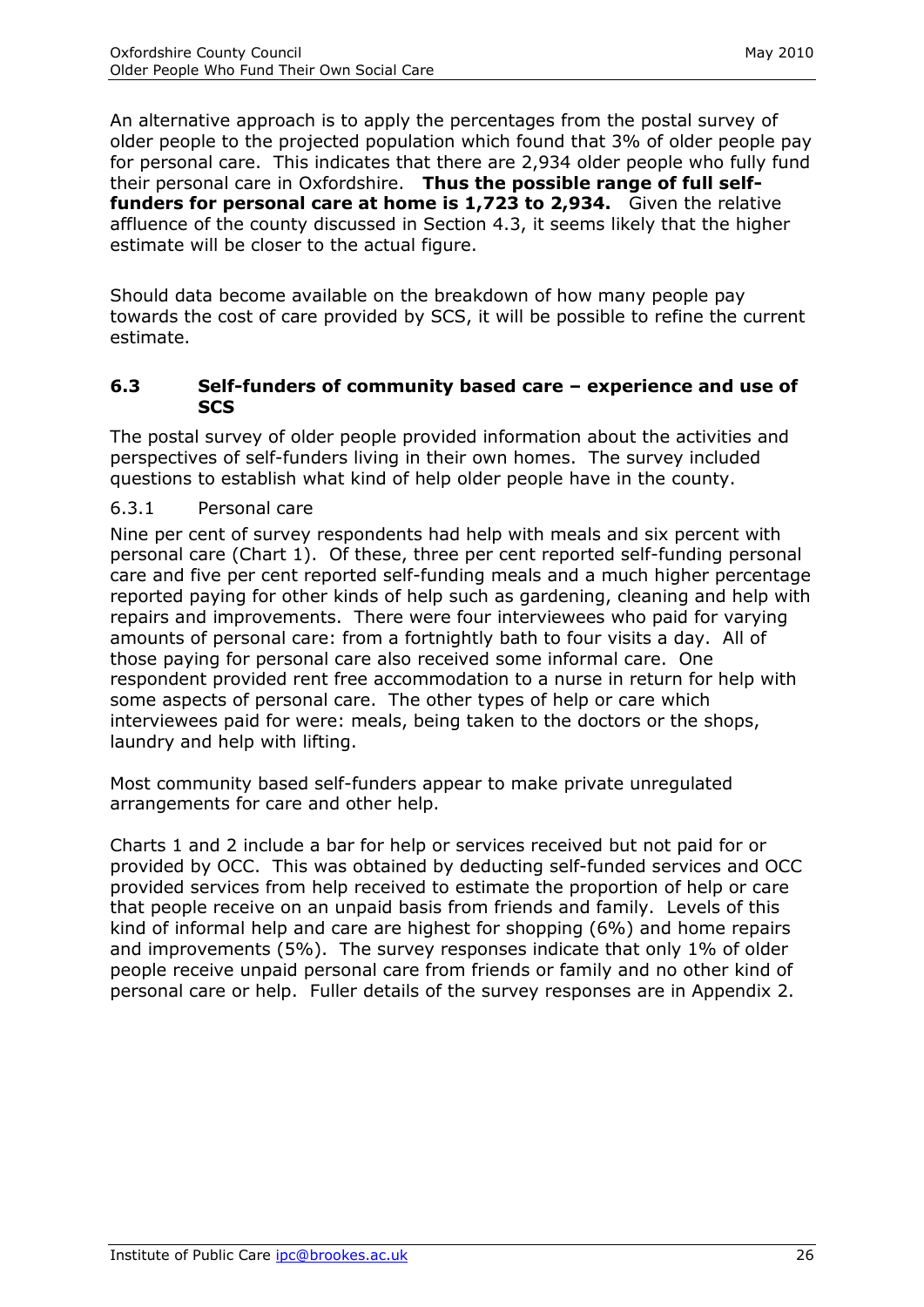An alternative approach is to apply the percentages from the postal survey of older people to the projected population which found that 3% of older people pay for personal care. This indicates that there are 2,934 older people who fully fund their personal care in Oxfordshire. **Thus the possible range of full self-funders for personal care at home is 1,723 to 2,934.** Given the relative affluence of the county discussed in Section 4.3, it seems likely that the higher estimate will be closer to the actual figure.

Should data become available on the breakdown of how many people pay towards the cost of care provided by SCS, it will be possible to refine the current estimate.

## 6.3 Self-funders of community based care – experience and use of SCS

The postal survey of older people provided information about the activities and perspectives of self-funders living in their own homes. The survey included questions to establish what kind of help older people have in the county.

### 6.3.1 Personal care

Nine per cent of survey respondents had help with meals and six percent with personal care (Chart 1). Of these, three per cent reported self-funding personal care and five per cent reported self-funding meals and a much higher percentage reported paying for other kinds of help such as gardening, cleaning and help with repairs and improvements. There were four interviewees who paid for varying amounts of personal care: from a fortnightly bath to four visits a day. All of those paying for personal care also received some informal care. One respondent provided rent free accommodation to a nurse in return for help with some aspects of personal care. The other types of help or care which interviewees paid for were: meals, being taken to the doctors or the shops, laundry and help with lifting.

Most community based self-funders appear to make private unregulated arrangements for care and other help.

Charts 1 and 2 include a bar for help or services received but not paid for or provided by OCC. This was obtained by deducting self-funded services and OCC provided services from help received to estimate the proportion of help or care that people receive on an unpaid basis from friends and family. Levels of this kind of informal help and care are highest for shopping (6%) and home repairs and improvements (5%). The survey responses indicate that only 1% of older people receive unpaid personal care from friends or family and no other kind of personal care or help. Fuller details of the survey responses are in Appendix 2.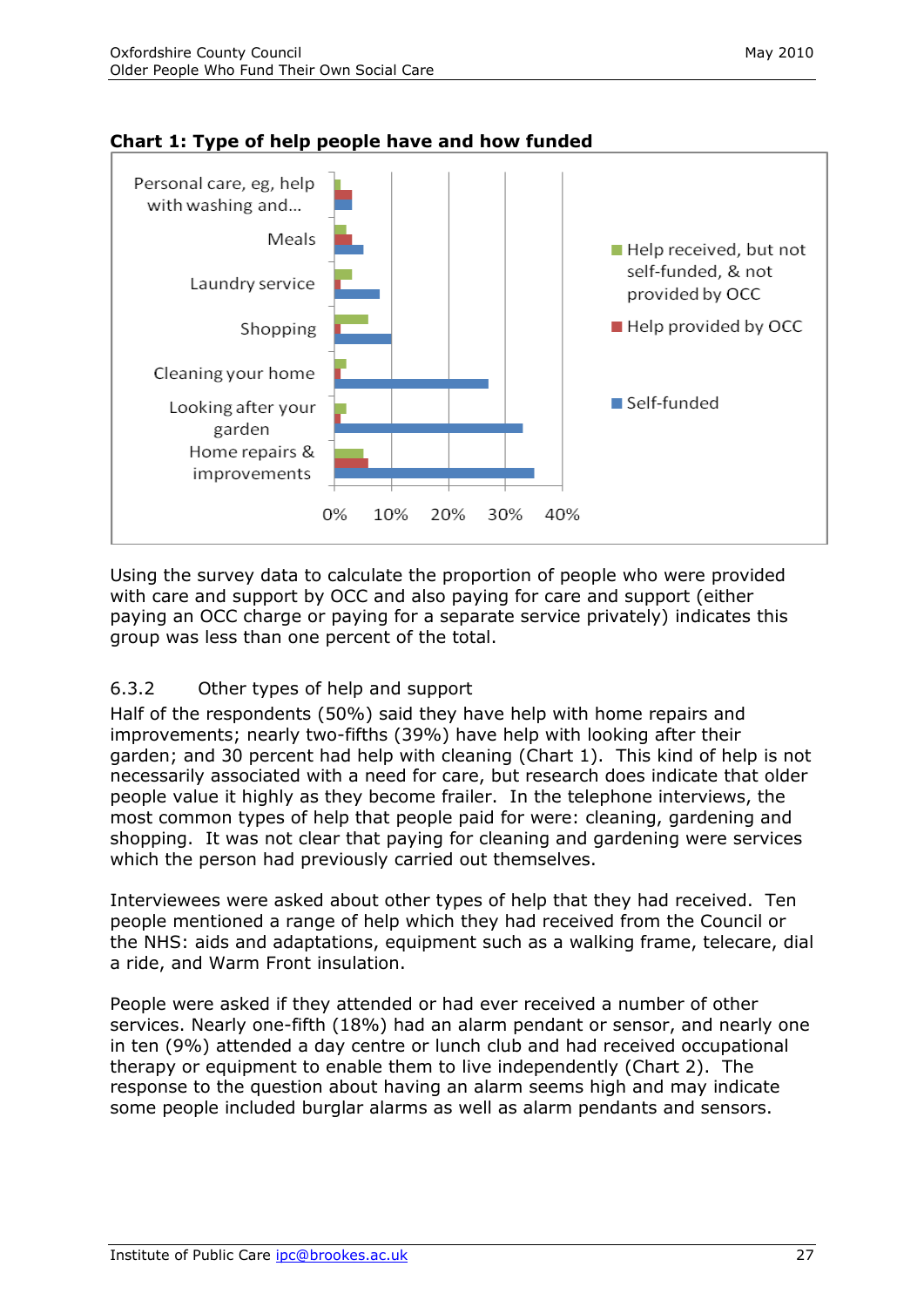**Chart 1: Type of help people have and how funded**

Using the survey data to calculate the proportion of people who were provided with care and support by OCC and also paying for care and support (either paying an OCC charge or paying for a separate service privately) indicates this group was less than one percent of the total.

### 6.3.2 Other types of help and support

Half of the respondents (50%) said they have help with home repairs and improvements; nearly two-fifths (39%) have help with looking after their garden; and 30 percent had help with cleaning (Chart 1). This kind of help is not necessarily associated with a need for care, but research does indicate that older people value it highly as they become frailer. In the telephone interviews, the most common types of help that people paid for were: cleaning, gardening and shopping. It was not clear that paying for cleaning and gardening were services which the person had previously carried out themselves.

Interviewees were asked about other types of help that they had received. Ten people mentioned a range of help which they had received from the Council or the NHS: aids and adaptations, equipment such as a walking frame, telecare, dial a ride, and Warm Front insulation.

People were asked if they attended or had ever received a number of other services. Nearly one-fifth (18%) had an alarm pendant or sensor, and nearly one in ten (9%) attended a day centre or lunch club and had received occupational therapy or equipment to enable them to live independently (Chart 2). The response to the question about having an alarm seems high and may indicate some people included burglar alarms as well as alarm pendants and sensors.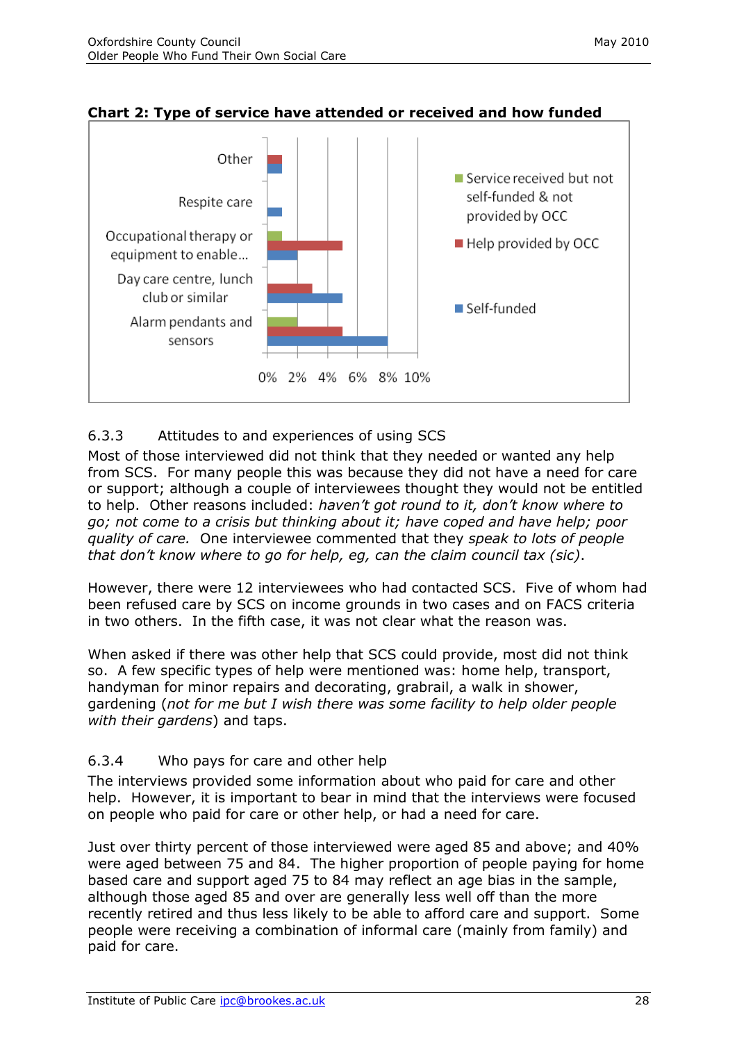**Chart 2: Type of service have attended or received and how funded**

6.3.3 Attitudes to and experiences of using SCS

Most of those interviewed did not think that they needed or wanted any help from SCS. For many people this was because they did not have a need for care or support; although a couple of interviewees thought they would not be entitled to help. Other reasons included: *haven't got round to it, don't know where to go; not come to a crisis but thinking about it; have coped and have help; poor quality of care.* One interviewee commented that they *speak to lots of people that don't know where to go for help, eg, can the claim council tax (sic)*.

However, there were 12 interviewees who had contacted SCS. Five of whom had been refused care by SCS on income grounds in two cases and on FACS criteria in two others. In the fifth case, it was not clear what the reason was.

When asked if there was other help that SCS could provide, most did not think so. A few specific types of help were mentioned was: home help, transport, handyman for minor repairs and decorating, grabrail, a walk in shower, gardening (*not for me but I wish there was some facility to help older people with their gardens*) and taps.

6.3.4 Who pays for care and other help

The interviews provided some information about who paid for care and other help. However, it is important to bear in mind that the interviews were focused on people who paid for care or other help, or had a need for care.

Just over thirty percent of those interviewed were aged 85 and above; and 40% were aged between 75 and 84. The higher proportion of people paying for home based care and support aged 75 to 84 may reflect an age bias in the sample, although those aged 85 and over are generally less well off than the more recently retired and thus less likely to be able to afford care and support. Some people were receiving a combination of informal care (mainly from family) and paid for care.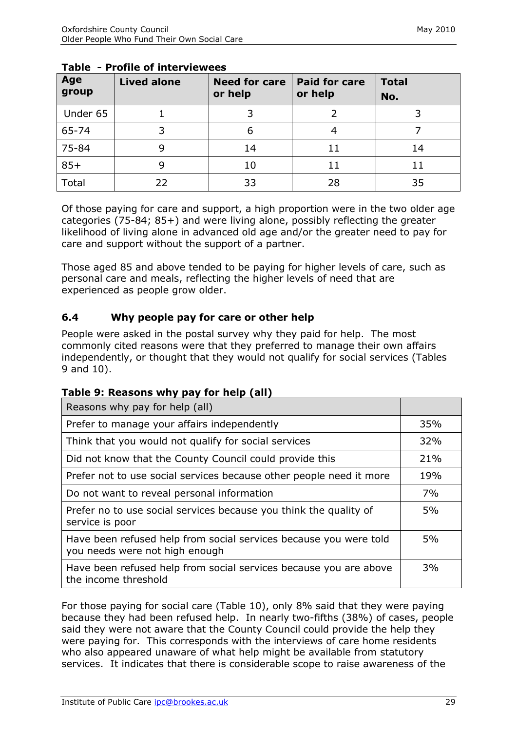**Table - Profile of interviewees**

| Age group | Lived alone | Need for care or help | Paid for care or help | Total No. |
|---|---|---|---|---|
| Under 65 | 1 | 3 | 2 | 3 |
| 65-74 | 3 | 6 | 4 | 7 |
| 75-84 | 9 | 14 | 11 | 14 |
| 85+ | 9 | 10 | 11 | 11 |
| Total | 22 | 33 | 28 | 35 |

Of those paying for care and support, a high proportion were in the two older age categories (75-84; 85+) and were living alone, possibly reflecting the greater likelihood of living alone in advanced old age and/or the greater need to pay for care and support without the support of a partner.

Those aged 85 and above tended to be paying for higher levels of care, such as personal care and meals, reflecting the higher levels of need that are experienced as people grow older.

### 6.4 Why people pay for care or other help

People were asked in the postal survey why they paid for help. The most commonly cited reasons were that they preferred to manage their own affairs independently, or thought that they would not qualify for social services (Tables 9 and 10).

**Table 9: Reasons why pay for help (all)**

| Reasons why pay for help (all) | |
|---|---|
| Prefer to manage your affairs independently | 35% |
| Think that you would not qualify for social services | 32% |
| Did not know that the County Council could provide this | 21% |
| Prefer not to use social services because other people need it more | 19% |
| Do not want to reveal personal information | 7% |
| Prefer no to use social services because you think the quality of service is poor | 5% |
| Have been refused help from social services because you were told you needs were not high enough | 5% |
| Have been refused help from social services because you are above the income threshold | 3% |

For those paying for social care (Table 10), only 8% said that they were paying because they had been refused help. In nearly two-fifths (38%) of cases, people said they were not aware that the County Council could provide the help they were paying for. This corresponds with the interviews of care home residents who also appeared unaware of what help might be available from statutory services. It indicates that there is considerable scope to raise awareness of the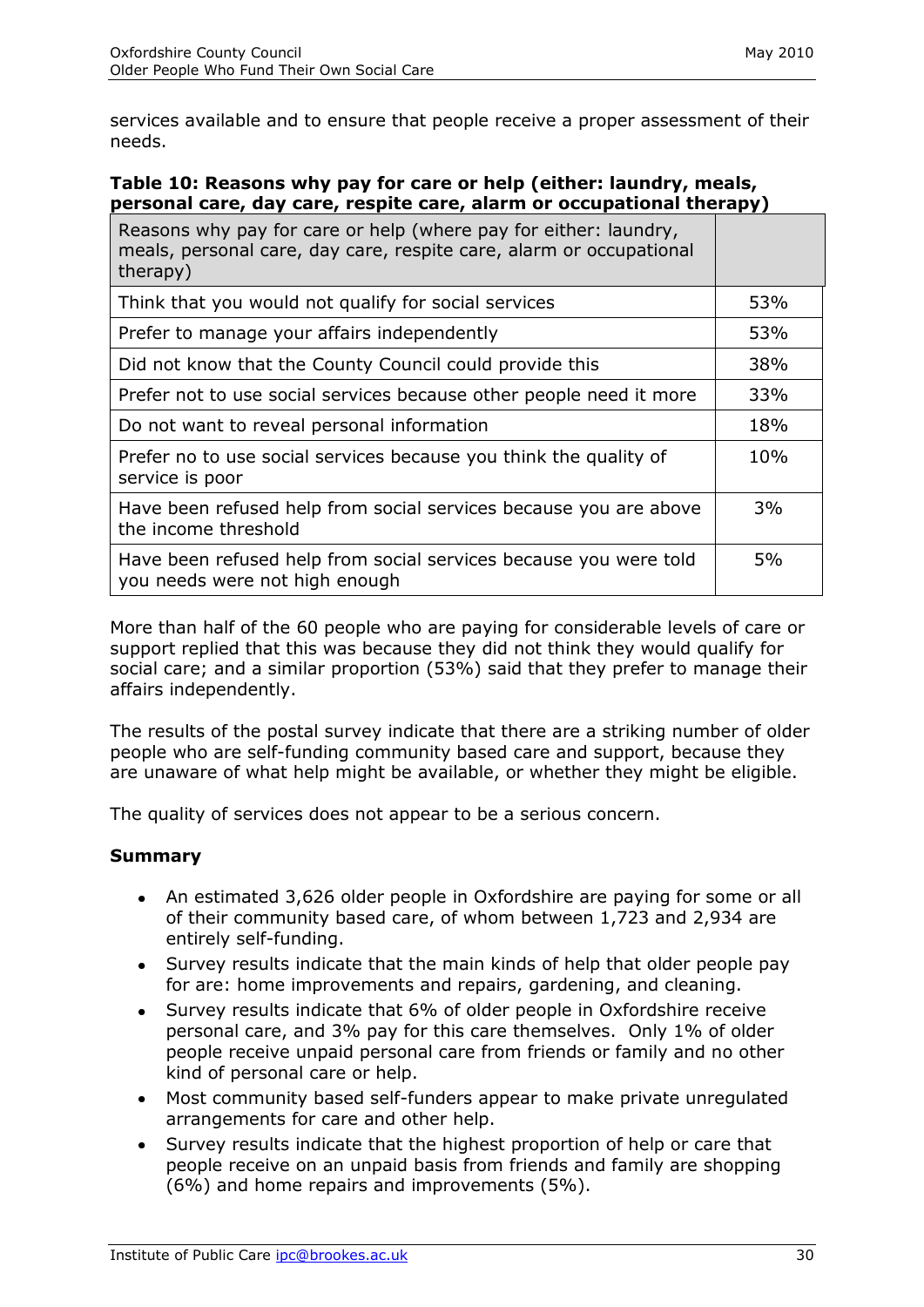services available and to ensure that people receive a proper assessment of their needs.

**Table 10: Reasons why pay for care or help (either: laundry, meals, personal care, day care, respite care, alarm or occupational therapy)**

| Reasons why pay for care or help (where pay for either: laundry, meals, personal care, day care, respite care, alarm or occupational therapy) | |
|---|---|
| Think that you would not qualify for social services | 53% |
| Prefer to manage your affairs independently | 53% |
| Did not know that the County Council could provide this | 38% |
| Prefer not to use social services because other people need it more | 33% |
| Do not want to reveal personal information | 18% |
| Prefer no to use social services because you think the quality of service is poor | 10% |
| Have been refused help from social services because you are above the income threshold | 3% |
| Have been refused help from social services because you were told you needs were not high enough | 5% |

More than half of the 60 people who are paying for considerable levels of care or support replied that this was because they did not think they would qualify for social care; and a similar proportion (53%) said that they prefer to manage their affairs independently.

The results of the postal survey indicate that there are a striking number of older people who are self-funding community based care and support, because they are unaware of what help might be available, or whether they might be eligible.

The quality of services does not appear to be a serious concern.

**Summary**

- An estimated 3,626 older people in Oxfordshire are paying for some or all of their community based care, of whom between 1,723 and 2,934 are entirely self-funding.
- Survey results indicate that the main kinds of help that older people pay for are: home improvements and repairs, gardening, and cleaning.
- Survey results indicate that 6% of older people in Oxfordshire receive personal care, and 3% pay for this care themselves. Only 1% of older people receive unpaid personal care from friends or family and no other kind of personal care or help.
- Most community based self-funders appear to make private unregulated arrangements for care and other help.
- Survey results indicate that the highest proportion of help or care that people receive on an unpaid basis from friends and family are shopping (6%) and home repairs and improvements (5%).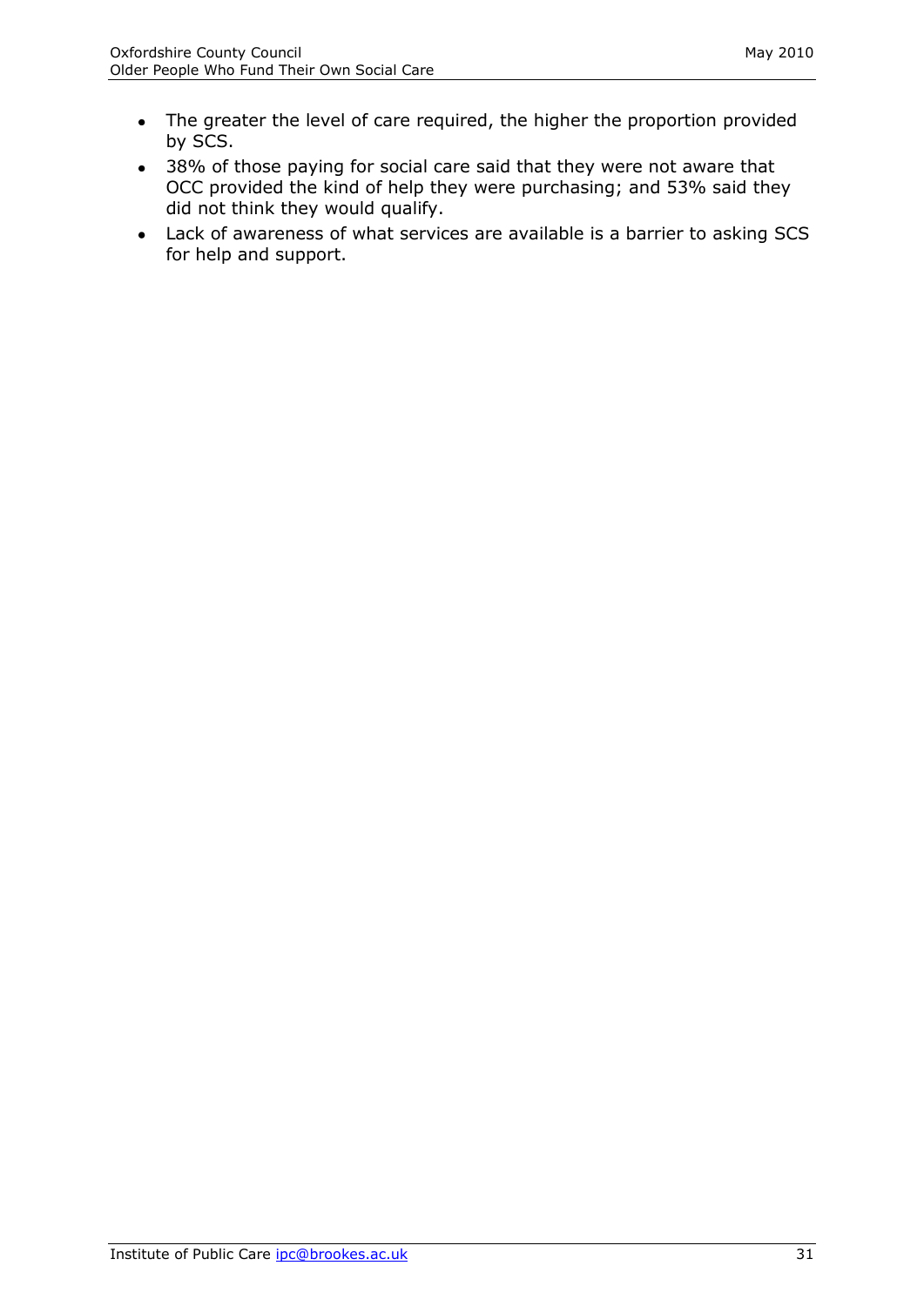- The greater the level of care required, the higher the proportion provided by SCS.
- 38% of those paying for social care said that they were not aware that OCC provided the kind of help they were purchasing; and 53% said they did not think they would qualify.
- Lack of awareness of what services are available is a barrier to asking SCS for help and support.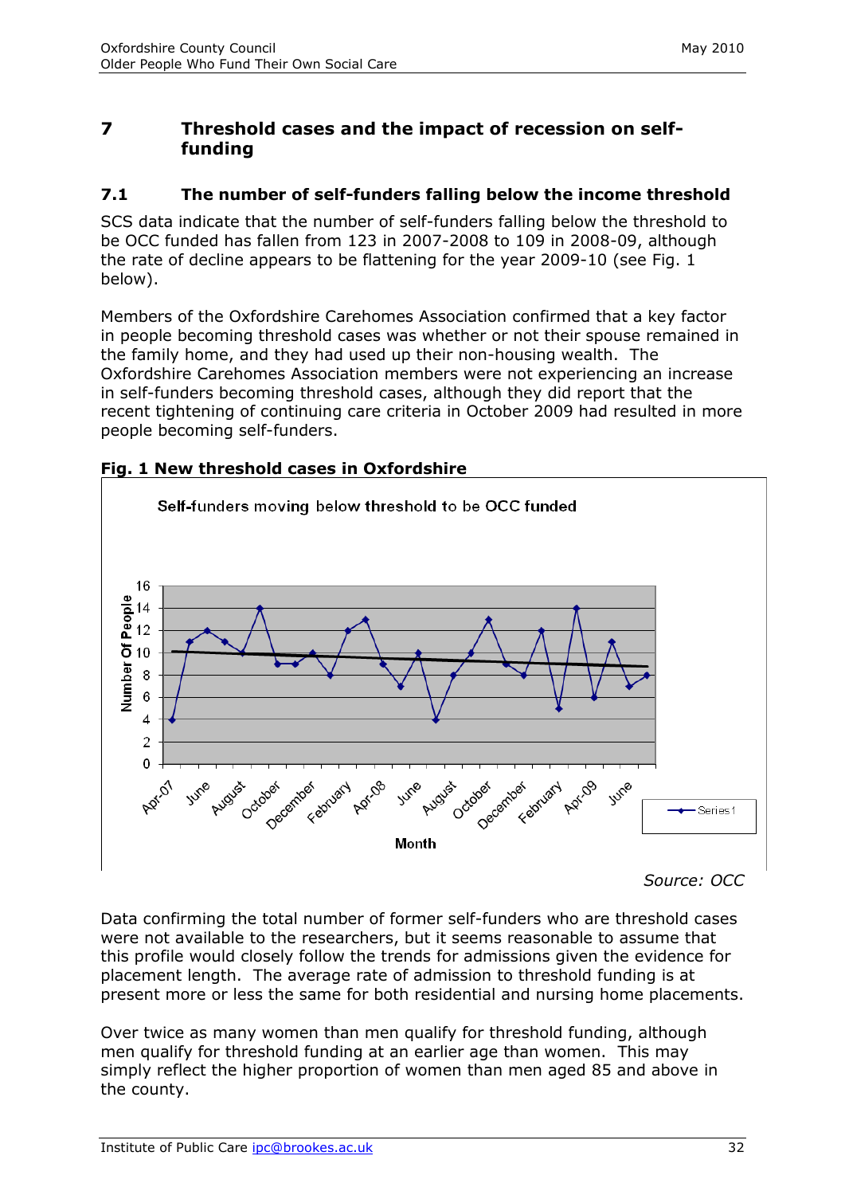## 7 Threshold cases and the impact of recession on self-funding

### 7.1 The number of self-funders falling below the income threshold

SCS data indicate that the number of self-funders falling below the threshold to be OCC funded has fallen from 123 in 2007-2008 to 109 in 2008-09, although the rate of decline appears to be flattening for the year 2009-10 (see Fig. 1 below).

Members of the Oxfordshire Carehomes Association confirmed that a key factor in people becoming threshold cases was whether or not their spouse remained in the family home, and they had used up their non-housing wealth. The Oxfordshire Carehomes Association members were not experiencing an increase in self-funders becoming threshold cases, although they did report that the recent tightening of continuing care criteria in October 2009 had resulted in more people becoming self-funders.

**Fig. 1 New threshold cases in Oxfordshire**

Self-funders moving below threshold to be OCC funded

*Source: OCC*

Data confirming the total number of former self-funders who are threshold cases were not available to the researchers, but it seems reasonable to assume that this profile would closely follow the trends for admissions given the evidence for placement length. The average rate of admission to threshold funding is at present more or less the same for both residential and nursing home placements.

Over twice as many women than men qualify for threshold funding, although men qualify for threshold funding at an earlier age than women. This may simply reflect the higher proportion of women than men aged 85 and above in the county.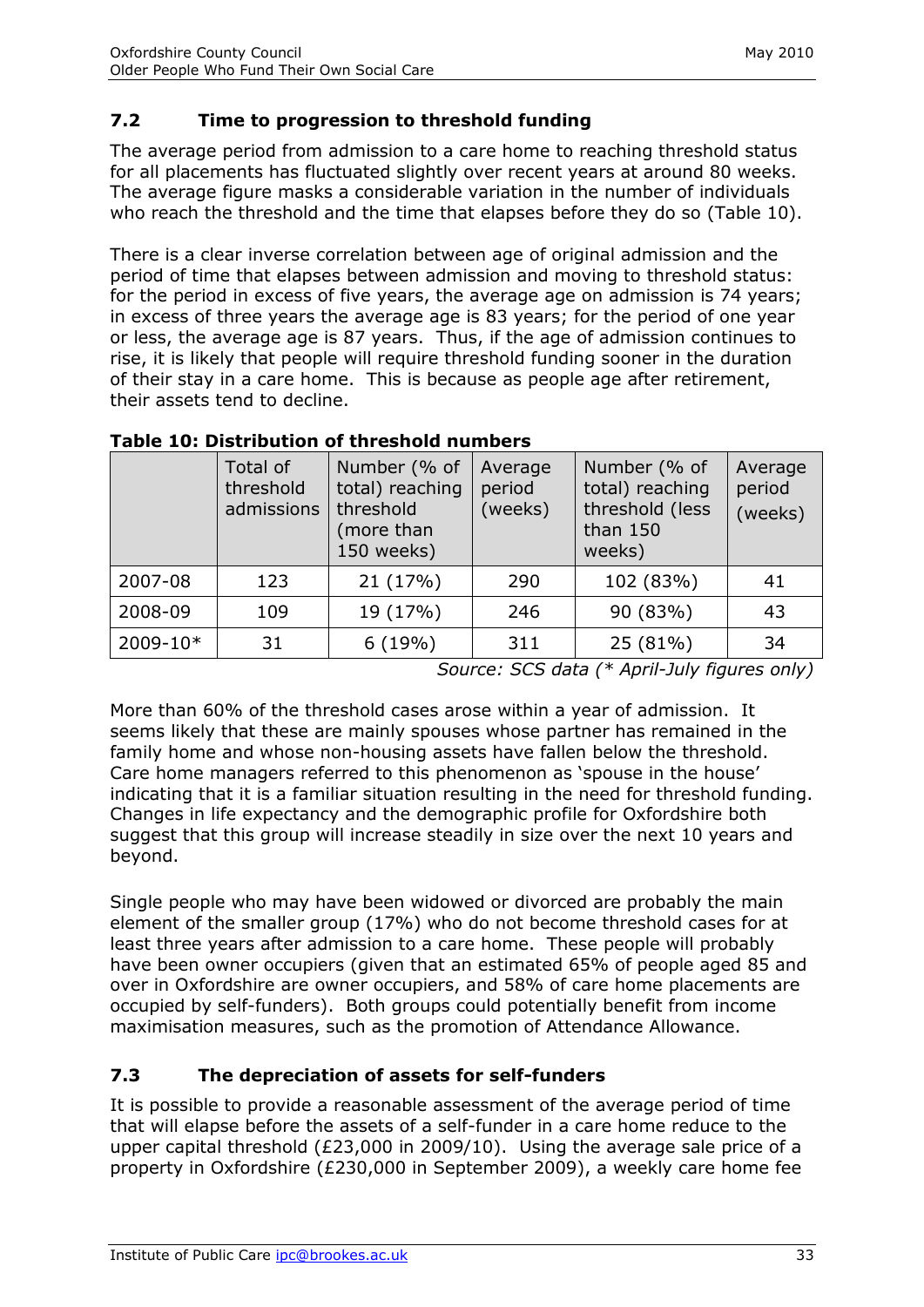## 7.2 Time to progression to threshold funding

The average period from admission to a care home to reaching threshold status for all placements has fluctuated slightly over recent years at around 80 weeks. The average figure masks a considerable variation in the number of individuals who reach the threshold and the time that elapses before they do so (Table 10).

There is a clear inverse correlation between age of original admission and the period of time that elapses between admission and moving to threshold status: for the period in excess of five years, the average age on admission is 74 years; in excess of three years the average age is 83 years; for the period of one year or less, the average age is 87 years. Thus, if the age of admission continues to rise, it is likely that people will require threshold funding sooner in the duration of their stay in a care home. This is because as people age after retirement, their assets tend to decline.

**Table 10: Distribution of threshold numbers**

| | Total of threshold admissions | Number (% of total) reaching threshold (more than 150 weeks) | Average period (weeks) | Number (% of total) reaching threshold (less than 150 weeks) | Average period (weeks) |
|---|---|---|---|---|---|
| 2007-08 | 123 | 21 (17%) | 290 | 102 (83%) | 41 |
| 2008-09 | 109 | 19 (17%) | 246 | 90 (83%) | 43 |
| 2009-10* | 31 | 6 (19%) | 311 | 25 (81%) | 34 |

*Source: SCS data (* April-July figures only)*

More than 60% of the threshold cases arose within a year of admission. It seems likely that these are mainly spouses whose partner has remained in the family home and whose non-housing assets have fallen below the threshold. Care home managers referred to this phenomenon as 'spouse in the house' indicating that it is a familiar situation resulting in the need for threshold funding. Changes in life expectancy and the demographic profile for Oxfordshire both suggest that this group will increase steadily in size over the next 10 years and beyond.

Single people who may have been widowed or divorced are probably the main element of the smaller group (17%) who do not become threshold cases for at least three years after admission to a care home. These people will probably have been owner occupiers (given that an estimated 65% of people aged 85 and over in Oxfordshire are owner occupiers, and 58% of care home placements are occupied by self-funders). Both groups could potentially benefit from income maximisation measures, such as the promotion of Attendance Allowance.

## 7.3 The depreciation of assets for self-funders

It is possible to provide a reasonable assessment of the average period of time that will elapse before the assets of a self-funder in a care home reduce to the upper capital threshold (£23,000 in 2009/10). Using the average sale price of a property in Oxfordshire (£230,000 in September 2009), a weekly care home fee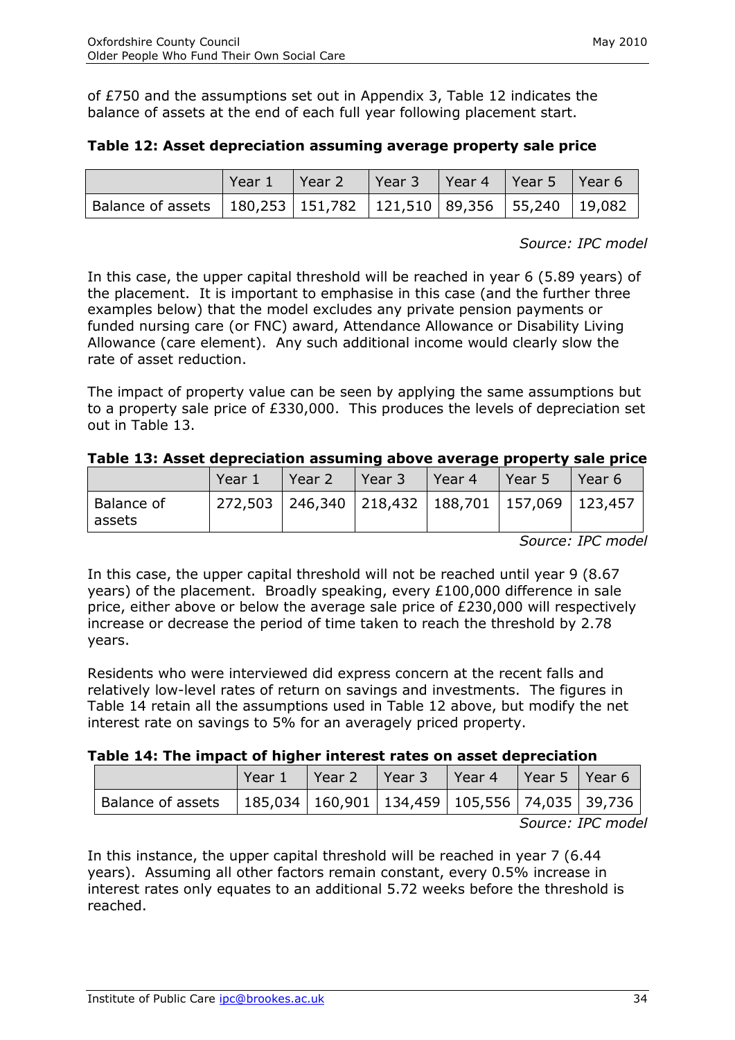of £750 and the assumptions set out in Appendix 3, Table 12 indicates the balance of assets at the end of each full year following placement start.

**Table 12: Asset depreciation assuming average property sale price**

| | Year 1 | Year 2 | Year 3 | Year 4 | Year 5 | Year 6 |
|---|---|---|---|---|---|---|
| Balance of assets | 180,253 | 151,782 | 121,510 | 89,356 | 55,240 | 19,082 |

*Source: IPC model*

In this case, the upper capital threshold will be reached in year 6 (5.89 years) of the placement. It is important to emphasise in this case (and the further three examples below) that the model excludes any private pension payments or funded nursing care (or FNC) award, Attendance Allowance or Disability Living Allowance (care element). Any such additional income would clearly slow the rate of asset reduction.

The impact of property value can be seen by applying the same assumptions but to a property sale price of £330,000. This produces the levels of depreciation set out in Table 13.

**Table 13: Asset depreciation assuming above average property sale price**

| | Year 1 | Year 2 | Year 3 | Year 4 | Year 5 | Year 6 |
|---|---|---|---|---|---|---|
| Balance of assets | 272,503 | 246,340 | 218,432 | 188,701 | 157,069 | 123,457 |

*Source: IPC model*

In this case, the upper capital threshold will not be reached until year 9 (8.67 years) of the placement. Broadly speaking, every £100,000 difference in sale price, either above or below the average sale price of £230,000 will respectively increase or decrease the period of time taken to reach the threshold by 2.78 years.

Residents who were interviewed did express concern at the recent falls and relatively low-level rates of return on savings and investments. The figures in Table 14 retain all the assumptions used in Table 12 above, but modify the net interest rate on savings to 5% for an averagely priced property.

**Table 14: The impact of higher interest rates on asset depreciation**

| | Year 1 | Year 2 | Year 3 | Year 4 | Year 5 | Year 6 |
|---|---|---|---|---|---|---|
| Balance of assets | 185,034 | 160,901 | 134,459 | 105,556 | 74,035 | 39,736 |

*Source: IPC model*

In this instance, the upper capital threshold will be reached in year 7 (6.44 years). Assuming all other factors remain constant, every 0.5% increase in interest rates only equates to an additional 5.72 weeks before the threshold is reached.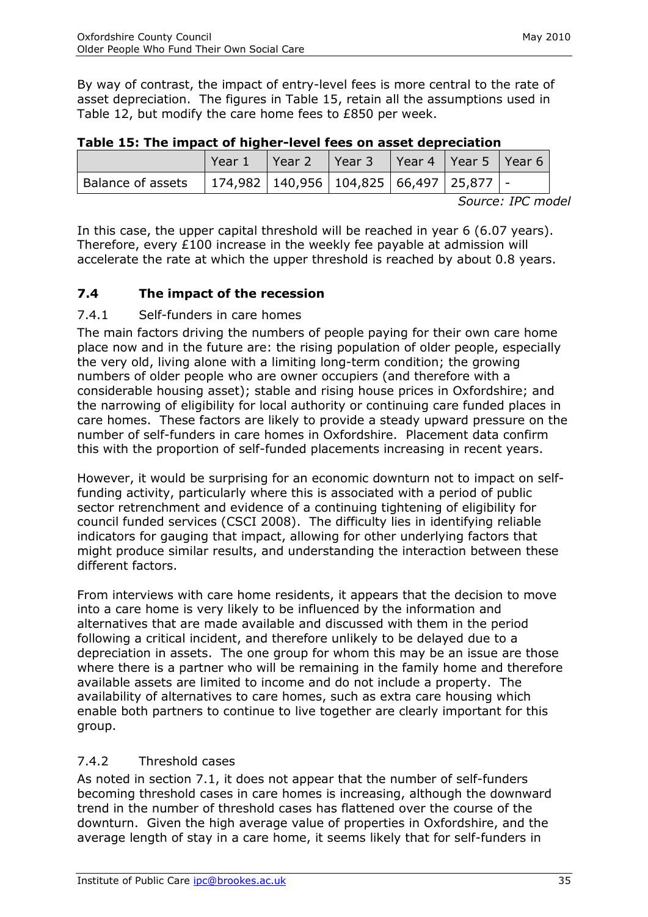By way of contrast, the impact of entry-level fees is more central to the rate of asset depreciation. The figures in Table 15, retain all the assumptions used in Table 12, but modify the care home fees to £850 per week.

**Table 15: The impact of higher-level fees on asset depreciation**

| | Year 1 | Year 2 | Year 3 | Year 4 | Year 5 | Year 6 |
|---|---|---|---|---|---|---|
| Balance of assets | 174,982 | 140,956 | 104,825 | 66,497 | 25,877 | - |

*Source: IPC model*

In this case, the upper capital threshold will be reached in year 6 (6.07 years). Therefore, every £100 increase in the weekly fee payable at admission will accelerate the rate at which the upper threshold is reached by about 0.8 years.

### 7.4 The impact of the recession

#### 7.4.1 Self-funders in care homes

The main factors driving the numbers of people paying for their own care home place now and in the future are: the rising population of older people, especially the very old, living alone with a limiting long-term condition; the growing numbers of older people who are owner occupiers (and therefore with a considerable housing asset); stable and rising house prices in Oxfordshire; and the narrowing of eligibility for local authority or continuing care funded places in care homes. These factors are likely to provide a steady upward pressure on the number of self-funders in care homes in Oxfordshire. Placement data confirm this with the proportion of self-funded placements increasing in recent years.

However, it would be surprising for an economic downturn not to impact on self-funding activity, particularly where this is associated with a period of public sector retrenchment and evidence of a continuing tightening of eligibility for council funded services (CSCI 2008). The difficulty lies in identifying reliable indicators for gauging that impact, allowing for other underlying factors that might produce similar results, and understanding the interaction between these different factors.

From interviews with care home residents, it appears that the decision to move into a care home is very likely to be influenced by the information and alternatives that are made available and discussed with them in the period following a critical incident, and therefore unlikely to be delayed due to a depreciation in assets. The one group for whom this may be an issue are those where there is a partner who will be remaining in the family home and therefore available assets are limited to income and do not include a property. The availability of alternatives to care homes, such as extra care housing which enable both partners to continue to live together are clearly important for this group.

#### 7.4.2 Threshold cases

As noted in section 7.1, it does not appear that the number of self-funders becoming threshold cases in care homes is increasing, although the downward trend in the number of threshold cases has flattened over the course of the downturn. Given the high average value of properties in Oxfordshire, and the average length of stay in a care home, it seems likely that for self-funders in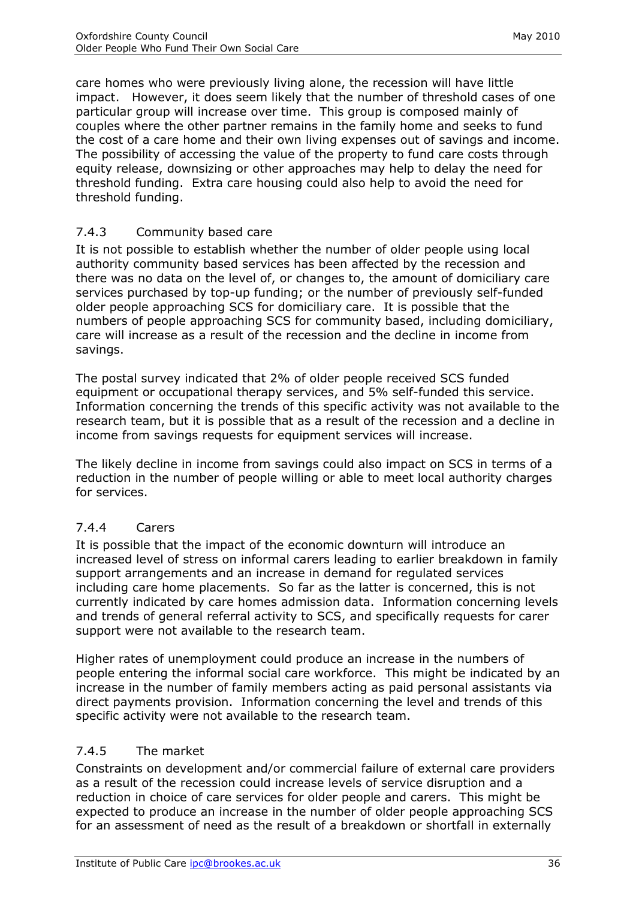care homes who were previously living alone, the recession will have little impact. However, it does seem likely that the number of threshold cases of one particular group will increase over time. This group is composed mainly of couples where the other partner remains in the family home and seeks to fund the cost of a care home and their own living expenses out of savings and income. The possibility of accessing the value of the property to fund care costs through equity release, downsizing or other approaches may help to delay the need for threshold funding. Extra care housing could also help to avoid the need for threshold funding.

### 7.4.3 Community based care

It is not possible to establish whether the number of older people using local authority community based services has been affected by the recession and there was no data on the level of, or changes to, the amount of domiciliary care services purchased by top-up funding; or the number of previously self-funded older people approaching SCS for domiciliary care. It is possible that the numbers of people approaching SCS for community based, including domiciliary, care will increase as a result of the recession and the decline in income from savings.

The postal survey indicated that 2% of older people received SCS funded equipment or occupational therapy services, and 5% self-funded this service. Information concerning the trends of this specific activity was not available to the research team, but it is possible that as a result of the recession and a decline in income from savings requests for equipment services will increase.

The likely decline in income from savings could also impact on SCS in terms of a reduction in the number of people willing or able to meet local authority charges for services.

### 7.4.4 Carers

It is possible that the impact of the economic downturn will introduce an increased level of stress on informal carers leading to earlier breakdown in family support arrangements and an increase in demand for regulated services including care home placements. So far as the latter is concerned, this is not currently indicated by care homes admission data. Information concerning levels and trends of general referral activity to SCS, and specifically requests for carer support were not available to the research team.

Higher rates of unemployment could produce an increase in the numbers of people entering the informal social care workforce. This might be indicated by an increase in the number of family members acting as paid personal assistants via direct payments provision. Information concerning the level and trends of this specific activity were not available to the research team.

### 7.4.5 The market

Constraints on development and/or commercial failure of external care providers as a result of the recession could increase levels of service disruption and a reduction in choice of care services for older people and carers. This might be expected to produce an increase in the number of older people approaching SCS for an assessment of need as the result of a breakdown or shortfall in externally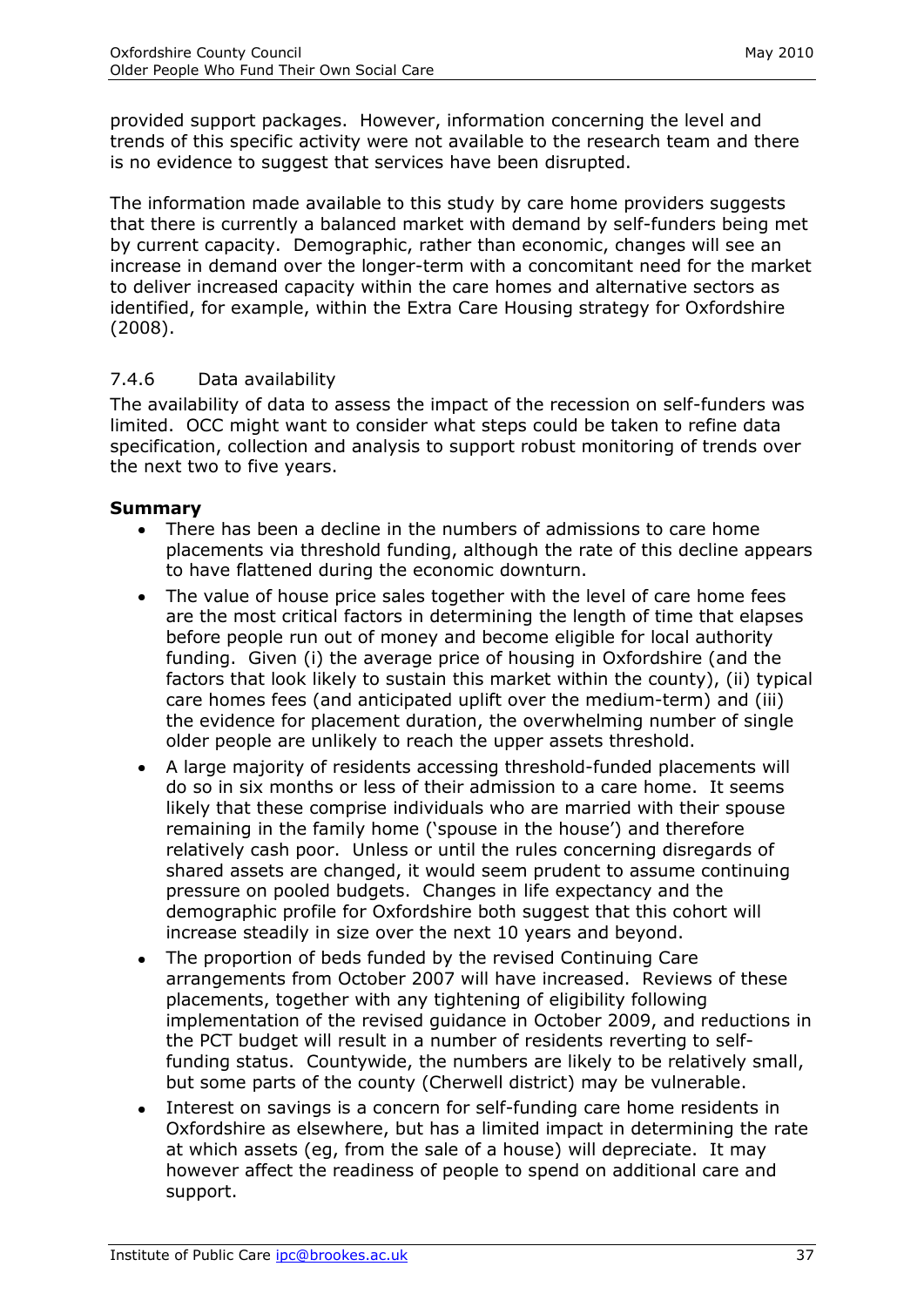provided support packages. However, information concerning the level and trends of this specific activity were not available to the research team and there is no evidence to suggest that services have been disrupted.

The information made available to this study by care home providers suggests that there is currently a balanced market with demand by self-funders being met by current capacity. Demographic, rather than economic, changes will see an increase in demand over the longer-term with a concomitant need for the market to deliver increased capacity within the care homes and alternative sectors as identified, for example, within the Extra Care Housing strategy for Oxfordshire (2008).

### 7.4.6 Data availability

The availability of data to assess the impact of the recession on self-funders was limited. OCC might want to consider what steps could be taken to refine data specification, collection and analysis to support robust monitoring of trends over the next two to five years.

**Summary**

- There has been a decline in the numbers of admissions to care home placements via threshold funding, although the rate of this decline appears to have flattened during the economic downturn.
- The value of house price sales together with the level of care home fees are the most critical factors in determining the length of time that elapses before people run out of money and become eligible for local authority funding. Given (i) the average price of housing in Oxfordshire (and the factors that look likely to sustain this market within the county), (ii) typical care homes fees (and anticipated uplift over the medium-term) and (iii) the evidence for placement duration, the overwhelming number of single older people are unlikely to reach the upper assets threshold.
- A large majority of residents accessing threshold-funded placements will do so in six months or less of their admission to a care home. It seems likely that these comprise individuals who are married with their spouse remaining in the family home ('spouse in the house') and therefore relatively cash poor. Unless or until the rules concerning disregards of shared assets are changed, it would seem prudent to assume continuing pressure on pooled budgets. Changes in life expectancy and the demographic profile for Oxfordshire both suggest that this cohort will increase steadily in size over the next 10 years and beyond.
- The proportion of beds funded by the revised Continuing Care arrangements from October 2007 will have increased. Reviews of these placements, together with any tightening of eligibility following implementation of the revised guidance in October 2009, and reductions in the PCT budget will result in a number of residents reverting to self-funding status. Countywide, the numbers are likely to be relatively small, but some parts of the county (Cherwell district) may be vulnerable.
- Interest on savings is a concern for self-funding care home residents in Oxfordshire as elsewhere, but has a limited impact in determining the rate at which assets (eg, from the sale of a house) will depreciate. It may however affect the readiness of people to spend on additional care and support.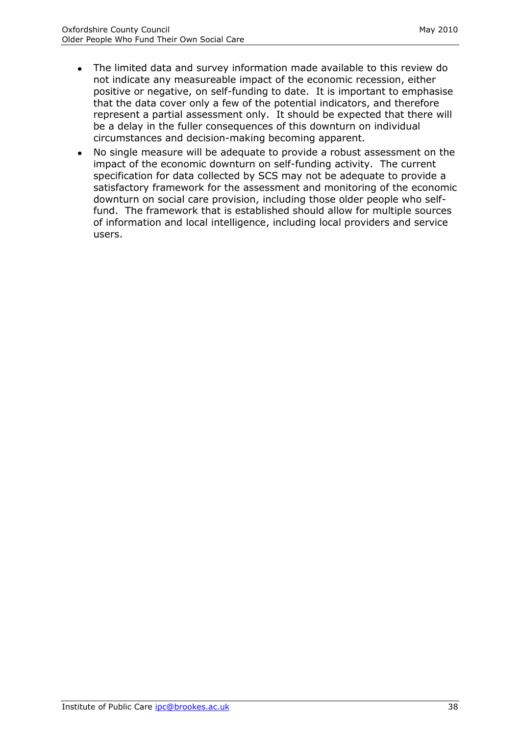- The limited data and survey information made available to this review do not indicate any measureable impact of the economic recession, either positive or negative, on self-funding to date. It is important to emphasise that the data cover only a few of the potential indicators, and therefore represent a partial assessment only. It should be expected that there will be a delay in the fuller consequences of this downturn on individual circumstances and decision-making becoming apparent.
- No single measure will be adequate to provide a robust assessment on the impact of the economic downturn on self-funding activity. The current specification for data collected by SCS may not be adequate to provide a satisfactory framework for the assessment and monitoring of the economic downturn on social care provision, including those older people who self-fund. The framework that is established should allow for multiple sources of information and local intelligence, including local providers and service users.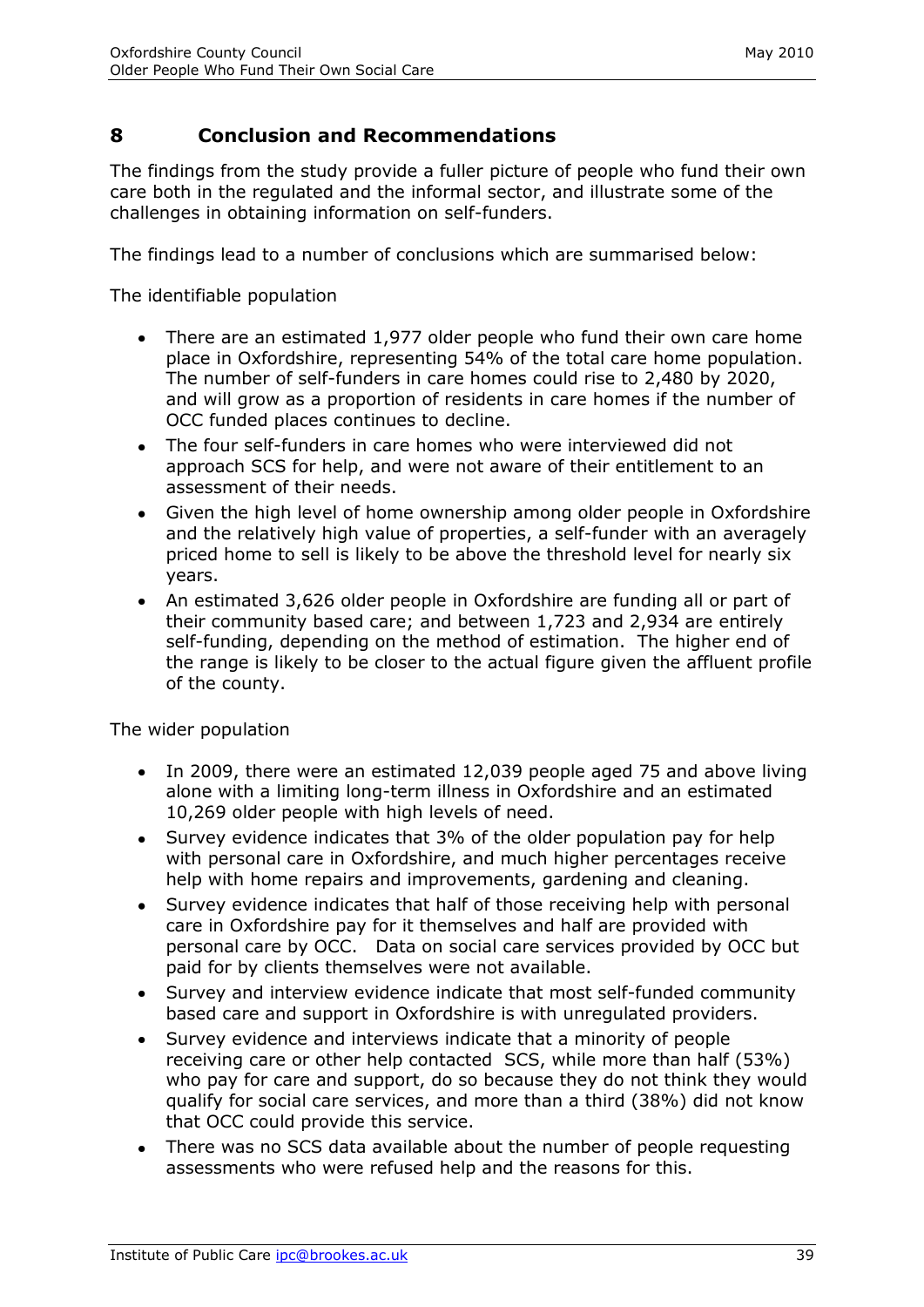## 8 Conclusion and Recommendations

The findings from the study provide a fuller picture of people who fund their own care both in the regulated and the informal sector, and illustrate some of the challenges in obtaining information on self-funders.

The findings lead to a number of conclusions which are summarised below:

The identifiable population

- There are an estimated 1,977 older people who fund their own care home place in Oxfordshire, representing 54% of the total care home population. The number of self-funders in care homes could rise to 2,480 by 2020, and will grow as a proportion of residents in care homes if the number of OCC funded places continues to decline.
- The four self-funders in care homes who were interviewed did not approach SCS for help, and were not aware of their entitlement to an assessment of their needs.
- Given the high level of home ownership among older people in Oxfordshire and the relatively high value of properties, a self-funder with an averagely priced home to sell is likely to be above the threshold level for nearly six years.
- An estimated 3,626 older people in Oxfordshire are funding all or part of their community based care; and between 1,723 and 2,934 are entirely self-funding, depending on the method of estimation. The higher end of the range is likely to be closer to the actual figure given the affluent profile of the county.

The wider population

- In 2009, there were an estimated 12,039 people aged 75 and above living alone with a limiting long-term illness in Oxfordshire and an estimated 10,269 older people with high levels of need.
- Survey evidence indicates that 3% of the older population pay for help with personal care in Oxfordshire, and much higher percentages receive help with home repairs and improvements, gardening and cleaning.
- Survey evidence indicates that half of those receiving help with personal care in Oxfordshire pay for it themselves and half are provided with personal care by OCC. Data on social care services provided by OCC but paid for by clients themselves were not available.
- Survey and interview evidence indicate that most self-funded community based care and support in Oxfordshire is with unregulated providers.
- Survey evidence and interviews indicate that a minority of people receiving care or other help contacted SCS, while more than half (53%) who pay for care and support, do so because they do not think they would qualify for social care services, and more than a third (38%) did not know that OCC could provide this service.
- There was no SCS data available about the number of people requesting assessments who were refused help and the reasons for this.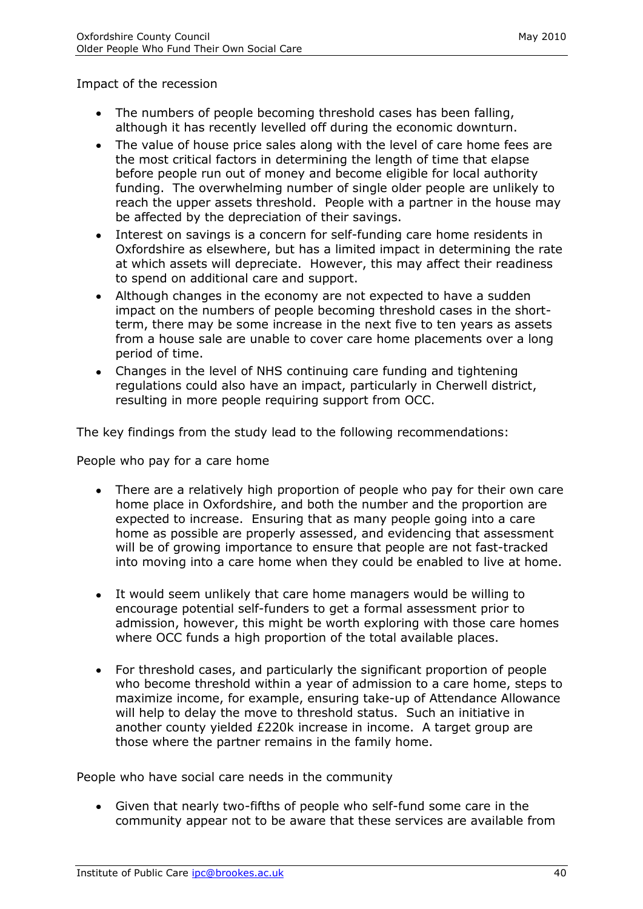Impact of the recession

- The numbers of people becoming threshold cases has been falling, although it has recently levelled off during the economic downturn.
- The value of house price sales along with the level of care home fees are the most critical factors in determining the length of time that elapse before people run out of money and become eligible for local authority funding. The overwhelming number of single older people are unlikely to reach the upper assets threshold. People with a partner in the house may be affected by the depreciation of their savings.
- Interest on savings is a concern for self-funding care home residents in Oxfordshire as elsewhere, but has a limited impact in determining the rate at which assets will depreciate. However, this may affect their readiness to spend on additional care and support.
- Although changes in the economy are not expected to have a sudden impact on the numbers of people becoming threshold cases in the short-term, there may be some increase in the next five to ten years as assets from a house sale are unable to cover care home placements over a long period of time.
- Changes in the level of NHS continuing care funding and tightening regulations could also have an impact, particularly in Cherwell district, resulting in more people requiring support from OCC.

The key findings from the study lead to the following recommendations:

People who pay for a care home

- There are a relatively high proportion of people who pay for their own care home place in Oxfordshire, and both the number and the proportion are expected to increase. Ensuring that as many people going into a care home as possible are properly assessed, and evidencing that assessment will be of growing importance to ensure that people are not fast-tracked into moving into a care home when they could be enabled to live at home.

- It would seem unlikely that care home managers would be willing to encourage potential self-funders to get a formal assessment prior to admission, however, this might be worth exploring with those care homes where OCC funds a high proportion of the total available places.

- For threshold cases, and particularly the significant proportion of people who become threshold within a year of admission to a care home, steps to maximize income, for example, ensuring take-up of Attendance Allowance will help to delay the move to threshold status. Such an initiative in another county yielded £220k increase in income. A target group are those where the partner remains in the family home.

People who have social care needs in the community

- Given that nearly two-fifths of people who self-fund some care in the community appear not to be aware that these services are available from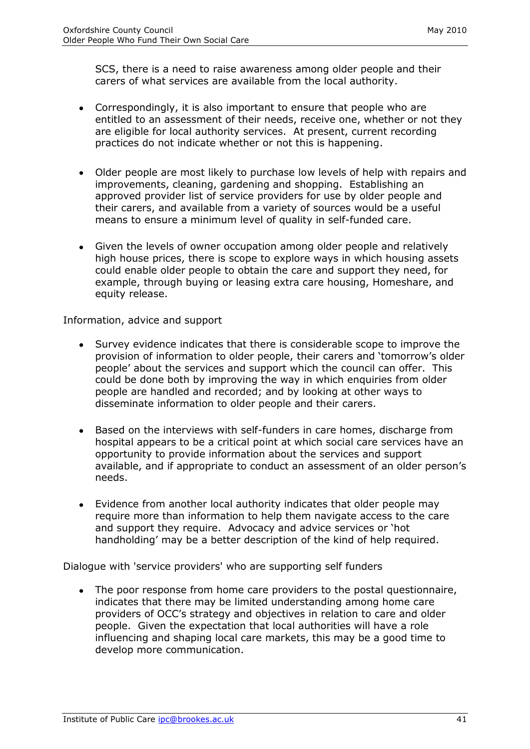SCS, there is a need to raise awareness among older people and their carers of what services are available from the local authority.

- Correspondingly, it is also important to ensure that people who are entitled to an assessment of their needs, receive one, whether or not they are eligible for local authority services. At present, current recording practices do not indicate whether or not this is happening.

- Older people are most likely to purchase low levels of help with repairs and improvements, cleaning, gardening and shopping. Establishing an approved provider list of service providers for use by older people and their carers, and available from a variety of sources would be a useful means to ensure a minimum level of quality in self-funded care.

- Given the levels of owner occupation among older people and relatively high house prices, there is scope to explore ways in which housing assets could enable older people to obtain the care and support they need, for example, through buying or leasing extra care housing, Homeshare, and equity release.

Information, advice and support

- Survey evidence indicates that there is considerable scope to improve the provision of information to older people, their carers and 'tomorrow's older people' about the services and support which the council can offer. This could be done both by improving the way in which enquiries from older people are handled and recorded; and by looking at other ways to disseminate information to older people and their carers.

- Based on the interviews with self-funders in care homes, discharge from hospital appears to be a critical point at which social care services have an opportunity to provide information about the services and support available, and if appropriate to conduct an assessment of an older person's needs.

- Evidence from another local authority indicates that older people may require more than information to help them navigate access to the care and support they require. Advocacy and advice services or 'hot handholding' may be a better description of the kind of help required.

Dialogue with 'service providers' who are supporting self funders

- The poor response from home care providers to the postal questionnaire, indicates that there may be limited understanding among home care providers of OCC's strategy and objectives in relation to care and older people. Given the expectation that local authorities will have a role influencing and shaping local care markets, this may be a good time to develop more communication.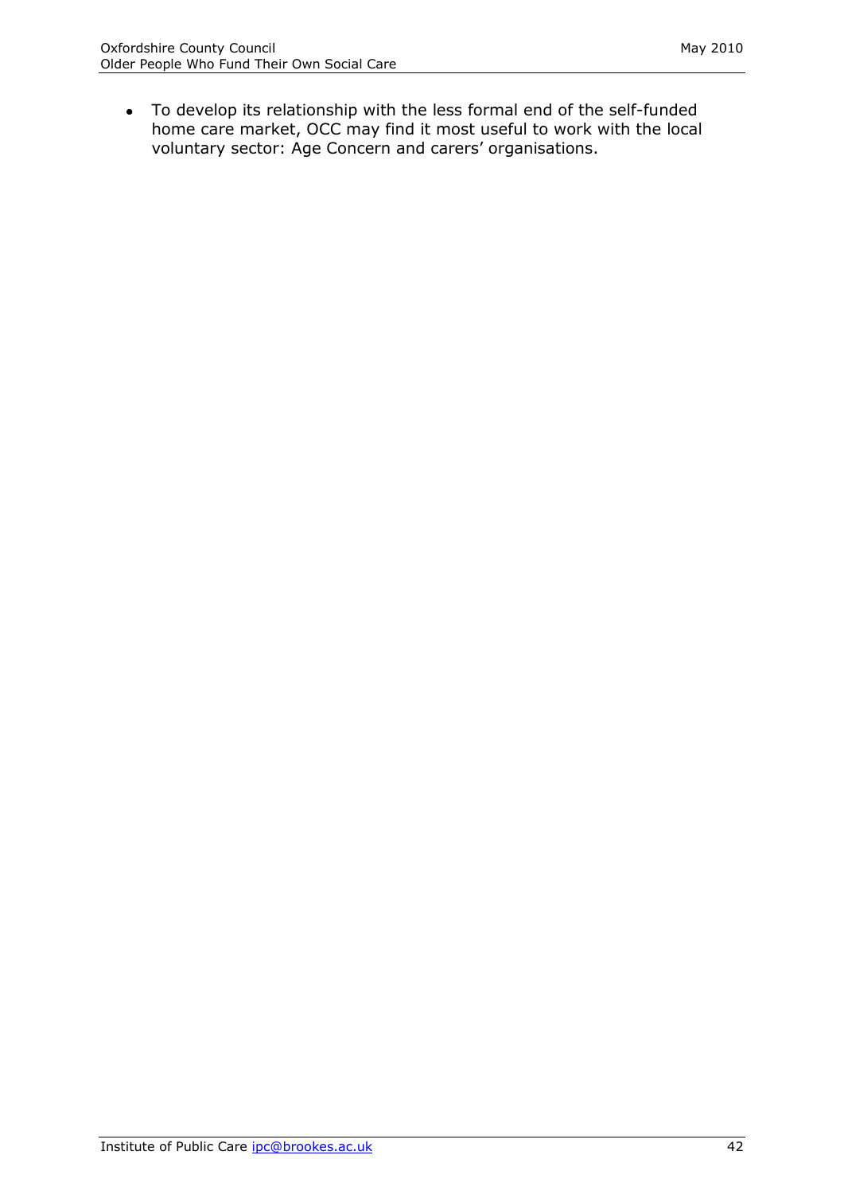- To develop its relationship with the less formal end of the self-funded home care market, OCC may find it most useful to work with the local voluntary sector: Age Concern and carers' organisations.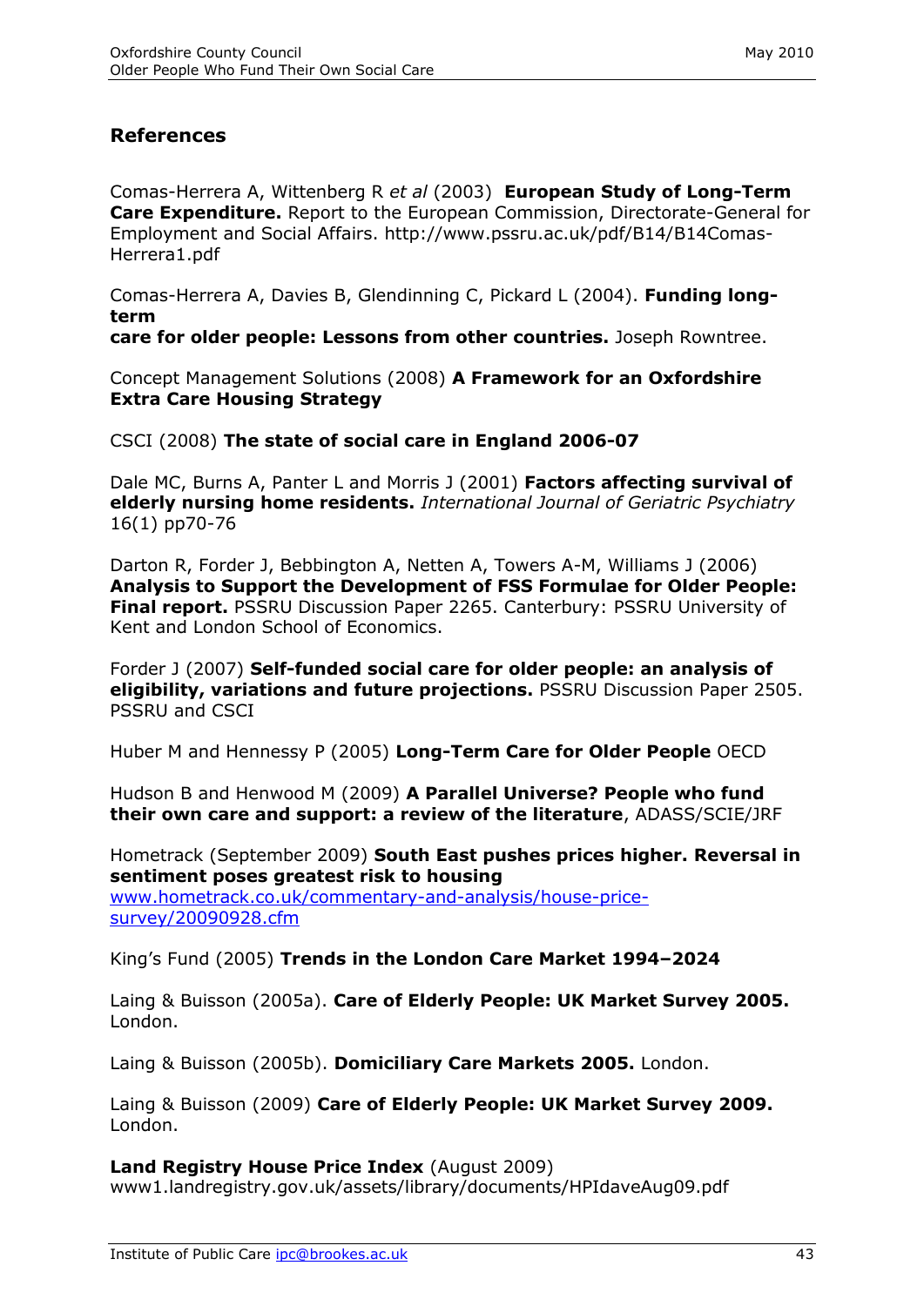## References

Comas-Herrera A, Wittenberg R *et al* (2003) **European Study of Long-Term Care Expenditure.** Report to the European Commission, Directorate-General for Employment and Social Affairs. http://www.pssru.ac.uk/pdf/B14/B14Comas-Herrera1.pdf

Comas-Herrera A, Davies B, Glendinning C, Pickard L (2004). **Funding long-term care for older people: Lessons from other countries.** Joseph Rowntree.

Concept Management Solutions (2008) **A Framework for an Oxfordshire Extra Care Housing Strategy**

CSCI (2008) **The state of social care in England 2006-07**

Dale MC, Burns A, Panter L and Morris J (2001) **Factors affecting survival of elderly nursing home residents.** *International Journal of Geriatric Psychiatry* 16(1) pp70-76

Darton R, Forder J, Bebbington A, Netten A, Towers A-M, Williams J (2006) **Analysis to Support the Development of FSS Formulae for Older People: Final report.** PSSRU Discussion Paper 2265. Canterbury: PSSRU University of Kent and London School of Economics.

Forder J (2007) **Self-funded social care for older people: an analysis of eligibility, variations and future projections.** PSSRU Discussion Paper 2505. PSSRU and CSCI

Huber M and Hennessy P (2005) **Long-Term Care for Older People** OECD

Hudson B and Henwood M (2009) **A Parallel Universe? People who fund their own care and support: a review of the literature**, ADASS/SCIE/JRF

Hometrack (September 2009) **South East pushes prices higher. Reversal in sentiment poses greatest risk to housing** www.hometrack.co.uk/commentary-and-analysis/house-price-survey/20090928.cfm

King's Fund (2005) **Trends in the London Care Market 1994–2024**

Laing & Buisson (2005a). **Care of Elderly People: UK Market Survey 2005.** London.

Laing & Buisson (2005b). **Domiciliary Care Markets 2005.** London.

Laing & Buisson (2009) **Care of Elderly People: UK Market Survey 2009.** London.

**Land Registry House Price Index** (August 2009) www1.landregistry.gov.uk/assets/library/documents/HPIdaveAug09.pdf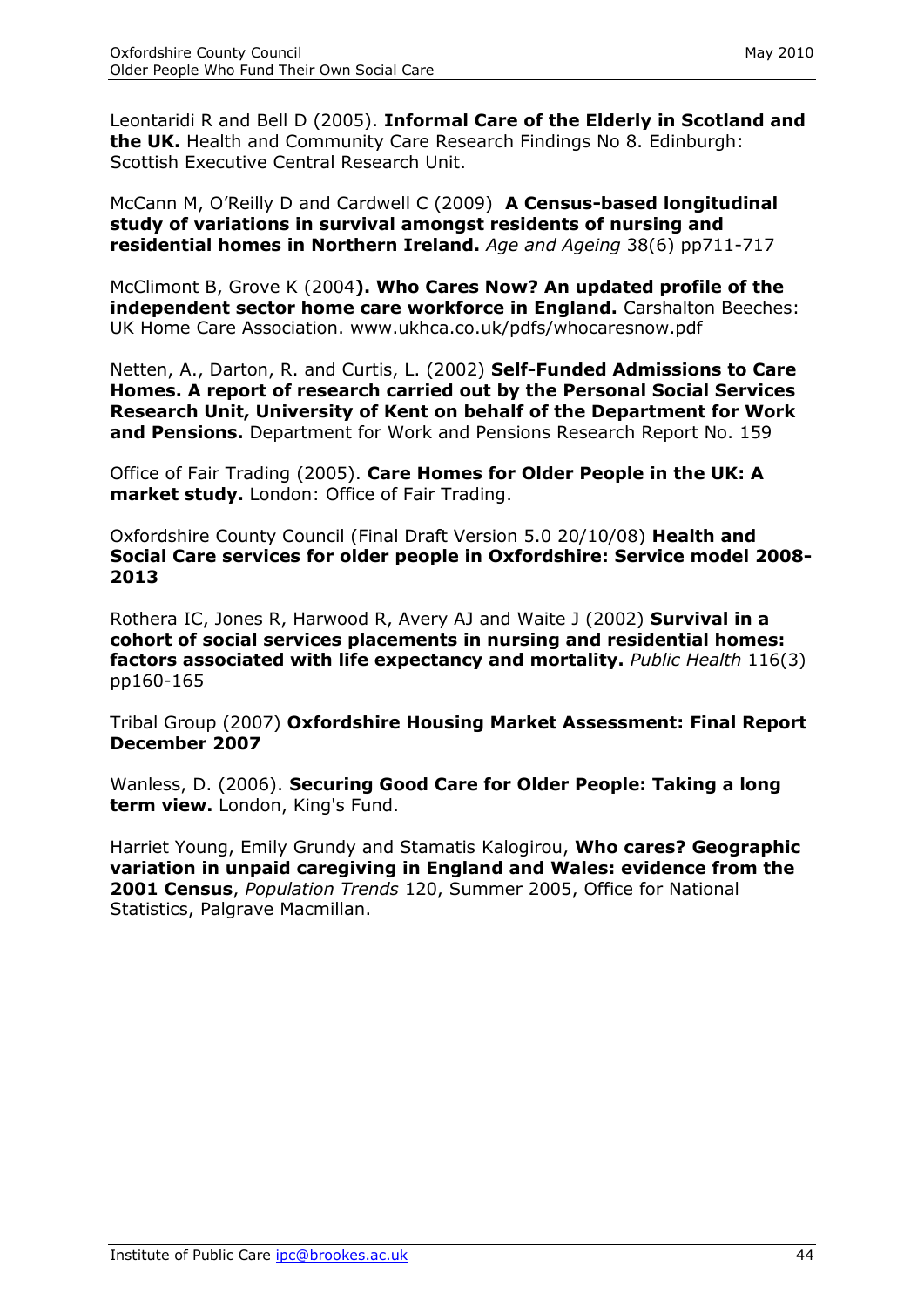Leontaridi R and Bell D (2005). **Informal Care of the Elderly in Scotland and the UK.** Health and Community Care Research Findings No 8. Edinburgh: Scottish Executive Central Research Unit.

McCann M, O'Reilly D and Cardwell C (2009) **A Census-based longitudinal study of variations in survival amongst residents of nursing and residential homes in Northern Ireland.** *Age and Ageing* 38(6) pp711-717

McClimont B, Grove K (2004**). Who Cares Now? An updated profile of the independent sector home care workforce in England.** Carshalton Beeches: UK Home Care Association. www.ukhca.co.uk/pdfs/whocaresnow.pdf

Netten, A., Darton, R. and Curtis, L. (2002) **Self-Funded Admissions to Care Homes. A report of research carried out by the Personal Social Services Research Unit, University of Kent on behalf of the Department for Work and Pensions.** Department for Work and Pensions Research Report No. 159

Office of Fair Trading (2005). **Care Homes for Older People in the UK: A market study.** London: Office of Fair Trading.

Oxfordshire County Council (Final Draft Version 5.0 20/10/08) **Health and Social Care services for older people in Oxfordshire: Service model 2008-2013**

Rothera IC, Jones R, Harwood R, Avery AJ and Waite J (2002) **Survival in a cohort of social services placements in nursing and residential homes: factors associated with life expectancy and mortality.** *Public Health* 116(3) pp160-165

Tribal Group (2007) **Oxfordshire Housing Market Assessment: Final Report December 2007**

Wanless, D. (2006). **Securing Good Care for Older People: Taking a long term view.** London, King's Fund.

Harriet Young, Emily Grundy and Stamatis Kalogirou, **Who cares? Geographic variation in unpaid caregiving in England and Wales: evidence from the 2001 Census**, *Population Trends* 120, Summer 2005, Office for National Statistics, Palgrave Macmillan.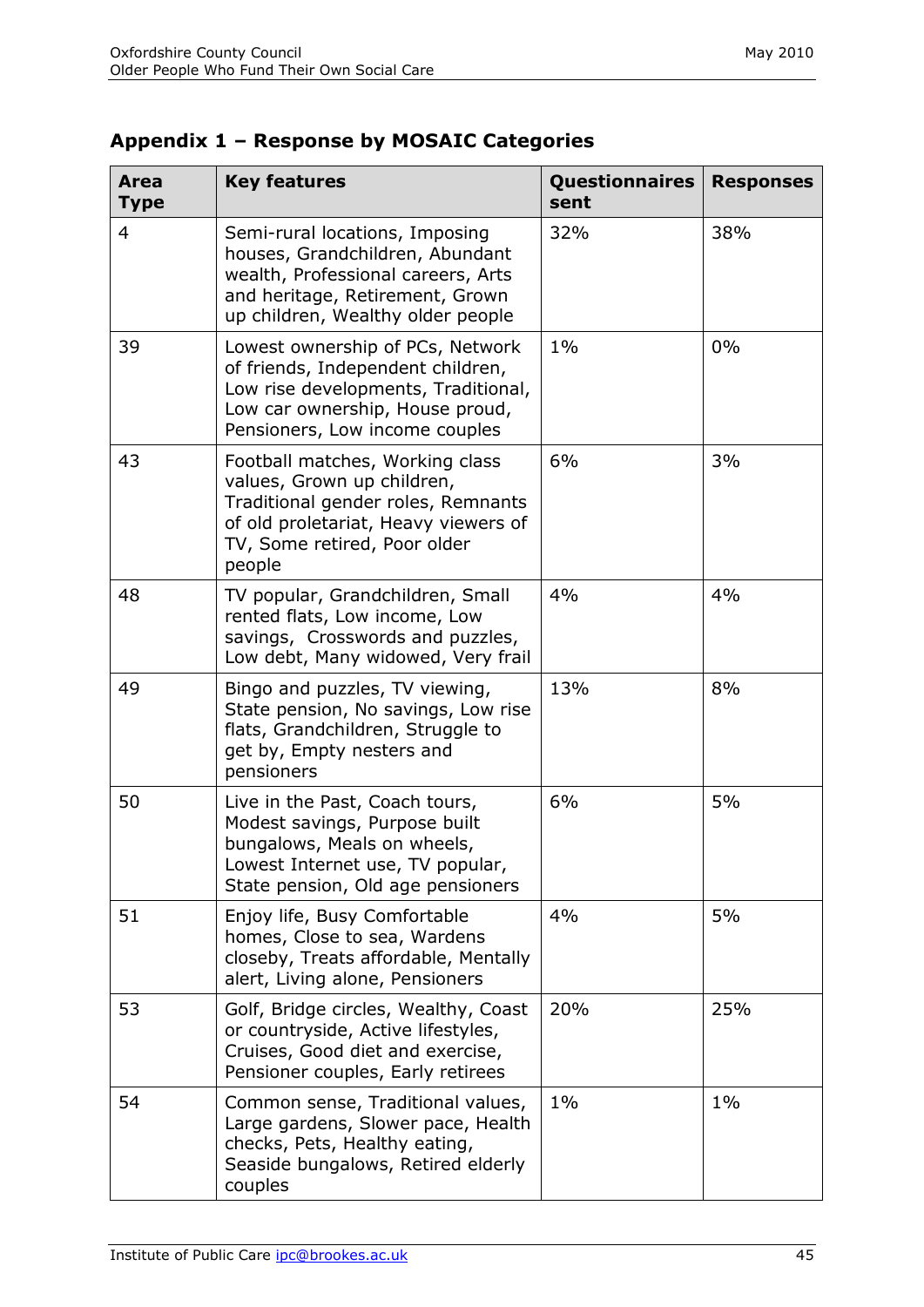## Appendix 1 – Response by MOSAIC Categories

| Area Type | Key features | Questionnaires sent | Responses |
|---|---|---|---|
| 4 | Semi-rural locations, Imposing houses, Grandchildren, Abundant wealth, Professional careers, Arts and heritage, Retirement, Grown up children, Wealthy older people | 32% | 38% |
| 39 | Lowest ownership of PCs, Network of friends, Independent children, Low rise developments, Traditional, Low car ownership, House proud, Pensioners, Low income couples | 1% | 0% |
| 43 | Football matches, Working class values, Grown up children, Traditional gender roles, Remnants of old proletariat, Heavy viewers of TV, Some retired, Poor older people | 6% | 3% |
| 48 | TV popular, Grandchildren, Small rented flats, Low income, Low savings, Crosswords and puzzles, Low debt, Many widowed, Very frail | 4% | 4% |
| 49 | Bingo and puzzles, TV viewing, State pension, No savings, Low rise flats, Grandchildren, Struggle to get by, Empty nesters and pensioners | 13% | 8% |
| 50 | Live in the Past, Coach tours, Modest savings, Purpose built bungalows, Meals on wheels, Lowest Internet use, TV popular, State pension, Old age pensioners | 6% | 5% |
| 51 | Enjoy life, Busy Comfortable homes, Close to sea, Wardens closeby, Treats affordable, Mentally alert, Living alone, Pensioners | 4% | 5% |
| 53 | Golf, Bridge circles, Wealthy, Coast or countryside, Active lifestyles, Cruises, Good diet and exercise, Pensioner couples, Early retirees | 20% | 25% |
| 54 | Common sense, Traditional values, Large gardens, Slower pace, Health checks, Pets, Healthy eating, Seaside bungalows, Retired elderly couples | 1% | 1% |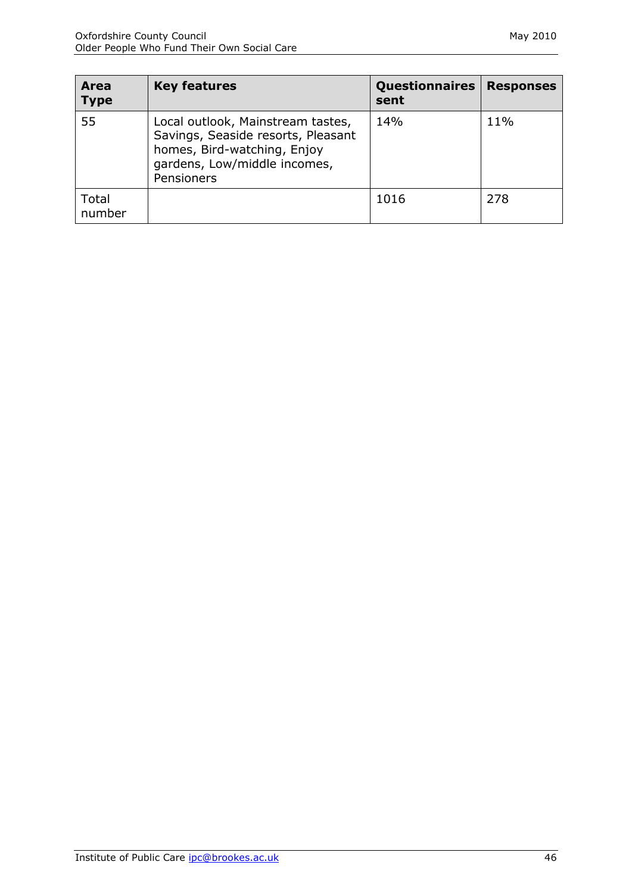| Area Type | Key features | Questionnaires sent | Responses |
|---|---|---|---|
| 55 | Local outlook, Mainstream tastes, Savings, Seaside resorts, Pleasant homes, Bird-watching, Enjoy gardens, Low/middle incomes, Pensioners | 14% | 11% |
| Total number | | 1016 | 278 |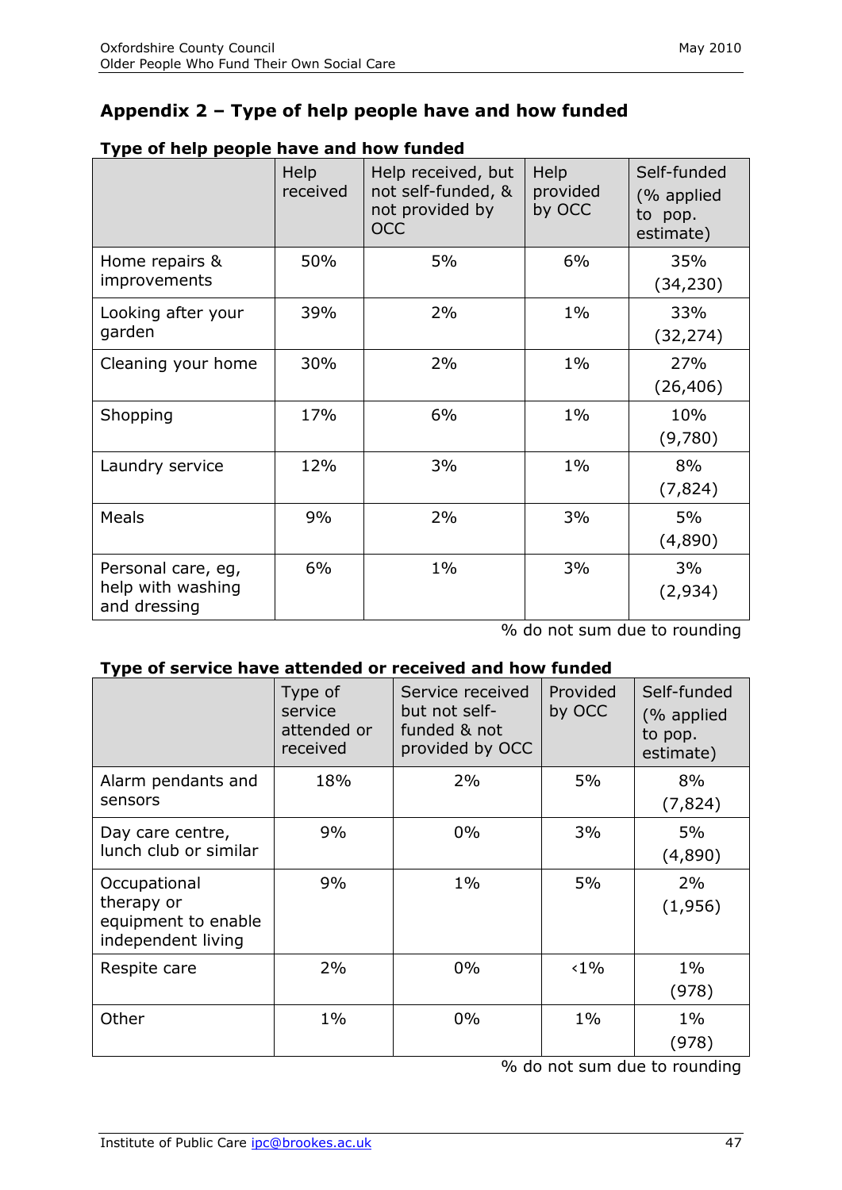## Appendix 2 – Type of help people have and how funded

**Type of help people have and how funded**

| | Help received | Help received, but not self-funded, & not provided by OCC | Help provided by OCC | Self-funded (% applied to pop. estimate) |
|---|---|---|---|---|
| Home repairs & improvements | 50% | 5% | 6% | 35% (34,230) |
| Looking after your garden | 39% | 2% | 1% | 33% (32,274) |
| Cleaning your home | 30% | 2% | 1% | 27% (26,406) |
| Shopping | 17% | 6% | 1% | 10% (9,780) |
| Laundry service | 12% | 3% | 1% | 8% (7,824) |
| Meals | 9% | 2% | 3% | 5% (4,890) |
| Personal care, eg, help with washing and dressing | 6% | 1% | 3% | 3% (2,934) |

% do not sum due to rounding

**Type of service have attended or received and how funded**

| | Type of service attended or received | Service received but not self-funded & not provided by OCC | Provided by OCC | Self-funded (% applied to pop. estimate) |
|---|---|---|---|---|
| Alarm pendants and sensors | 18% | 2% | 5% | 8% (7,824) |
| Day care centre, lunch club or similar | 9% | 0% | 3% | 5% (4,890) |
| Occupational therapy or equipment to enable independent living | 9% | 1% | 5% | 2% (1,956) |
| Respite care | 2% | 0% | <1% | 1% (978) |
| Other | 1% | 0% | 1% | 1% (978) |

% do not sum due to rounding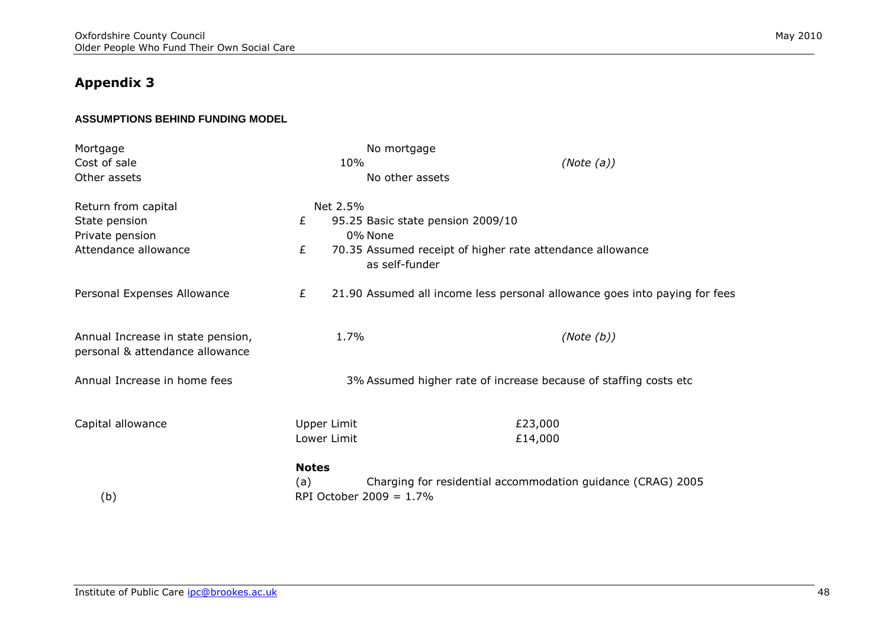# Appendix 3

### ASSUMPTIONS BEHIND FUNDING MODEL

| | | | |
|---|---|---|---|
| Mortgage | | No mortgage | |
| Cost of sale | 10% | | *(Note (a))* |
| Other assets | | No other assets | |
| Return from capital | Net 2.5% | | |
| State pension | £ 95.25 | Basic state pension 2009/10 | |
| Private pension | 0% | None | |
| Attendance allowance | £ 70.35 | Assumed receipt of higher rate attendance allowance as self-funder | |
| Personal Expenses Allowance | £ 21.90 | Assumed all income less personal allowance goes into paying for fees | |
| Annual Increase in state pension, personal & attendance allowance | 1.7% | | *(Note (b))* |
| Annual Increase in home fees | 3% | Assumed higher rate of increase because of staffing costs etc | |
| Capital allowance | Upper Limit | | £23,000 |
| | Lower Limit | | £14,000 |

**Notes**

(a) Charging for residential accommodation guidance (CRAG) 2005

(b) RPI October 2009 = 1.7%